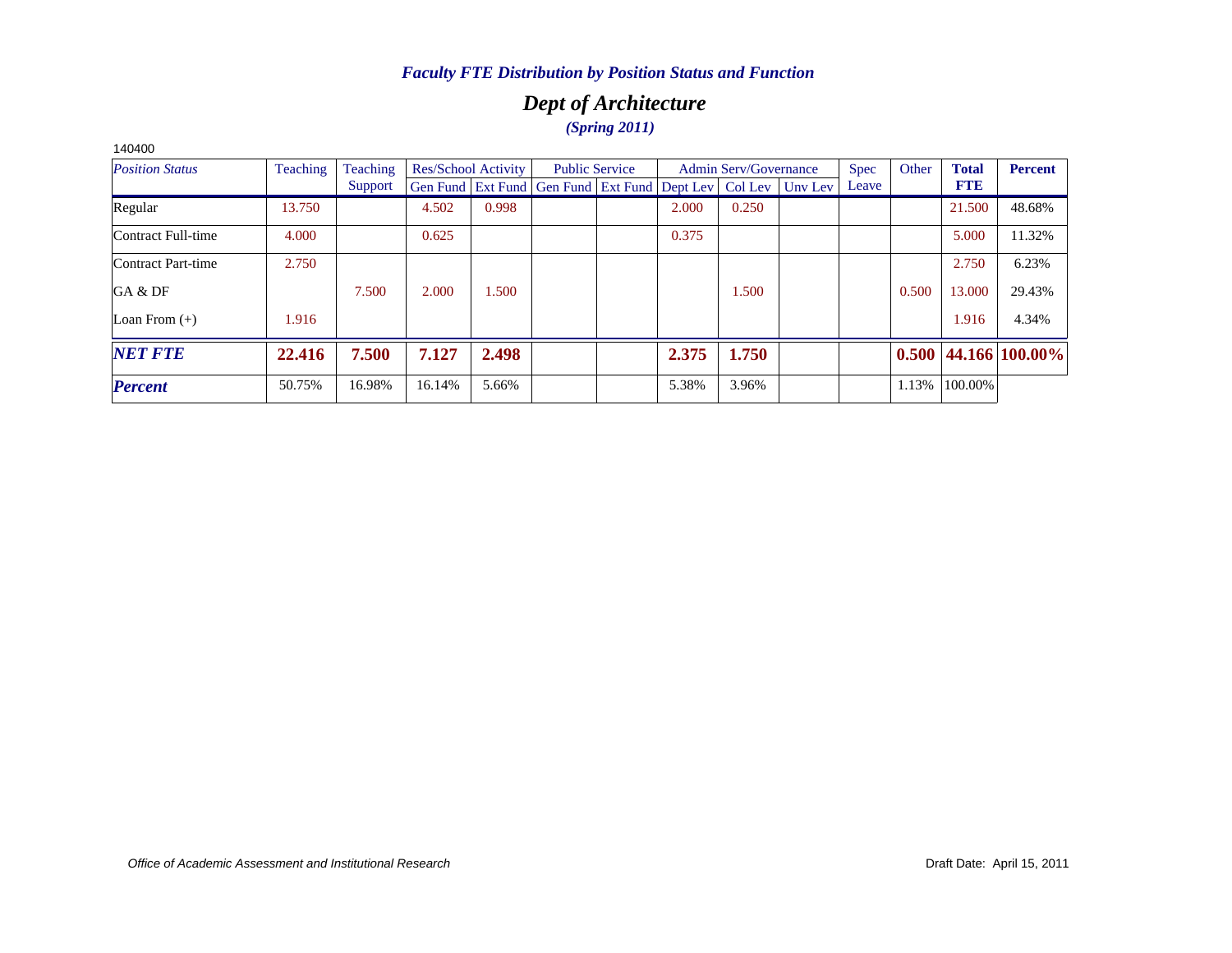*Faculty FTE Distribution by Position Status and Function*

## *Dept of Architecture*

***(Spring 2011)***

140400

| *Position Status* | Teaching | Teaching Support | Res/School Activity | | Public Service | | Admin Serv/Governance | | | Spec Leave | Other | **Total FTE** | **Percent** |
|---|---|---|---|---|---|---|---|---|---|---|---|---|---|
| | | | Gen Fund | Ext Fund | Gen Fund | Ext Fund | Dept Lev | Col Lev | Unv Lev | | | | |
| Regular | 13.750 | | 4.502 | 0.998 | | | 2.000 | 0.250 | | | | 21.500 | 48.68% |
| Contract Full-time | 4.000 | | 0.625 | | | | 0.375 | | | | | 5.000 | 11.32% |
| Contract Part-time | 2.750 | | | | | | | | | | | 2.750 | 6.23% |
| GA & DF | | 7.500 | 2.000 | 1.500 | | | | 1.500 | | | 0.500 | 13.000 | 29.43% |
| Loan From (+) | 1.916 | | | | | | | | | | | 1.916 | 4.34% |
| ***NET FTE*** | **22.416** | **7.500** | **7.127** | **2.498** | | | **2.375** | **1.750** | | | **0.500** | **44.166** | **100.00%** |
| ***Percent*** | 50.75% | 16.98% | 16.14% | 5.66% | | | 5.38% | 3.96% | | | 1.13% | 100.00% | |

*Office of Academic Assessment and Institutional Research*

Draft Date: April 15, 2011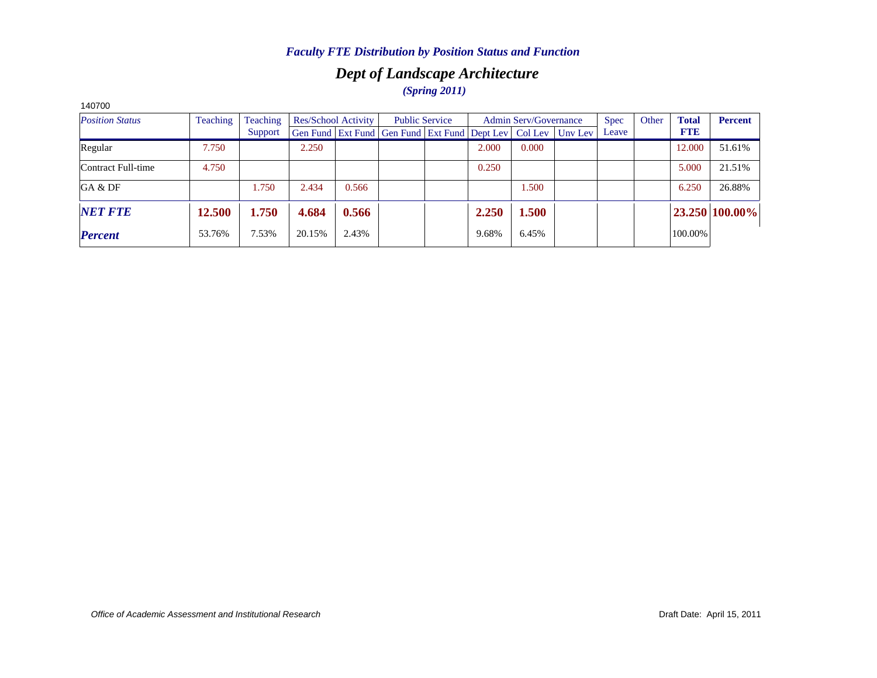*Faculty FTE Distribution by Position Status and Function*

## *Dept of Landscape Architecture*

*(Spring 2011)*

140700

| *Position Status* | Teaching | Teaching Support | Res/School Activity | | Public Service | | Admin Serv/Governance | | | Spec Leave | Other | **Total FTE** | **Percent** |
|---|---|---|---|---|---|---|---|---|---|---|---|---|---|
| | | | Gen Fund | Ext Fund | Gen Fund | Ext Fund | Dept Lev | Col Lev | Unv Lev | | | | |
| Regular | 7.750 | | 2.250 | | | | 2.000 | 0.000 | | | | 12.000 | 51.61% |
| Contract Full-time | 4.750 | | | | | | 0.250 | | | | | 5.000 | 21.51% |
| GA & DF | | 1.750 | 2.434 | 0.566 | | | | 1.500 | | | | 6.250 | 26.88% |
| ***NET FTE*** | **12.500** | **1.750** | **4.684** | **0.566** | | | **2.250** | **1.500** | | | | **23.250** | **100.00%** |
| ***Percent*** | 53.76% | 7.53% | 20.15% | 2.43% | | | 9.68% | 6.45% | | | | 100.00% | |

*Office of Academic Assessment and Institutional Research*

Draft Date: April 15, 2011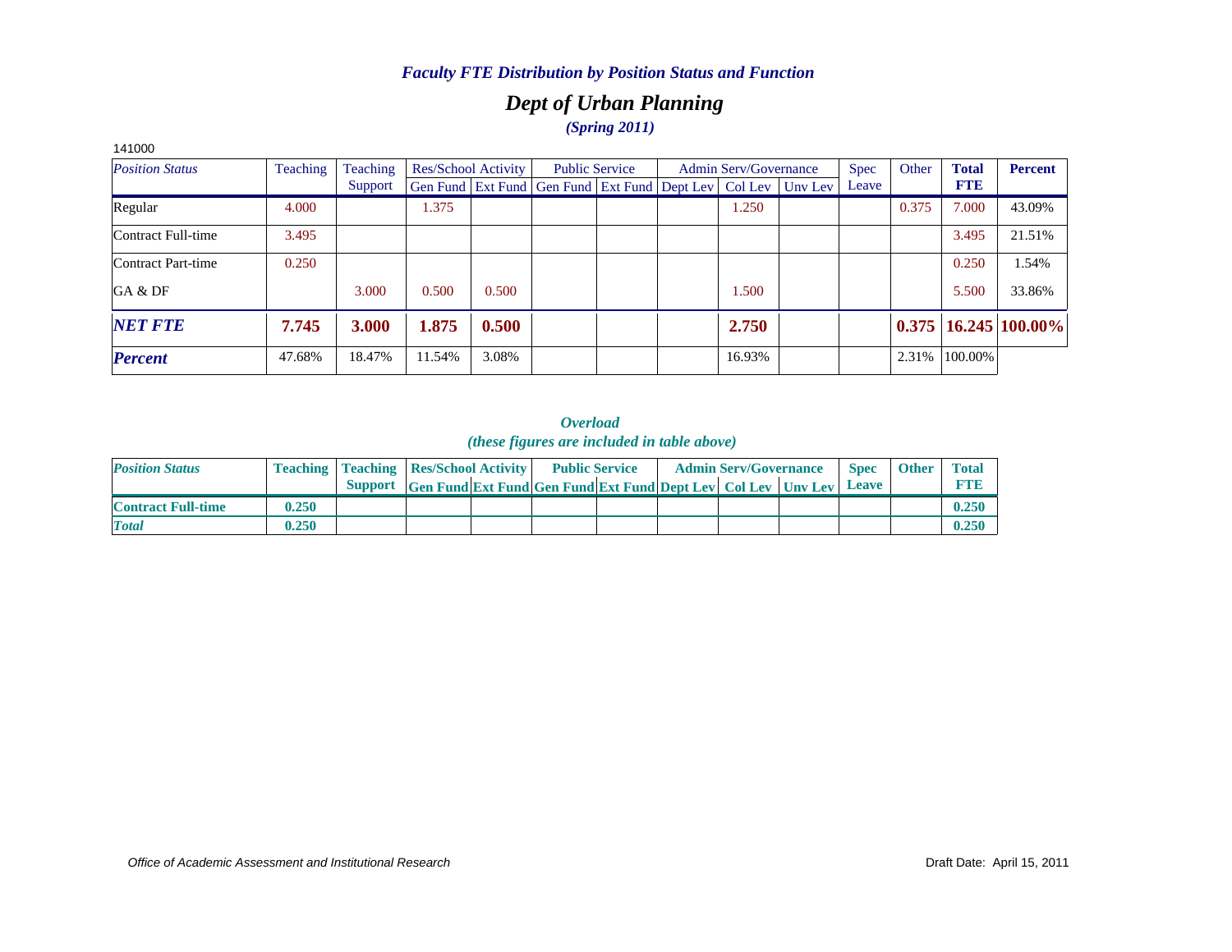### *Faculty FTE Distribution by Position Status and Function*

## *Dept of Urban Planning*

*(Spring 2011)*

141000

| *Position Status* | Teaching | Teaching Support | Res/School Activity | | Public Service | | Admin Serv/Governance | | | Spec Leave | Other | **Total FTE** | **Percent** |
|---|---|---|---|---|---|---|---|---|---|---|---|---|---|
| | | | Gen Fund | Ext Fund | Gen Fund | Ext Fund | Dept Lev | Col Lev | Unv Lev | | | | |
| Regular | 4.000 | | 1.375 | | | | | 1.250 | | | 0.375 | 7.000 | 43.09% |
| Contract Full-time | 3.495 | | | | | | | | | | | 3.495 | 21.51% |
| Contract Part-time | 0.250 | | | | | | | | | | | 0.250 | 1.54% |
| GA & DF | | 3.000 | 0.500 | 0.500 | | | | 1.500 | | | | 5.500 | 33.86% |
| ***NET FTE*** | **7.745** | **3.000** | **1.875** | **0.500** | | | | **2.750** | | | **0.375** | **16.245** | **100.00%** |
| ***Percent*** | 47.68% | 18.47% | 11.54% | 3.08% | | | | 16.93% | | | 2.31% | 100.00% | |

### *Overload*

*(these figures are included in table above)*

| ***Position Status*** | **Teaching** | **Teaching Support** | **Res/School Activity** | | **Public Service** | | **Admin Serv/Governance** | | | **Spec Leave** | **Other** | **Total FTE** |
|---|---|---|---|---|---|---|---|---|---|---|---|---|
| | | | **Gen Fund** | **Ext Fund** | **Gen Fund** | **Ext Fund** | **Dept Lev** | **Col Lev** | **Unv Lev** | | | |
| **Contract Full-time** | **0.250** | | | | | | | | | | | **0.250** |
| ***Total*** | **0.250** | | | | | | | | | | | **0.250** |

*Office of Academic Assessment and Institutional Research*

Draft Date: April 15, 2011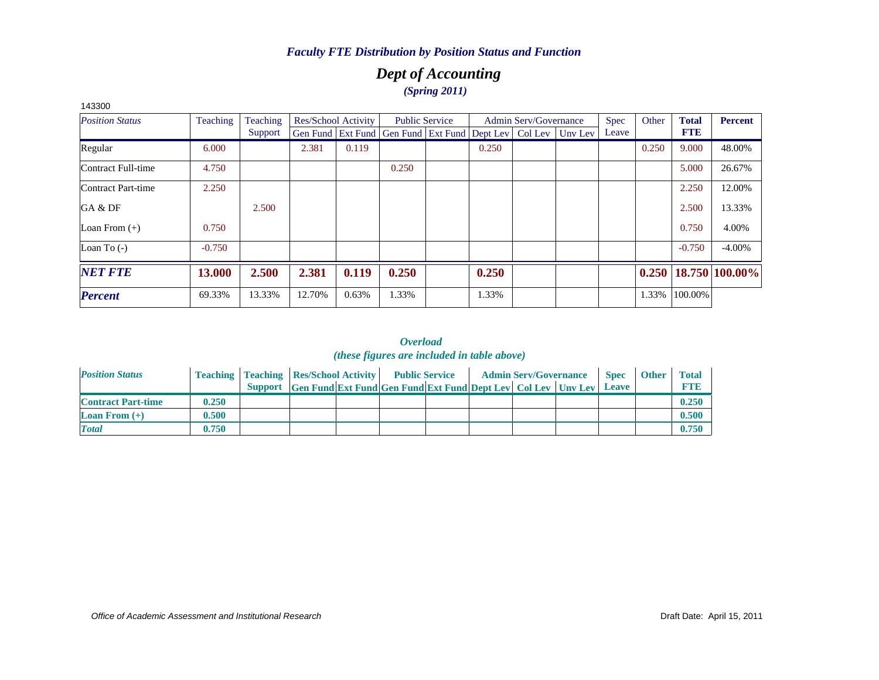*Faculty FTE Distribution by Position Status and Function*

# *Dept of Accounting*

***(Spring 2011)***

143300

| *Position Status* | Teaching | Teaching Support | Res/School Activity | | Public Service | | Admin Serv/Governance | | | Spec Leave | Other | **Total FTE** | **Percent** |
|---|---|---|---|---|---|---|---|---|---|---|---|---|---|
| | | | Gen Fund | Ext Fund | Gen Fund | Ext Fund | Dept Lev | Col Lev | Unv Lev | | | | |
| Regular | 6.000 | | 2.381 | 0.119 | | | 0.250 | | | | 0.250 | 9.000 | 48.00% |
| Contract Full-time | 4.750 | | | | 0.250 | | | | | | | 5.000 | 26.67% |
| Contract Part-time | 2.250 | | | | | | | | | | | 2.250 | 12.00% |
| GA & DF | | 2.500 | | | | | | | | | | 2.500 | 13.33% |
| Loan From (+) | 0.750 | | | | | | | | | | | 0.750 | 4.00% |
| Loan To (-) | -0.750 | | | | | | | | | | | -0.750 | -4.00% |
| ***NET FTE*** | **13.000** | **2.500** | **2.381** | **0.119** | **0.250** | | **0.250** | | | | **0.250** | **18.750** | **100.00%** |
| ***Percent*** | 69.33% | 13.33% | 12.70% | 0.63% | 1.33% | | 1.33% | | | | 1.33% | 100.00% | |

***Overload***

***(these figures are included in table above)***

| *Position Status* | Teaching | Teaching Support | Res/School Activity | | Public Service | | Admin Serv/Governance | | | Spec Leave | Other | Total FTE |
|---|---|---|---|---|---|---|---|---|---|---|---|---|
| | | | Gen Fund | Ext Fund | Gen Fund | Ext Fund | Dept Lev | Col Lev | Unv Lev | | | |
| **Contract Part-time** | **0.250** | | | | | | | | | | | **0.250** |
| **Loan From (+)** | **0.500** | | | | | | | | | | | **0.500** |
| ***Total*** | **0.750** | | | | | | | | | | | **0.750** |

*Office of Academic Assessment and Institutional Research*

Draft Date: April 15, 2011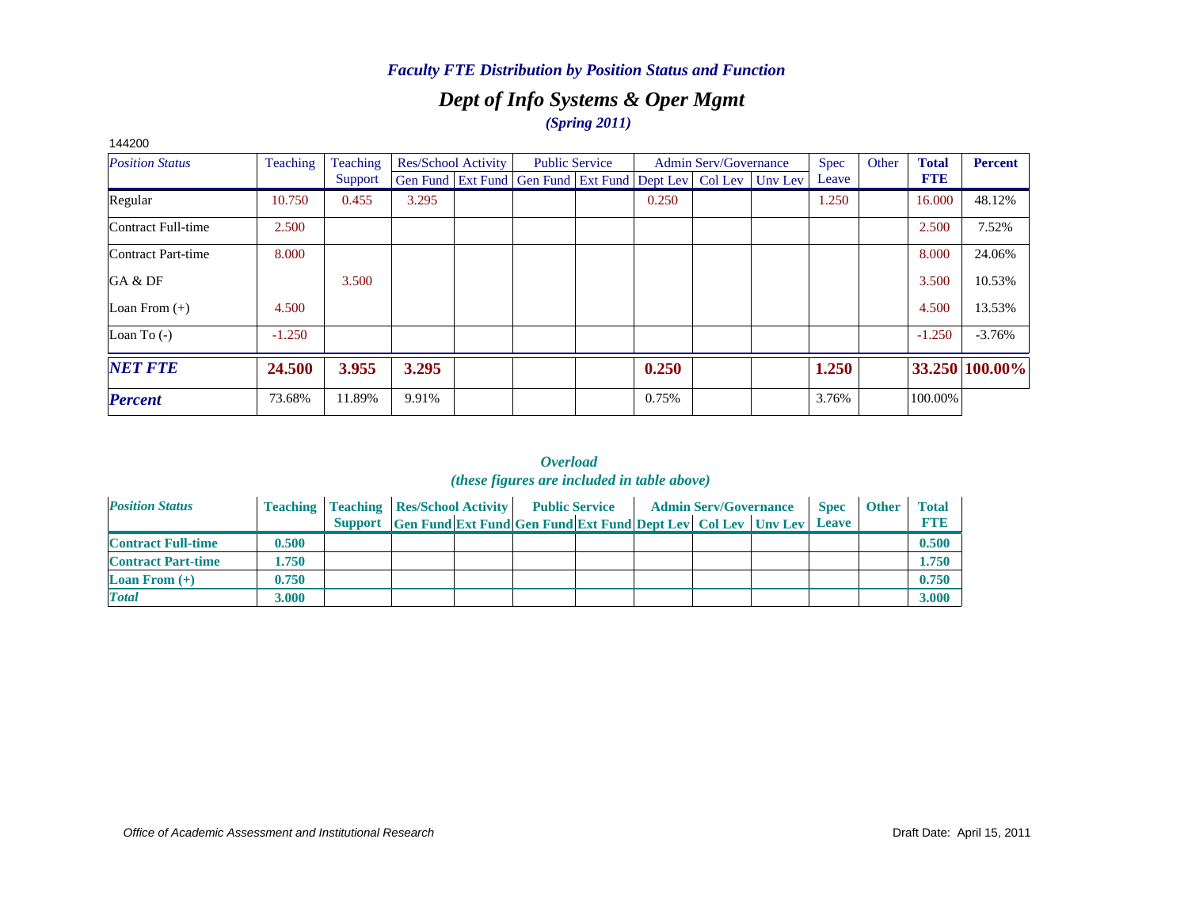### *Faculty FTE Distribution by Position Status and Function*

## *Dept of Info Systems & Oper Mgmt*

*(Spring 2011)*

144200

| *Position Status* | Teaching | Teaching Support | Res/School Activity | | Public Service | | Admin Serv/Governance | | | Spec Leave | Other | **Total FTE** | **Percent** |
|---|---|---|---|---|---|---|---|---|---|---|---|---|---|
| | | | Gen Fund | Ext Fund | Gen Fund | Ext Fund | Dept Lev | Col Lev | Unv Lev | | | | |
| Regular | 10.750 | 0.455 | 3.295 | | | | 0.250 | | | 1.250 | | 16.000 | 48.12% |
| Contract Full-time | 2.500 | | | | | | | | | | | 2.500 | 7.52% |
| Contract Part-time | 8.000 | | | | | | | | | | | 8.000 | 24.06% |
| GA & DF | | 3.500 | | | | | | | | | | 3.500 | 10.53% |
| Loan From (+) | 4.500 | | | | | | | | | | | 4.500 | 13.53% |
| Loan To (-) | -1.250 | | | | | | | | | | | -1.250 | -3.76% |
| ***NET FTE*** | **24.500** | **3.955** | **3.295** | | | | **0.250** | | | **1.250** | | **33.250** | **100.00%** |
| ***Percent*** | 73.68% | 11.89% | 9.91% | | | | 0.75% | | | 3.76% | | 100.00% | |

### *Overload*
*(these figures are included in table above)*

| *Position Status* | Teaching | Teaching Support | Res/School Activity | | Public Service | | Admin Serv/Governance | | | Spec Leave | Other | Total FTE |
|---|---|---|---|---|---|---|---|---|---|---|---|---|
| | | | Gen Fund | Ext Fund | Gen Fund | Ext Fund | Dept Lev | Col Lev | Unv Lev | | | |
| **Contract Full-time** | **0.500** | | | | | | | | | | | **0.500** |
| **Contract Part-time** | **1.750** | | | | | | | | | | | **1.750** |
| **Loan From (+)** | **0.750** | | | | | | | | | | | **0.750** |
| ***Total*** | **3.000** | | | | | | | | | | | **3.000** |

*Office of Academic Assessment and Institutional Research* Draft Date: April 15, 2011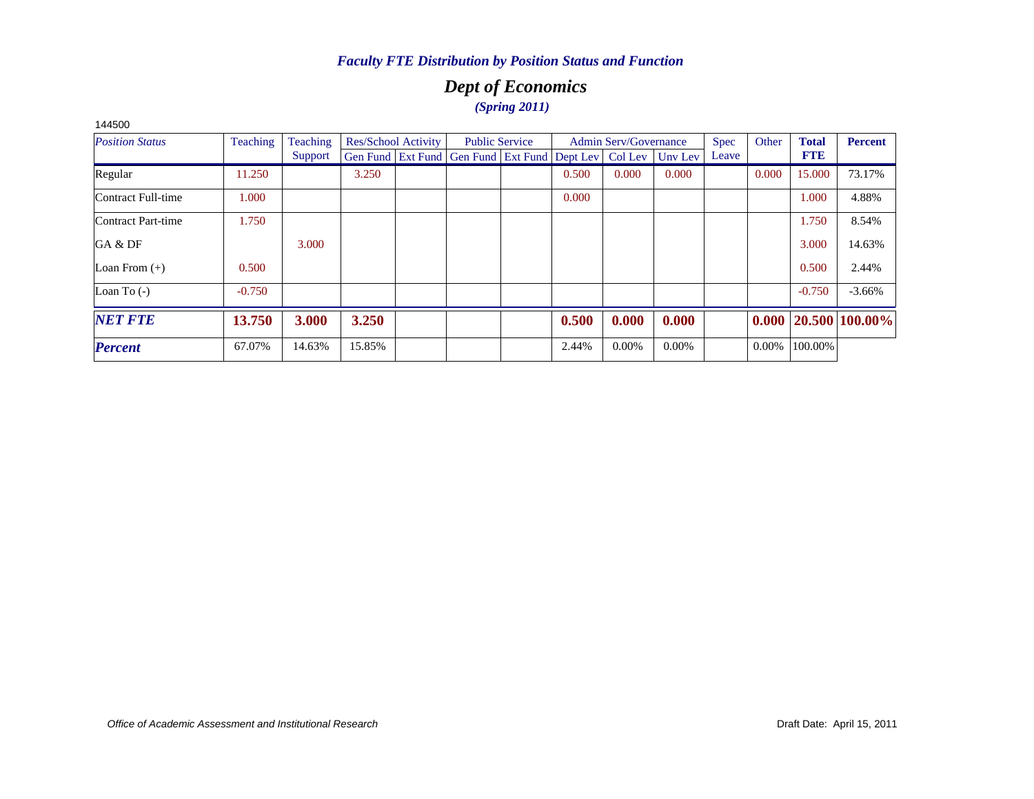### *Faculty FTE Distribution by Position Status and Function*

## *Dept of Economics*

### *(Spring 2011)*

144500

| *Position Status* | Teaching | Teaching Support | Res/School Activity | | Public Service | | Admin Serv/Governance | | | Spec Leave | Other | **Total FTE** | **Percent** |
|---|---|---|---|---|---|---|---|---|---|---|---|---|---|
| | | | Gen Fund | Ext Fund | Gen Fund | Ext Fund | Dept Lev | Col Lev | Unv Lev | | | | |
| Regular | 11.250 | | 3.250 | | | | 0.500 | 0.000 | 0.000 | | 0.000 | 15.000 | 73.17% |
| Contract Full-time | 1.000 | | | | | | 0.000 | | | | | 1.000 | 4.88% |
| Contract Part-time | 1.750 | | | | | | | | | | | 1.750 | 8.54% |
| GA & DF | | 3.000 | | | | | | | | | | 3.000 | 14.63% |
| Loan From (+) | 0.500 | | | | | | | | | | | 0.500 | 2.44% |
| Loan To (-) | -0.750 | | | | | | | | | | | -0.750 | -3.66% |
| ***NET FTE*** | **13.750** | **3.000** | **3.250** | | | | **0.500** | **0.000** | **0.000** | | **0.000** | **20.500** | **100.00%** |
| ***Percent*** | 67.07% | 14.63% | 15.85% | | | | 2.44% | 0.00% | 0.00% | | 0.00% | 100.00% | |

*Office of Academic Assessment and Institutional Research*

Draft Date: April 15, 2011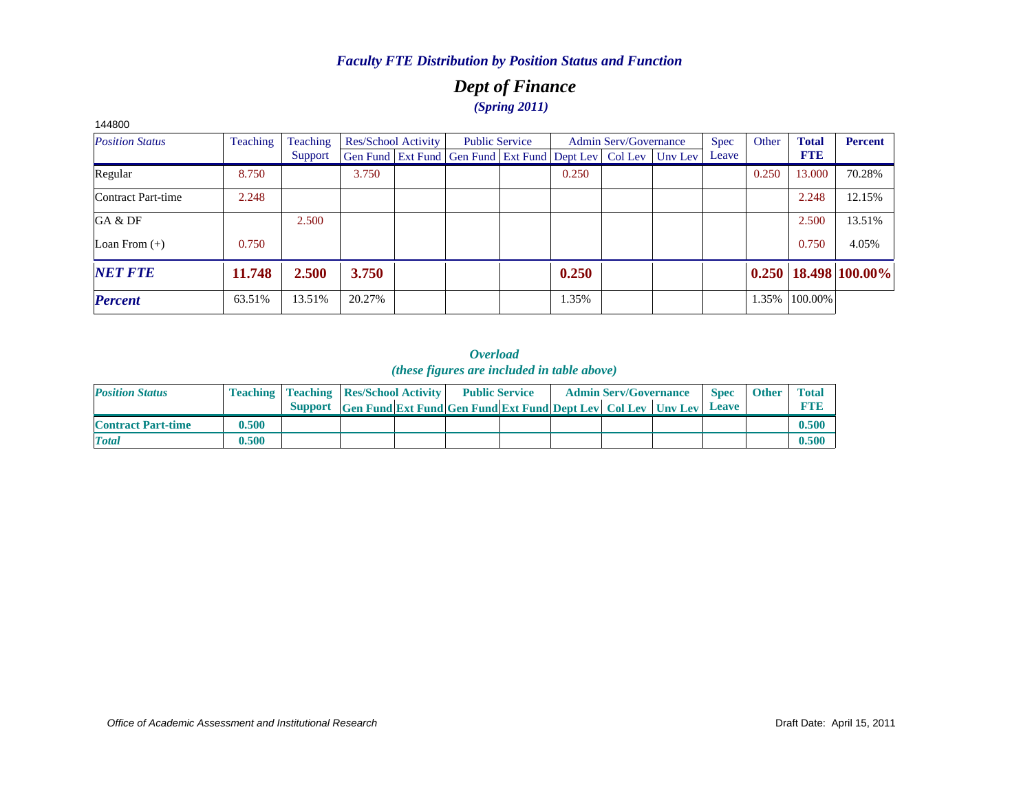*Faculty FTE Distribution by Position Status and Function*

# *Dept of Finance*

***(Spring 2011)***

144800

| *Position Status* | Teaching | Teaching Support | Res/School Activity | | Public Service | | Admin Serv/Governance | | | Spec Leave | Other | **Total FTE** | **Percent** |
|---|---|---|---|---|---|---|---|---|---|---|---|---|---|
| | | | Gen Fund | Ext Fund | Gen Fund | Ext Fund | Dept Lev | Col Lev | Unv Lev | | | | |
| Regular | 8.750 | | 3.750 | | | | 0.250 | | | | 0.250 | 13.000 | 70.28% |
| Contract Part-time | 2.248 | | | | | | | | | | | 2.248 | 12.15% |
| GA & DF | | 2.500 | | | | | | | | | | 2.500 | 13.51% |
| Loan From (+) | 0.750 | | | | | | | | | | | 0.750 | 4.05% |
| ***NET FTE*** | **11.748** | **2.500** | **3.750** | | | | **0.250** | | | | **0.250** | **18.498** | **100.00%** |
| ***Percent*** | 63.51% | 13.51% | 20.27% | | | | 1.35% | | | | 1.35% | 100.00% | |

***Overload***
***(these figures are included in table above)***

| *Position Status* | Teaching | Teaching Support | Res/School Activity | | Public Service | | Admin Serv/Governance | | | Spec Leave | Other | Total FTE |
|---|---|---|---|---|---|---|---|---|---|---|---|---|
| | | | Gen Fund | Ext Fund | Gen Fund | Ext Fund | Dept Lev | Col Lev | Unv Lev | | | |
| **Contract Part-time** | **0.500** | | | | | | | | | | | **0.500** |
| ***Total*** | **0.500** | | | | | | | | | | | **0.500** |

*Office of Academic Assessment and Institutional Research*

Draft Date: April 15, 2011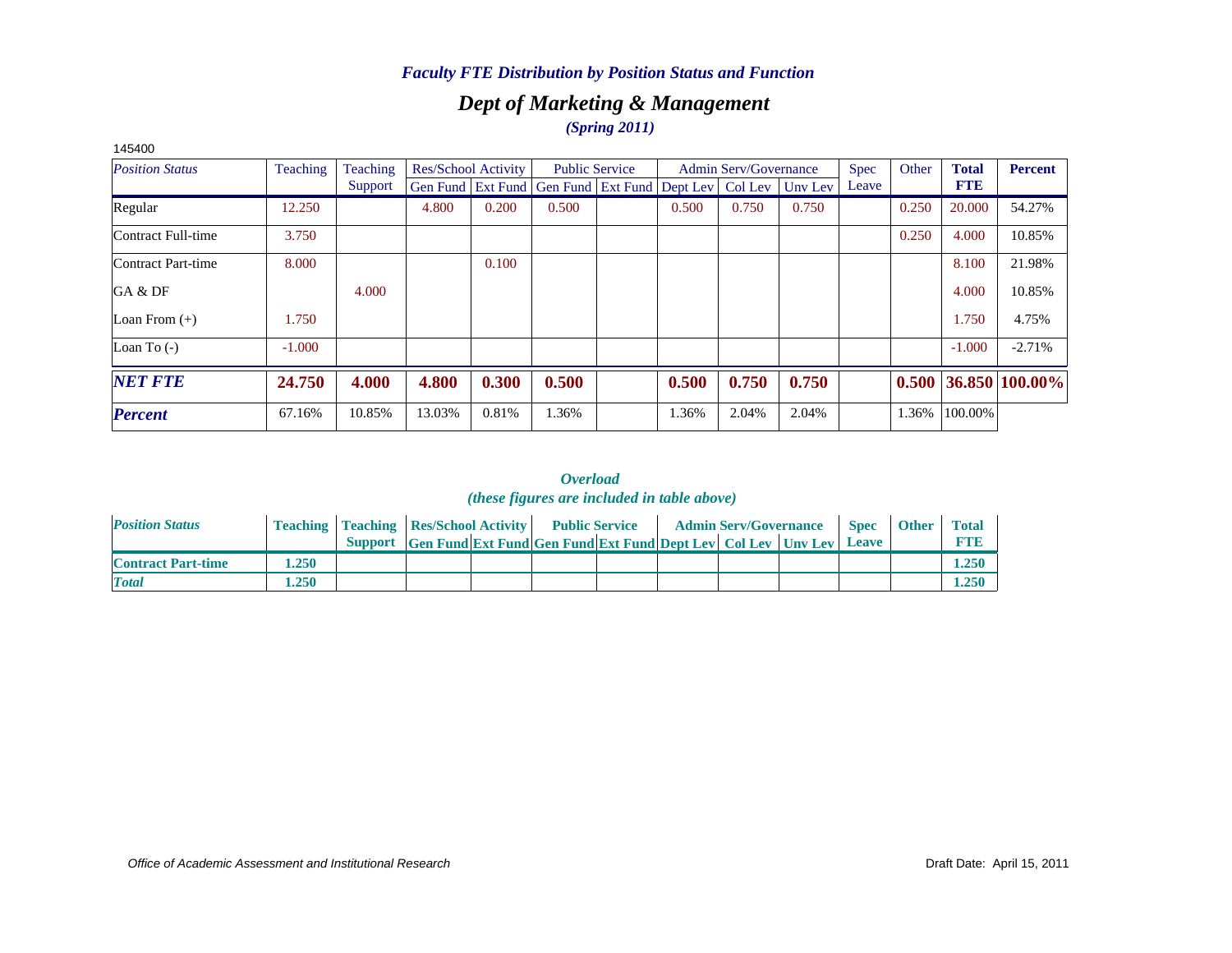*Faculty FTE Distribution by Position Status and Function*

## *Dept of Marketing & Management*

*(Spring 2011)*

145400

| *Position Status* | Teaching | Teaching Support | Res/School Activity | | Public Service | | Admin Serv/Governance | | | Spec Leave | Other | **Total FTE** | **Percent** |
|---|---|---|---|---|---|---|---|---|---|---|---|---|---|
| | | | Gen Fund | Ext Fund | Gen Fund | Ext Fund | Dept Lev | Col Lev | Unv Lev | | | | |
| Regular | 12.250 | | 4.800 | 0.200 | 0.500 | | 0.500 | 0.750 | 0.750 | | 0.250 | 20.000 | 54.27% |
| Contract Full-time | 3.750 | | | | | | | | | | 0.250 | 4.000 | 10.85% |
| Contract Part-time | 8.000 | | | 0.100 | | | | | | | | 8.100 | 21.98% |
| GA & DF | | 4.000 | | | | | | | | | | 4.000 | 10.85% |
| Loan From (+) | 1.750 | | | | | | | | | | | 1.750 | 4.75% |
| Loan To (-) | -1.000 | | | | | | | | | | | -1.000 | -2.71% |
| ***NET FTE*** | **24.750** | **4.000** | **4.800** | **0.300** | **0.500** | | **0.500** | **0.750** | **0.750** | | **0.500** | **36.850** | **100.00%** |
| ***Percent*** | 67.16% | 10.85% | 13.03% | 0.81% | 1.36% | | 1.36% | 2.04% | 2.04% | | 1.36% | 100.00% | |

*Overload*
*(these figures are included in table above)*

| *Position Status* | Teaching | Teaching Support | Res/School Activity | | Public Service | | Admin Serv/Governance | | | Spec Leave | Other | Total FTE |
|---|---|---|---|---|---|---|---|---|---|---|---|---|
| | | | Gen Fund | Ext Fund | Gen Fund | Ext Fund | Dept Lev | Col Lev | Unv Lev | | | |
| **Contract Part-time** | **1.250** | | | | | | | | | | | **1.250** |
| ***Total*** | **1.250** | | | | | | | | | | | **1.250** |

*Office of Academic Assessment and Institutional Research*

Draft Date: April 15, 2011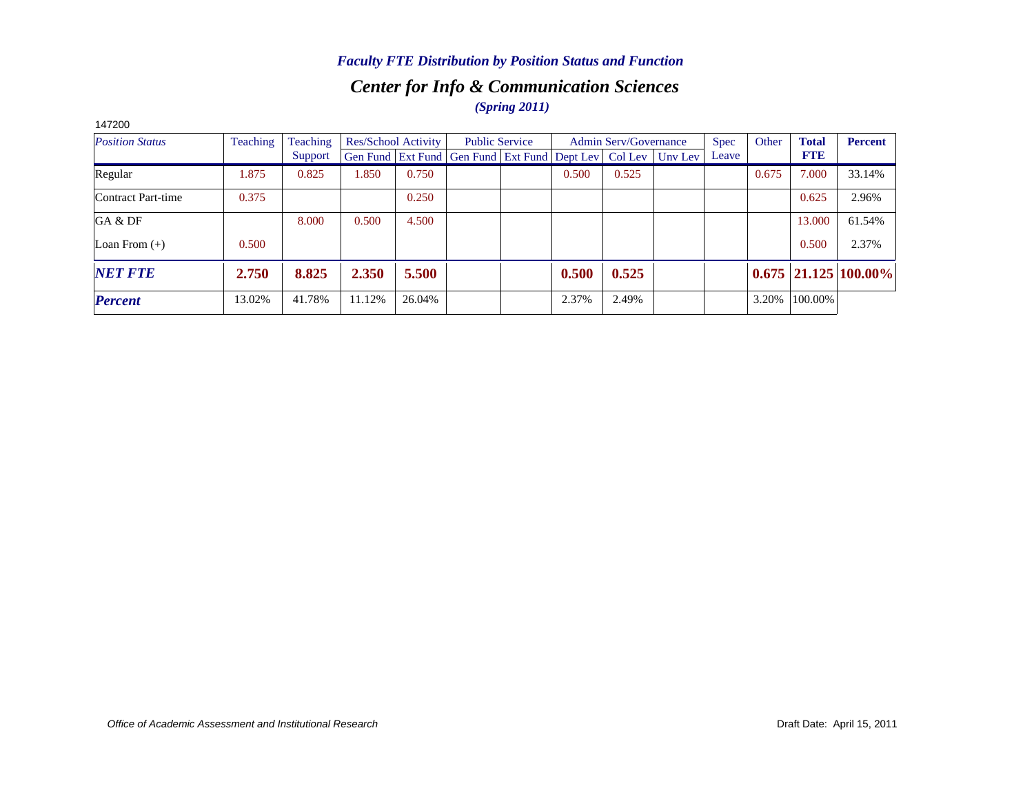*Faculty FTE Distribution by Position Status and Function*

## *Center for Info & Communication Sciences*

*(Spring 2011)*

147200

| *Position Status* | Teaching | Teaching Support | Res/School Activity | | Public Service | | Admin Serv/Governance | | | Spec Leave | Other | Total FTE | Percent |
|---|---|---|---|---|---|---|---|---|---|---|---|---|---|
| | | | Gen Fund | Ext Fund | Gen Fund | Ext Fund | Dept Lev | Col Lev | Unv Lev | | | | |
| Regular | 1.875 | 0.825 | 1.850 | 0.750 | | | 0.500 | 0.525 | | | 0.675 | 7.000 | 33.14% |
| Contract Part-time | 0.375 | | | 0.250 | | | | | | | | 0.625 | 2.96% |
| GA & DF | | 8.000 | 0.500 | 4.500 | | | | | | | | 13.000 | 61.54% |
| Loan From (+) | 0.500 | | | | | | | | | | | 0.500 | 2.37% |
| ***NET FTE*** | **2.750** | **8.825** | **2.350** | **5.500** | | | **0.500** | **0.525** | | | **0.675** | **21.125** | **100.00%** |
| ***Percent*** | 13.02% | 41.78% | 11.12% | 26.04% | | | 2.37% | 2.49% | | | 3.20% | 100.00% | |

*Office of Academic Assessment and Institutional Research*

Draft Date: April 15, 2011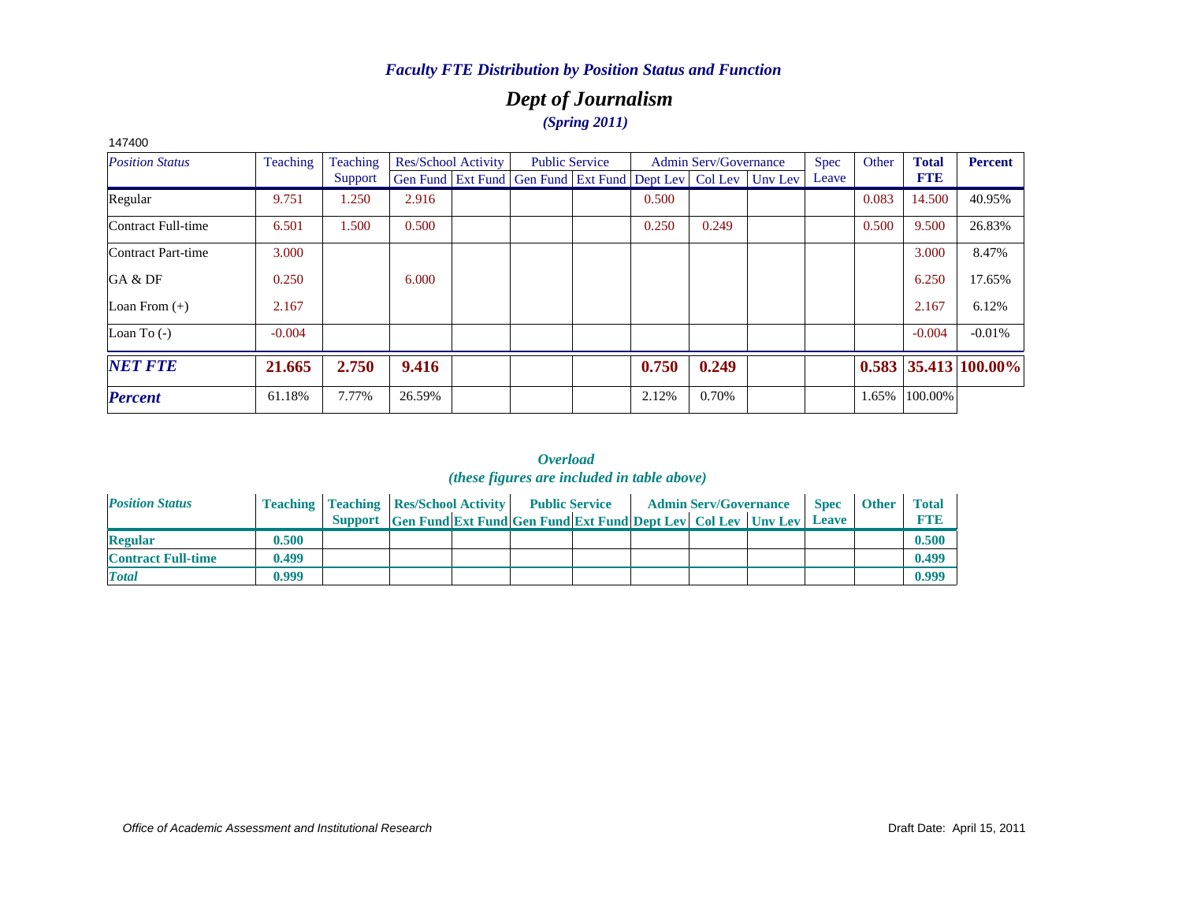*Faculty FTE Distribution by Position Status and Function*

## *Dept of Journalism*

*(Spring 2011)*

147400

| *Position Status* | Teaching | Teaching Support | Res/School Activity | | Public Service | | Admin Serv/Governance | | | Spec Leave | Other | **Total FTE** | **Percent** |
|---|---|---|---|---|---|---|---|---|---|---|---|---|---|
| | | | Gen Fund | Ext Fund | Gen Fund | Ext Fund | Dept Lev | Col Lev | Unv Lev | | | | |
| Regular | 9.751 | 1.250 | 2.916 | | | | 0.500 | | | | 0.083 | 14.500 | 40.95% |
| Contract Full-time | 6.501 | 1.500 | 0.500 | | | | 0.250 | 0.249 | | | 0.500 | 9.500 | 26.83% |
| Contract Part-time | 3.000 | | | | | | | | | | | 3.000 | 8.47% |
| GA & DF | 0.250 | | 6.000 | | | | | | | | | 6.250 | 17.65% |
| Loan From (+) | 2.167 | | | | | | | | | | | 2.167 | 6.12% |
| Loan To (-) | -0.004 | | | | | | | | | | | -0.004 | -0.01% |
| ***NET FTE*** | **21.665** | **2.750** | **9.416** | | | | **0.750** | **0.249** | | | **0.583** | **35.413** | **100.00%** |
| ***Percent*** | 61.18% | 7.77% | 26.59% | | | | 2.12% | 0.70% | | | 1.65% | 100.00% | |

*Overload*
*(these figures are included in table above)*

| *Position Status* | Teaching | Teaching Support | Res/School Activity | | Public Service | | Admin Serv/Governance | | | Spec Leave | Other | Total FTE |
|---|---|---|---|---|---|---|---|---|---|---|---|---|
| | | | Gen Fund | Ext Fund | Gen Fund | Ext Fund | Dept Lev | Col Lev | Unv Lev | | | |
| **Regular** | **0.500** | | | | | | | | | | | **0.500** |
| **Contract Full-time** | **0.499** | | | | | | | | | | | **0.499** |
| ***Total*** | **0.999** | | | | | | | | | | | **0.999** |

*Office of Academic Assessment and Institutional Research*

Draft Date: April 15, 2011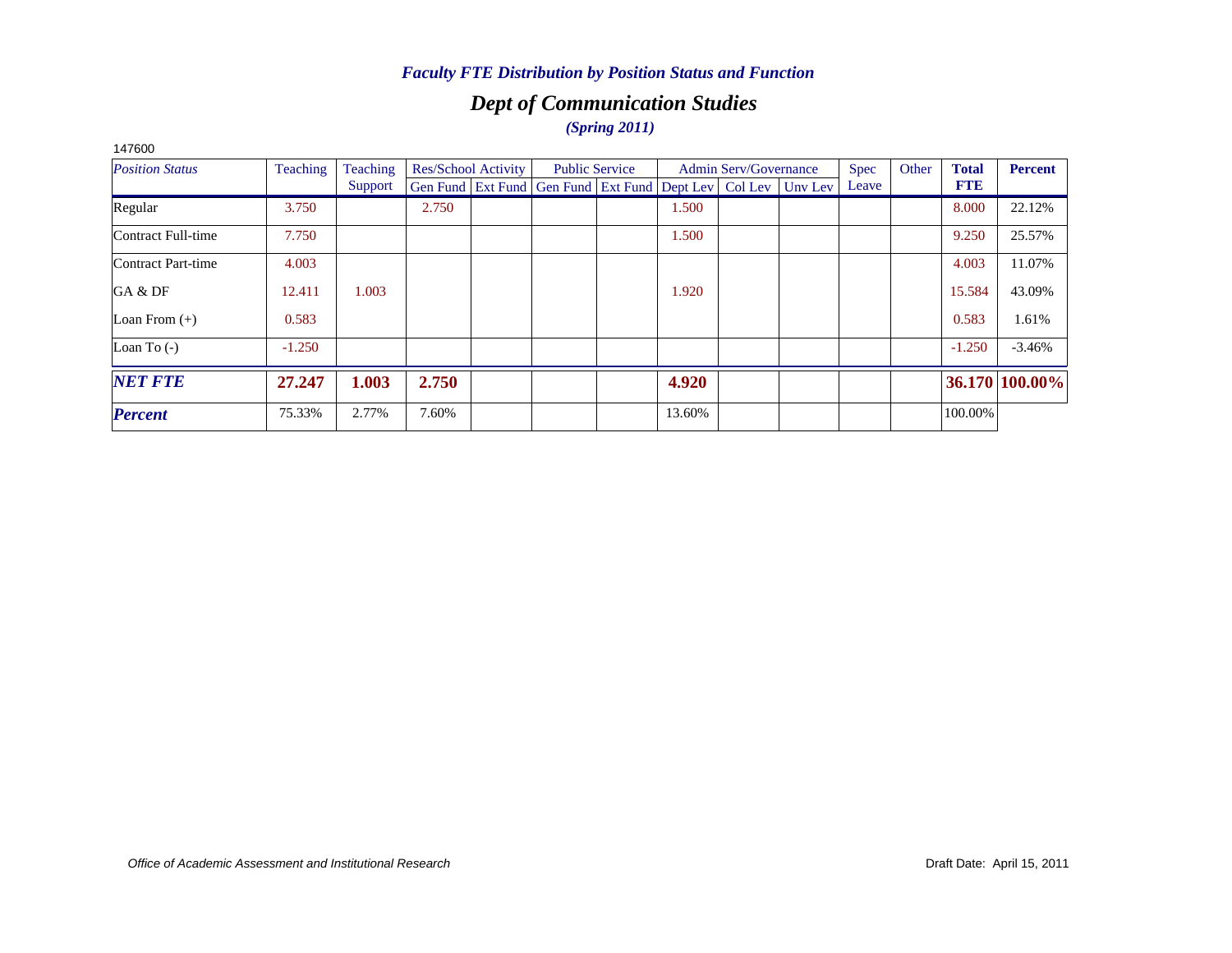*Faculty FTE Distribution by Position Status and Function*

## *Dept of Communication Studies*

*(Spring 2011)*

147600

| *Position Status* | Teaching | Teaching Support | Res/School Activity | | Public Service | | Admin Serv/Governance | | | Spec Leave | Other | **Total FTE** | **Percent** |
|---|---|---|---|---|---|---|---|---|---|---|---|---|---|
| | | | Gen Fund | Ext Fund | Gen Fund | Ext Fund | Dept Lev | Col Lev | Unv Lev | | | | |
| Regular | 3.750 | | 2.750 | | | | 1.500 | | | | | 8.000 | 22.12% |
| Contract Full-time | 7.750 | | | | | | 1.500 | | | | | 9.250 | 25.57% |
| Contract Part-time | 4.003 | | | | | | | | | | | 4.003 | 11.07% |
| GA & DF | 12.411 | 1.003 | | | | | 1.920 | | | | | 15.584 | 43.09% |
| Loan From (+) | 0.583 | | | | | | | | | | | 0.583 | 1.61% |
| Loan To (-) | -1.250 | | | | | | | | | | | -1.250 | -3.46% |
| ***NET FTE*** | **27.247** | **1.003** | **2.750** | | | | **4.920** | | | | | **36.170** | **100.00%** |
| ***Percent*** | 75.33% | 2.77% | 7.60% | | | | 13.60% | | | | | 100.00% | |

*Office of Academic Assessment and Institutional Research*

Draft Date: April 15, 2011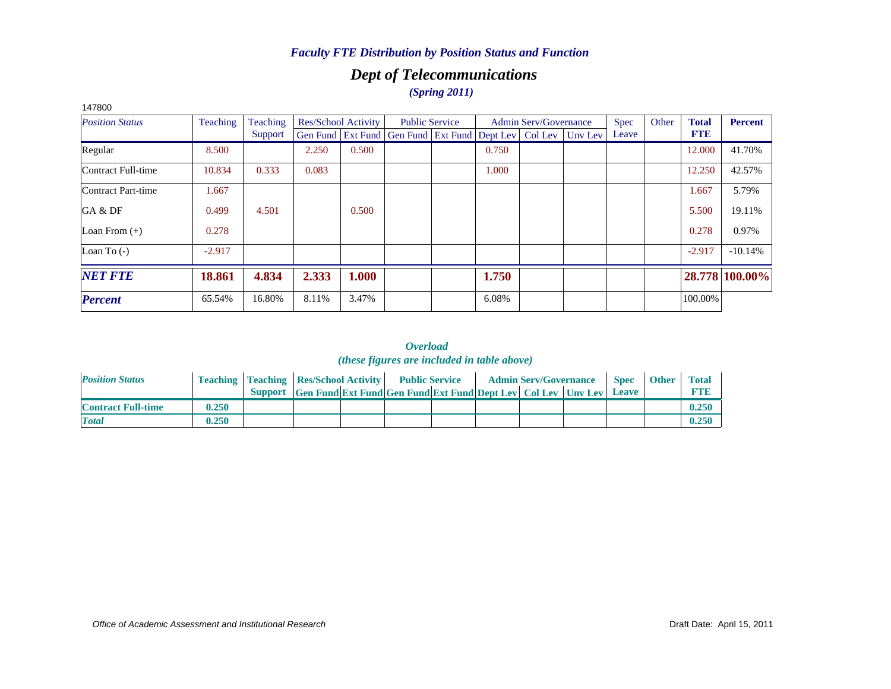## *Faculty FTE Distribution by Position Status and Function*

## *Dept of Telecommunications*

***(Spring 2011)***

147800

| *Position Status* | Teaching | Teaching Support | Res/School Activity | | Public Service | | Admin Serv/Governance | | | Spec Leave | Other | **Total FTE** | **Percent** |
|---|---|---|---|---|---|---|---|---|---|---|---|---|---|
| | | | Gen Fund | Ext Fund | Gen Fund | Ext Fund | Dept Lev | Col Lev | Unv Lev | | | | |
| Regular | 8.500 | | 2.250 | 0.500 | | | 0.750 | | | | | 12.000 | 41.70% |
| Contract Full-time | 10.834 | 0.333 | 0.083 | | | | 1.000 | | | | | 12.250 | 42.57% |
| Contract Part-time | 1.667 | | | | | | | | | | | 1.667 | 5.79% |
| GA & DF | 0.499 | 4.501 | | 0.500 | | | | | | | | 5.500 | 19.11% |
| Loan From (+) | 0.278 | | | | | | | | | | | 0.278 | 0.97% |
| Loan To (-) | -2.917 | | | | | | | | | | | -2.917 | -10.14% |
| ***NET FTE*** | **18.861** | **4.834** | **2.333** | **1.000** | | | **1.750** | | | | | **28.778** | **100.00%** |
| ***Percent*** | 65.54% | 16.80% | 8.11% | 3.47% | | | 6.08% | | | | | 100.00% | |

### *Overload*
*(these figures are included in table above)*

| *Position Status* | Teaching | Teaching Support | Res/School Activity | | Public Service | | Admin Serv/Governance | | | Spec Leave | Other | Total FTE |
|---|---|---|---|---|---|---|---|---|---|---|---|---|
| | | | Gen Fund | Ext Fund | Gen Fund | Ext Fund | Dept Lev | Col Lev | Unv Lev | | | |
| **Contract Full-time** | **0.250** | | | | | | | | | | | **0.250** |
| ***Total*** | **0.250** | | | | | | | | | | | **0.250** |

*Office of Academic Assessment and Institutional Research*

Draft Date: April 15, 2011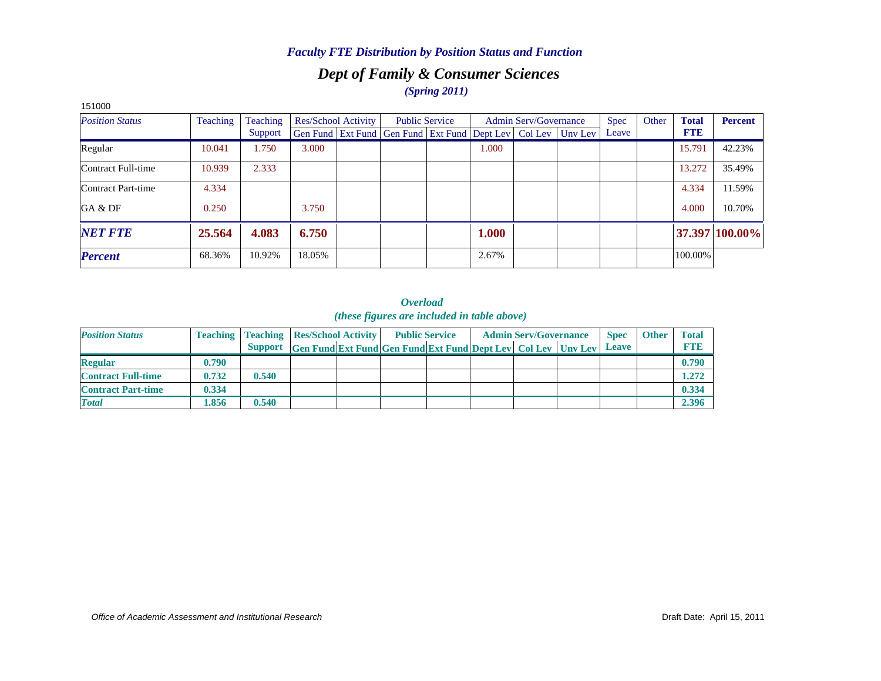### *Faculty FTE Distribution by Position Status and Function*

## *Dept of Family & Consumer Sciences*

***(Spring 2011)***

151000

| *Position Status* | Teaching | Teaching Support | Res/School Activity | | Public Service | | Admin Serv/Governance | | | Spec Leave | Other | Total FTE | Percent |
|---|---|---|---|---|---|---|---|---|---|---|---|---|---|
| | | | Gen Fund | Ext Fund | Gen Fund | Ext Fund | Dept Lev | Col Lev | Unv Lev | | | | |
| Regular | 10.041 | 1.750 | 3.000 | | | | 1.000 | | | | | 15.791 | 42.23% |
| Contract Full-time | 10.939 | 2.333 | | | | | | | | | | 13.272 | 35.49% |
| Contract Part-time | 4.334 | | | | | | | | | | | 4.334 | 11.59% |
| GA & DF | 0.250 | | 3.750 | | | | | | | | | 4.000 | 10.70% |
| ***NET FTE*** | **25.564** | **4.083** | **6.750** | | | | **1.000** | | | | | **37.397** | **100.00%** |
| ***Percent*** | 68.36% | 10.92% | 18.05% | | | | 2.67% | | | | | 100.00% | |

***Overload***
***(these figures are included in table above)***

| ***Position Status*** | **Teaching** | **Teaching Support** | **Res/School Activity** | | **Public Service** | | **Admin Serv/Governance** | | | **Spec Leave** | **Other** | **Total FTE** |
|---|---|---|---|---|---|---|---|---|---|---|---|---|
| | | | **Gen Fund** | **Ext Fund** | **Gen Fund** | **Ext Fund** | **Dept Lev** | **Col Lev** | **Unv Lev** | | | |
| **Regular** | **0.790** | | | | | | | | | | | **0.790** |
| **Contract Full-time** | **0.732** | **0.540** | | | | | | | | | | **1.272** |
| **Contract Part-time** | **0.334** | | | | | | | | | | | **0.334** |
| ***Total*** | **1.856** | **0.540** | | | | | | | | | | **2.396** |

*Office of Academic Assessment and Institutional Research*

Draft Date: April 15, 2011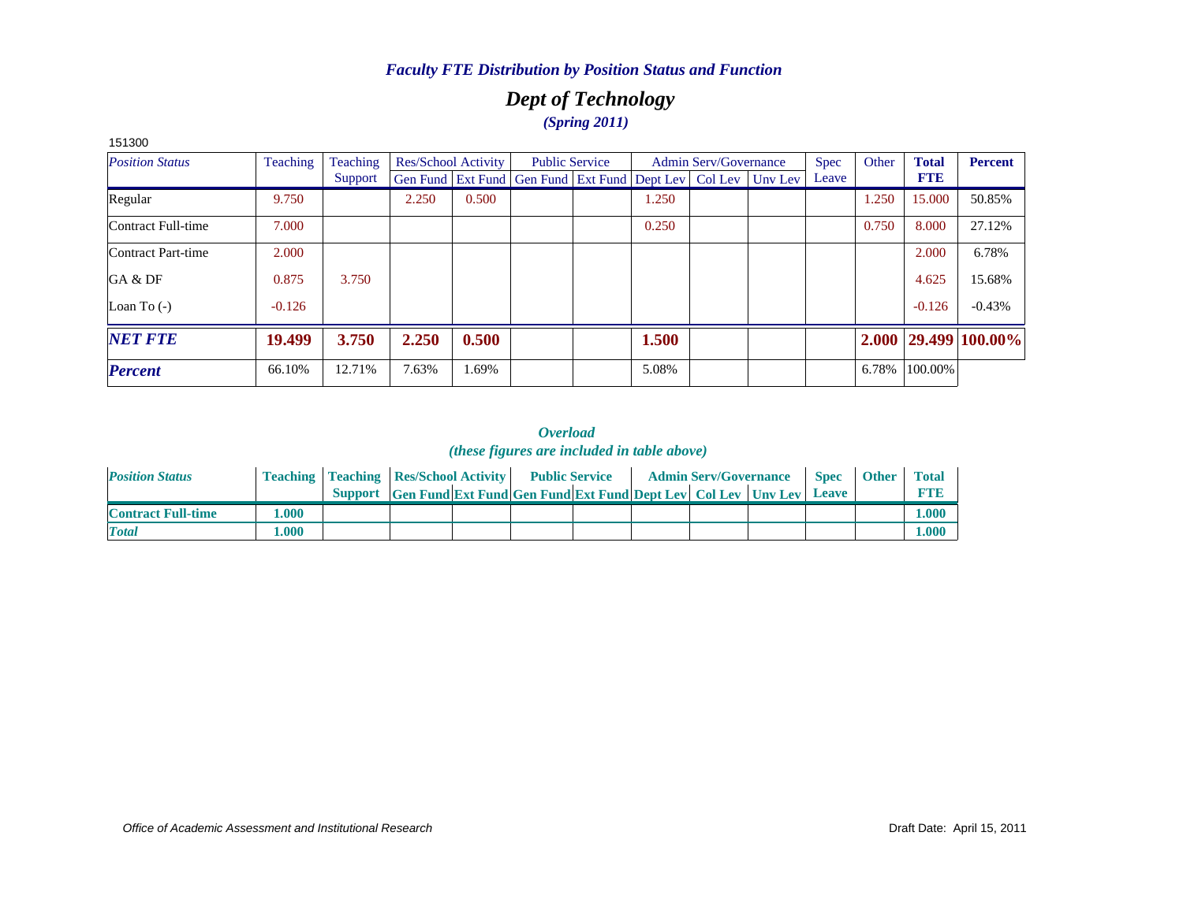*Faculty FTE Distribution by Position Status and Function*

## *Dept of Technology*

***(Spring 2011)***

151300

| *Position Status* | Teaching | Teaching Support | Res/School Activity | | Public Service | | Admin Serv/Governance | | | Spec Leave | Other | **Total FTE** | **Percent** |
|---|---|---|---|---|---|---|---|---|---|---|---|---|---|
| | | | Gen Fund | Ext Fund | Gen Fund | Ext Fund | Dept Lev | Col Lev | Unv Lev | | | | |
| Regular | 9.750 | | 2.250 | 0.500 | | | 1.250 | | | | 1.250 | 15.000 | 50.85% |
| Contract Full-time | 7.000 | | | | | | 0.250 | | | | 0.750 | 8.000 | 27.12% |
| Contract Part-time | 2.000 | | | | | | | | | | | 2.000 | 6.78% |
| GA & DF | 0.875 | 3.750 | | | | | | | | | | 4.625 | 15.68% |
| Loan To (-) | -0.126 | | | | | | | | | | | -0.126 | -0.43% |
| ***NET FTE*** | **19.499** | **3.750** | **2.250** | **0.500** | | | **1.500** | | | | **2.000** | **29.499** | **100.00%** |
| ***Percent*** | 66.10% | 12.71% | 7.63% | 1.69% | | | 5.08% | | | | 6.78% | 100.00% | |

***Overload***
***(these figures are included in table above)***

| *Position Status* | Teaching | Teaching Support | Res/School Activity | | Public Service | | Admin Serv/Governance | | | Spec Leave | Other | Total FTE |
|---|---|---|---|---|---|---|---|---|---|---|---|---|
| | | | Gen Fund | Ext Fund | Gen Fund | Ext Fund | Dept Lev | Col Lev | Unv Lev | | | |
| **Contract Full-time** | **1.000** | | | | | | | | | | | **1.000** |
| ***Total*** | **1.000** | | | | | | | | | | | **1.000** |

*Office of Academic Assessment and Institutional Research*

Draft Date: April 15, 2011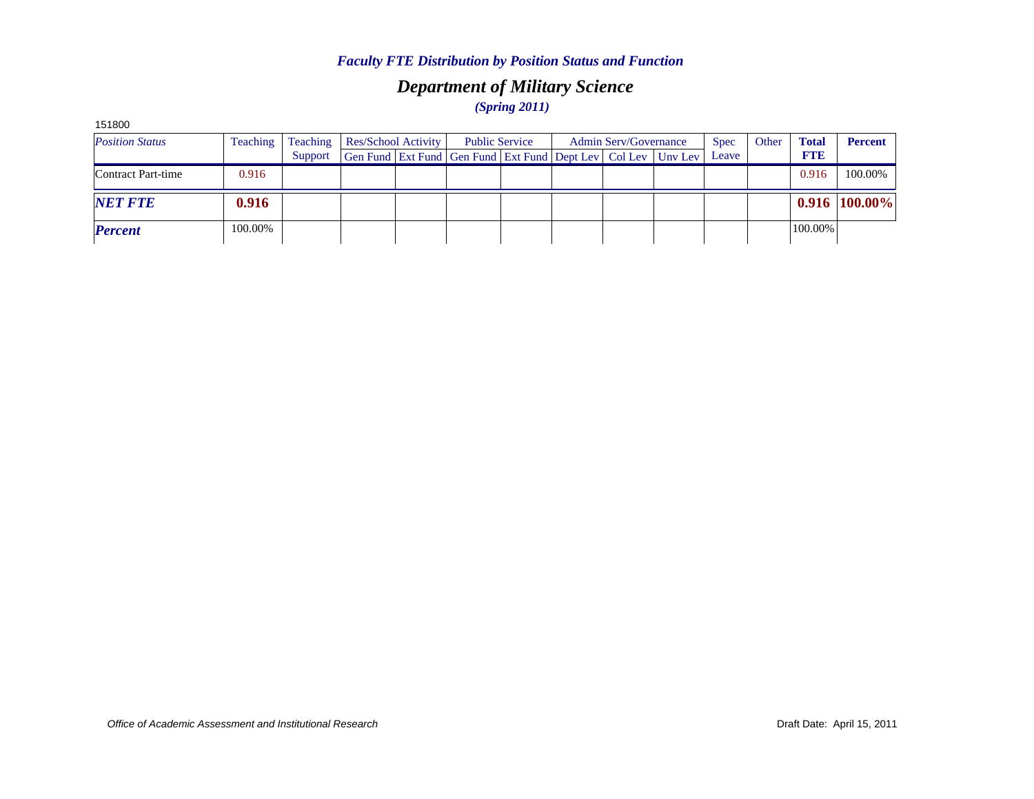### *Faculty FTE Distribution by Position Status and Function*

## *Department of Military Science*

***(Spring 2011)***

151800

| *Position Status* | Teaching | Teaching Support | Res/School Activity | | Public Service | | Admin Serv/Governance | | | Spec Leave | Other | **Total FTE** | **Percent** |
|---|---|---|---|---|---|---|---|---|---|---|---|---|---|
| | | | Gen Fund | Ext Fund | Gen Fund | Ext Fund | Dept Lev | Col Lev | Unv Lev | | | | |
| Contract Part-time | 0.916 | | | | | | | | | | | 0.916 | 100.00% |
| ***NET FTE*** | **0.916** | | | | | | | | | | | **0.916** | **100.00%** |
| ***Percent*** | 100.00% | | | | | | | | | | | 100.00% | |

*Office of Academic Assessment and Institutional Research*

Draft Date: April 15, 2011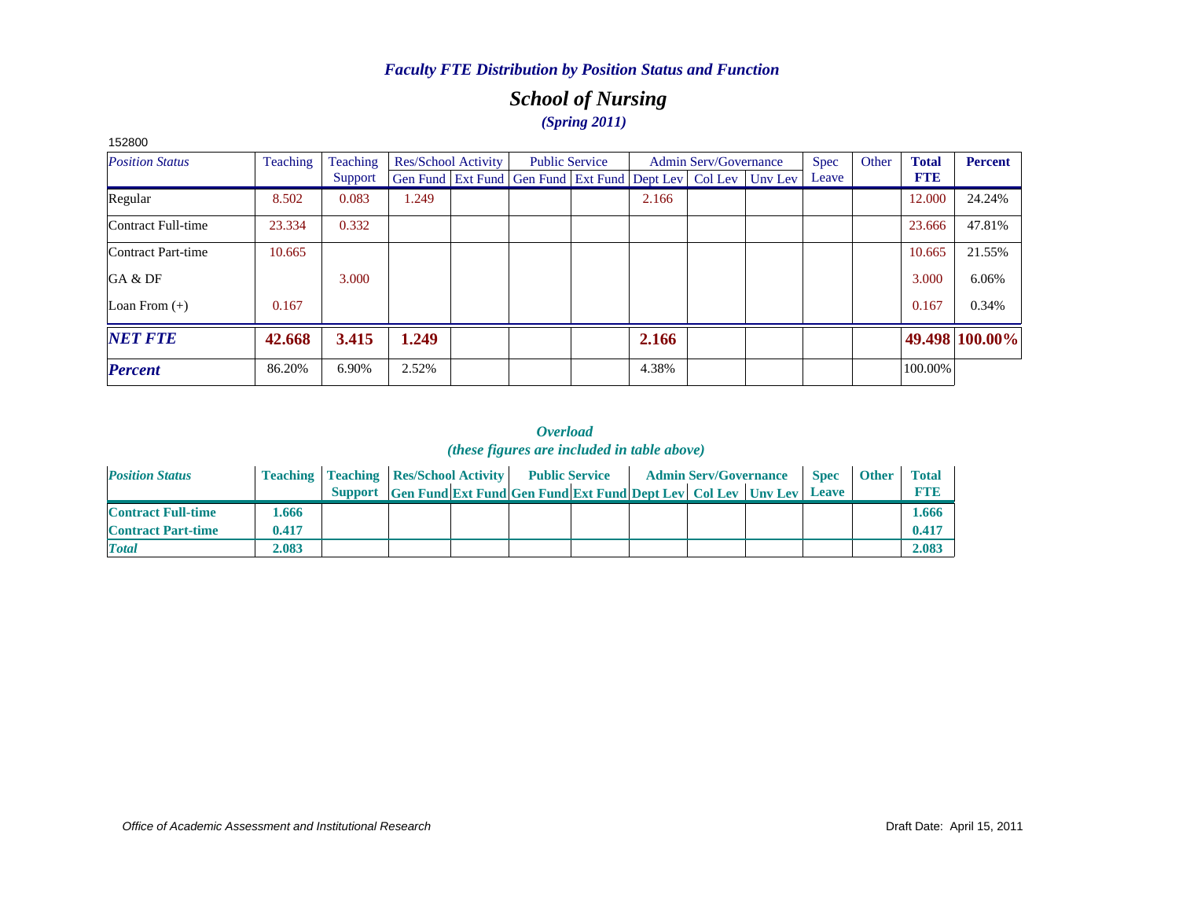*Faculty FTE Distribution by Position Status and Function*

## *School of Nursing*

***(Spring 2011)***

152800

| *Position Status* | Teaching | Teaching Support | Res/School Activity | | Public Service | | Admin Serv/Governance | | | Spec Leave | Other | **Total FTE** | **Percent** |
|---|---|---|---|---|---|---|---|---|---|---|---|---|---|
| | | | Gen Fund | Ext Fund | Gen Fund | Ext Fund | Dept Lev | Col Lev | Unv Lev | | | | |
| Regular | 8.502 | 0.083 | 1.249 | | | | 2.166 | | | | | 12.000 | 24.24% |
| Contract Full-time | 23.334 | 0.332 | | | | | | | | | | 23.666 | 47.81% |
| Contract Part-time | 10.665 | | | | | | | | | | | 10.665 | 21.55% |
| GA & DF | | 3.000 | | | | | | | | | | 3.000 | 6.06% |
| Loan From (+) | 0.167 | | | | | | | | | | | 0.167 | 0.34% |
| ***NET FTE*** | **42.668** | **3.415** | **1.249** | | | | **2.166** | | | | | **49.498** | **100.00%** |
| ***Percent*** | 86.20% | 6.90% | 2.52% | | | | 4.38% | | | | | 100.00% | |

***Overload***
***(these figures are included in table above)***

| *Position Status* | Teaching | Teaching Support | Res/School Activity | | Public Service | | Admin Serv/Governance | | | Spec Leave | Other | Total FTE |
|---|---|---|---|---|---|---|---|---|---|---|---|---|
| | | | Gen Fund | Ext Fund | Gen Fund | Ext Fund | Dept Lev | Col Lev | Unv Lev | | | |
| **Contract Full-time** | **1.666** | | | | | | | | | | | **1.666** |
| **Contract Part-time** | **0.417** | | | | | | | | | | | **0.417** |
| ***Total*** | **2.083** | | | | | | | | | | | **2.083** |

*Office of Academic Assessment and Institutional Research*

Draft Date: April 15, 2011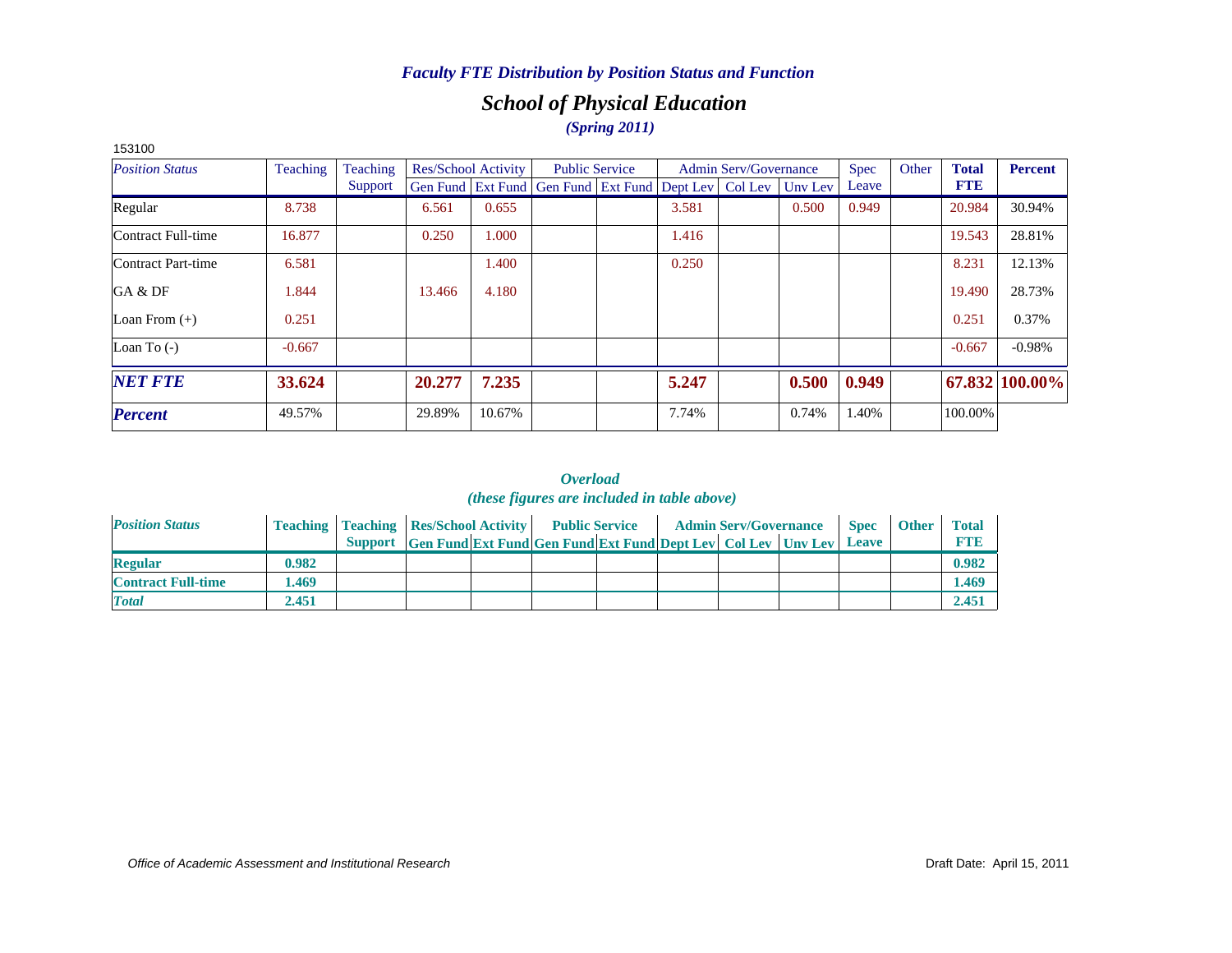## *Faculty FTE Distribution by Position Status and Function*

# *School of Physical Education*

### *(Spring 2011)*

153100

| *Position Status* | Teaching | Teaching Support | Res/School Activity | | Public Service | | Admin Serv/Governance | | | Spec Leave | Other | **Total FTE** | **Percent** |
|---|---|---|---|---|---|---|---|---|---|---|---|---|---|
| | | | Gen Fund | Ext Fund | Gen Fund | Ext Fund | Dept Lev | Col Lev | Unv Lev | | | | |
| Regular | 8.738 | | 6.561 | 0.655 | | | 3.581 | | 0.500 | 0.949 | | 20.984 | 30.94% |
| Contract Full-time | 16.877 | | 0.250 | 1.000 | | | 1.416 | | | | | 19.543 | 28.81% |
| Contract Part-time | 6.581 | | | 1.400 | | | 0.250 | | | | | 8.231 | 12.13% |
| GA & DF | 1.844 | | 13.466 | 4.180 | | | | | | | | 19.490 | 28.73% |
| Loan From (+) | 0.251 | | | | | | | | | | | 0.251 | 0.37% |
| Loan To (-) | -0.667 | | | | | | | | | | | -0.667 | -0.98% |
| ***NET FTE*** | **33.624** | | **20.277** | **7.235** | | | **5.247** | | **0.500** | **0.949** | | **67.832** | **100.00%** |
| ***Percent*** | 49.57% | | 29.89% | 10.67% | | | 7.74% | | 0.74% | 1.40% | | 100.00% | |

### *Overload*
### *(these figures are included in table above)*

| *Position Status* | **Teaching** | **Teaching Support** | **Res/School Activity** | | **Public Service** | | **Admin Serv/Governance** | | | **Spec Leave** | **Other** | **Total FTE** |
|---|---|---|---|---|---|---|---|---|---|---|---|---|
| | | | **Gen Fund** | **Ext Fund** | **Gen Fund** | **Ext Fund** | **Dept Lev** | **Col Lev** | **Unv Lev** | | | |
| **Regular** | **0.982** | | | | | | | | | | | **0.982** |
| **Contract Full-time** | **1.469** | | | | | | | | | | | **1.469** |
| ***Total*** | **2.451** | | | | | | | | | | | **2.451** |

*Office of Academic Assessment and Institutional Research*

Draft Date: April 15, 2011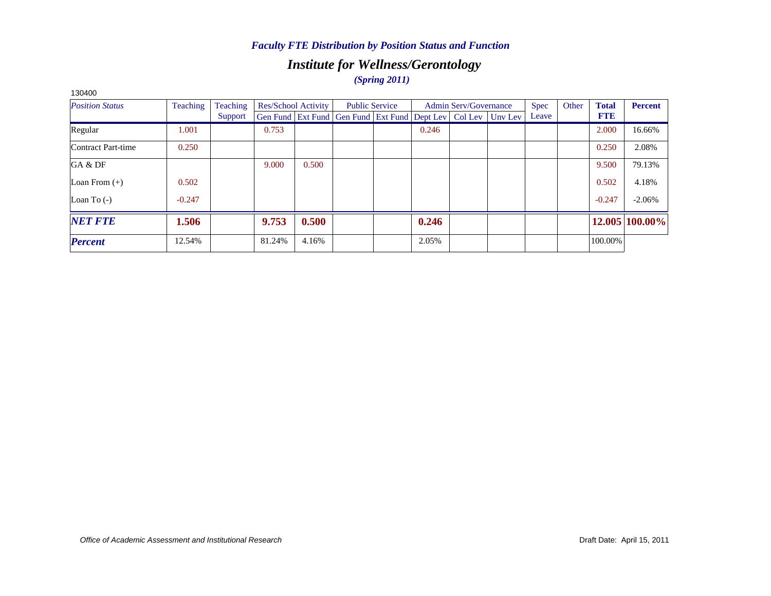### *Faculty FTE Distribution by Position Status and Function*

## *Institute for Wellness/Gerontology*

***(Spring 2011)***

130400

| *Position Status* | Teaching | Teaching Support | Res/School Activity | | Public Service | | Admin Serv/Governance | | | Spec Leave | Other | **Total FTE** | **Percent** |
|---|---|---|---|---|---|---|---|---|---|---|---|---|---|
| | | | Gen Fund | Ext Fund | Gen Fund | Ext Fund | Dept Lev | Col Lev | Unv Lev | | | | |
| Regular | 1.001 | | 0.753 | | | | 0.246 | | | | | 2.000 | 16.66% |
| Contract Part-time | 0.250 | | | | | | | | | | | 0.250 | 2.08% |
| GA & DF | | | 9.000 | 0.500 | | | | | | | | 9.500 | 79.13% |
| Loan From (+) | 0.502 | | | | | | | | | | | 0.502 | 4.18% |
| Loan To (-) | -0.247 | | | | | | | | | | | -0.247 | -2.06% |
| ***NET FTE*** | **1.506** | | **9.753** | **0.500** | | | **0.246** | | | | | **12.005** | **100.00%** |
| ***Percent*** | 12.54% | | 81.24% | 4.16% | | | 2.05% | | | | | 100.00% | |

*Office of Academic Assessment and Institutional Research*

Draft Date: April 15, 2011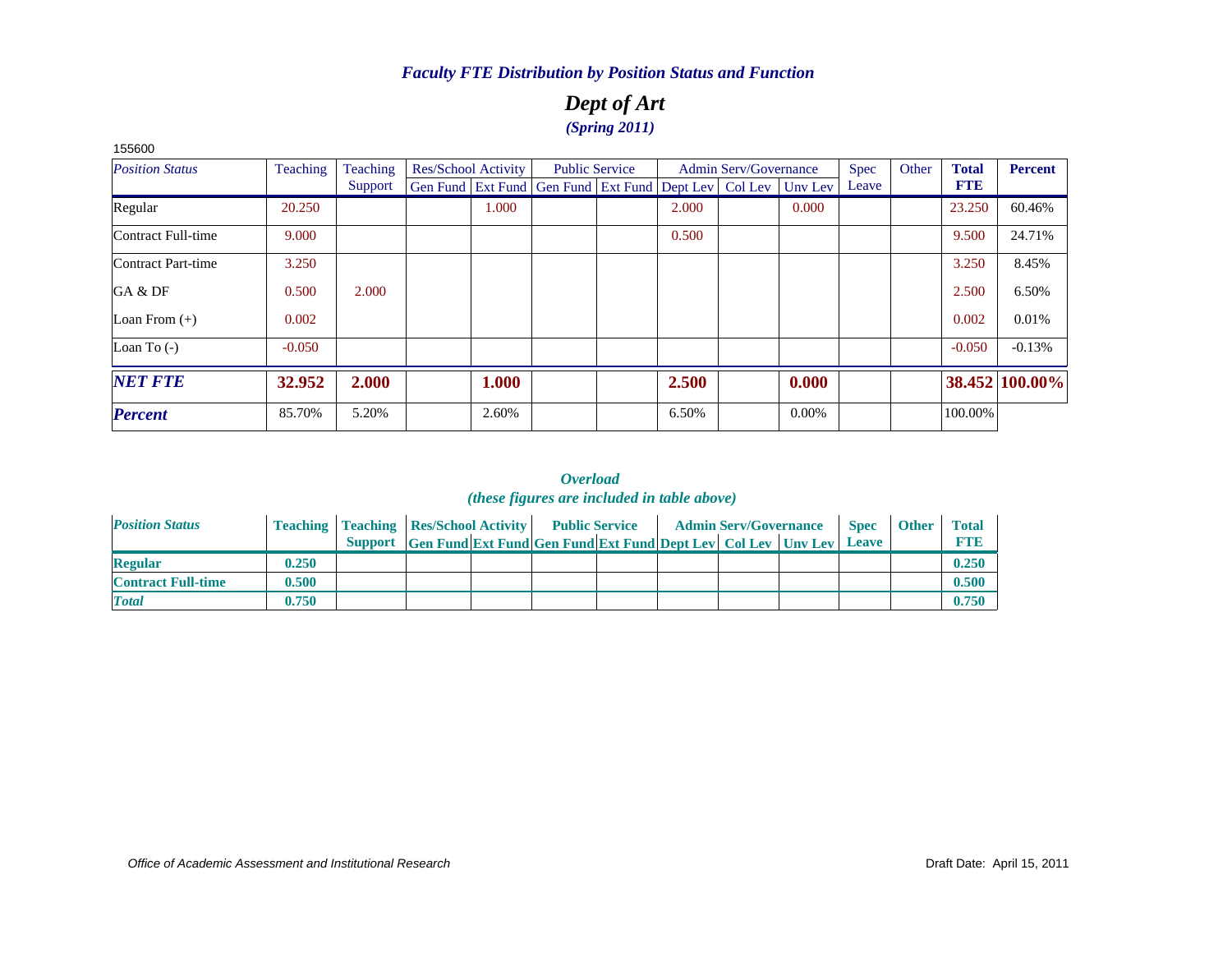*Faculty FTE Distribution by Position Status and Function*

# *Dept of Art*

***(Spring 2011)***

155600

| *Position Status* | Teaching | Teaching Support | Res/School Activity | | Public Service | | Admin Serv/Governance | | | Spec Leave | Other | **Total FTE** | **Percent** |
|---|---|---|---|---|---|---|---|---|---|---|---|---|---|
| | | | Gen Fund | Ext Fund | Gen Fund | Ext Fund | Dept Lev | Col Lev | Unv Lev | | | | |
| Regular | 20.250 | | | 1.000 | | | 2.000 | | 0.000 | | | 23.250 | 60.46% |
| Contract Full-time | 9.000 | | | | | | 0.500 | | | | | 9.500 | 24.71% |
| Contract Part-time | 3.250 | | | | | | | | | | | 3.250 | 8.45% |
| GA & DF | 0.500 | 2.000 | | | | | | | | | | 2.500 | 6.50% |
| Loan From (+) | 0.002 | | | | | | | | | | | 0.002 | 0.01% |
| Loan To (-) | -0.050 | | | | | | | | | | | -0.050 | -0.13% |
| ***NET FTE*** | **32.952** | **2.000** | | **1.000** | | | **2.500** | | **0.000** | | | **38.452** | **100.00%** |
| ***Percent*** | 85.70% | 5.20% | | 2.60% | | | 6.50% | | 0.00% | | | 100.00% | |

***Overload***

***(these figures are included in table above)***

| *Position Status* | Teaching | Teaching Support | Res/School Activity | | Public Service | | Admin Serv/Governance | | | Spec Leave | Other | Total FTE |
|---|---|---|---|---|---|---|---|---|---|---|---|---|
| | | | Gen Fund | Ext Fund | Gen Fund | Ext Fund | Dept Lev | Col Lev | Unv Lev | | | |
| **Regular** | 0.250 | | | | | | | | | | | 0.250 |
| **Contract Full-time** | 0.500 | | | | | | | | | | | 0.500 |
| ***Total*** | 0.750 | | | | | | | | | | | 0.750 |

*Office of Academic Assessment and Institutional Research*

Draft Date: April 15, 2011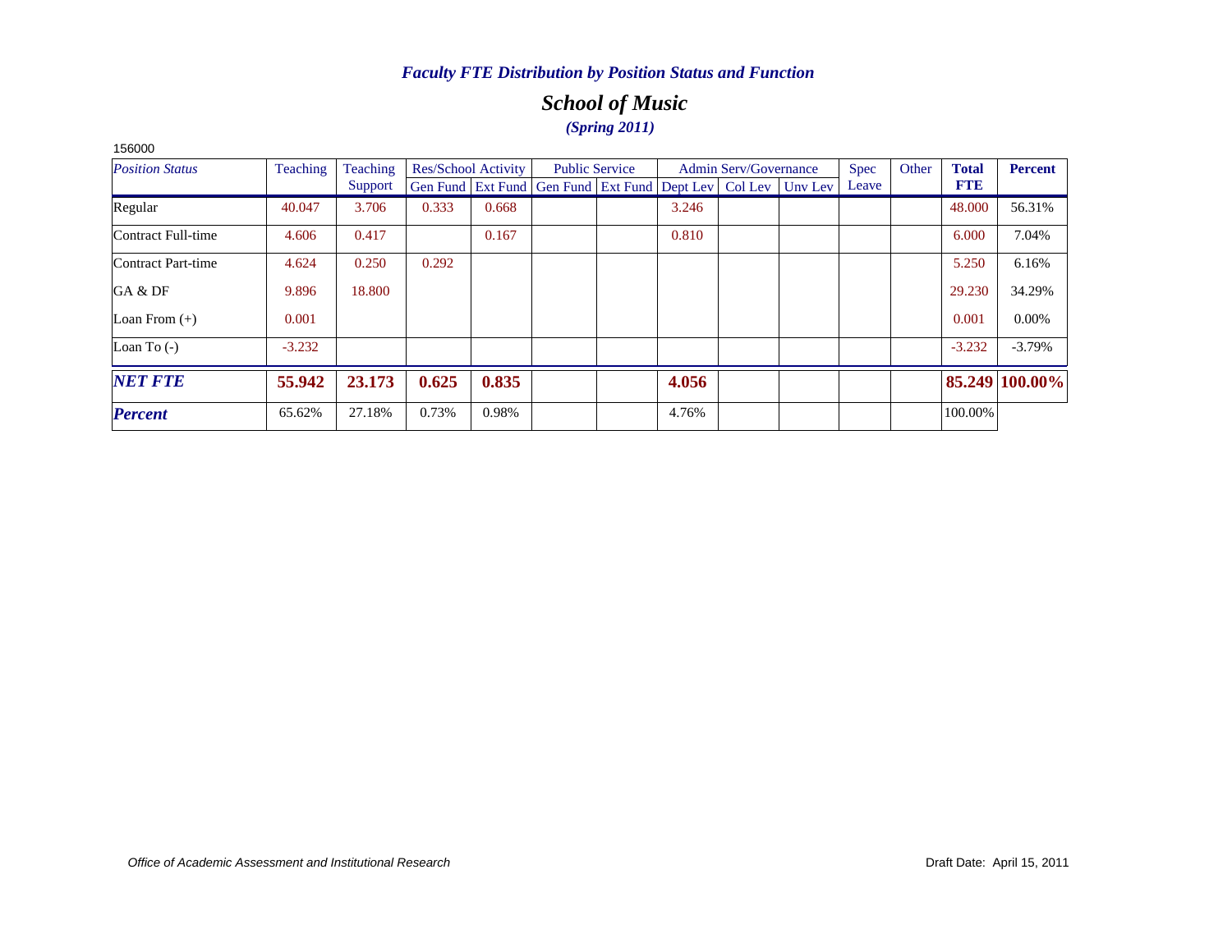*Faculty FTE Distribution by Position Status and Function*

## *School of Music*

***(Spring 2011)***

156000

| *Position Status* | Teaching | Teaching Support | Res/School Activity | | Public Service | | Admin Serv/Governance | | | Spec Leave | Other | **Total FTE** | **Percent** |
|---|---|---|---|---|---|---|---|---|---|---|---|---|---|
| | | | Gen Fund | Ext Fund | Gen Fund | Ext Fund | Dept Lev | Col Lev | Unv Lev | | | | |
| Regular | 40.047 | 3.706 | 0.333 | 0.668 | | | 3.246 | | | | | 48.000 | 56.31% |
| Contract Full-time | 4.606 | 0.417 | | 0.167 | | | 0.810 | | | | | 6.000 | 7.04% |
| Contract Part-time | 4.624 | 0.250 | 0.292 | | | | | | | | | 5.250 | 6.16% |
| GA & DF | 9.896 | 18.800 | | | | | | | | | | 29.230 | 34.29% |
| Loan From (+) | 0.001 | | | | | | | | | | | 0.001 | 0.00% |
| Loan To (-) | -3.232 | | | | | | | | | | | -3.232 | -3.79% |
| ***NET FTE*** | **55.942** | **23.173** | **0.625** | **0.835** | | | **4.056** | | | | | **85.249** | **100.00%** |
| ***Percent*** | 65.62% | 27.18% | 0.73% | 0.98% | | | 4.76% | | | | | 100.00% | |

*Office of Academic Assessment and Institutional Research*

Draft Date: April 15, 2011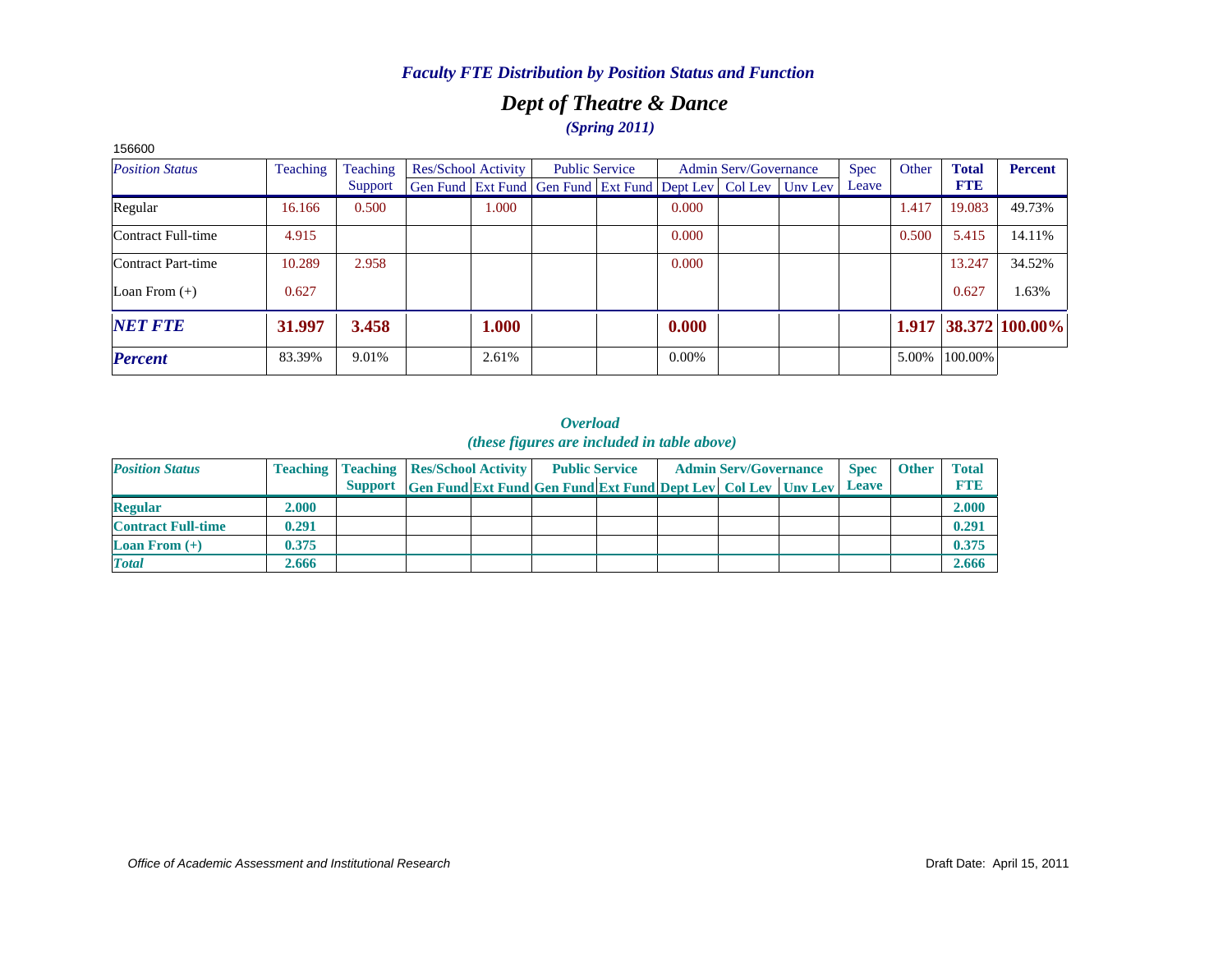*Faculty FTE Distribution by Position Status and Function*

## *Dept of Theatre & Dance*

*(Spring 2011)*

156600

| *Position Status* | Teaching | Teaching Support | Res/School Activity | | Public Service | | Admin Serv/Governance | | | Spec Leave | Other | **Total FTE** | **Percent** |
|---|---|---|---|---|---|---|---|---|---|---|---|---|---|
| | | | Gen Fund | Ext Fund | Gen Fund | Ext Fund | Dept Lev | Col Lev | Unv Lev | | | | |
| Regular | 16.166 | 0.500 | | 1.000 | | | 0.000 | | | | 1.417 | 19.083 | 49.73% |
| Contract Full-time | 4.915 | | | | | | 0.000 | | | | 0.500 | 5.415 | 14.11% |
| Contract Part-time | 10.289 | 2.958 | | | | | 0.000 | | | | | 13.247 | 34.52% |
| Loan From (+) | 0.627 | | | | | | | | | | | 0.627 | 1.63% |
| ***NET FTE*** | **31.997** | **3.458** | | **1.000** | | | **0.000** | | | | **1.917** | **38.372** | **100.00%** |
| ***Percent*** | 83.39% | 9.01% | | 2.61% | | | 0.00% | | | | 5.00% | 100.00% | |

*Overload*
*(these figures are included in table above)*

| *Position Status* | **Teaching** | **Teaching Support** | **Res/School Activity** | | **Public Service** | | **Admin Serv/Governance** | | | **Spec Leave** | **Other** | **Total FTE** |
|---|---|---|---|---|---|---|---|---|---|---|---|---|
| | | | **Gen Fund** | **Ext Fund** | **Gen Fund** | **Ext Fund** | **Dept Lev** | **Col Lev** | **Unv Lev** | | | |
| **Regular** | **2.000** | | | | | | | | | | | **2.000** |
| **Contract Full-time** | **0.291** | | | | | | | | | | | **0.291** |
| **Loan From (+)** | **0.375** | | | | | | | | | | | **0.375** |
| ***Total*** | **2.666** | | | | | | | | | | | **2.666** |

*Office of Academic Assessment and Institutional Research*

Draft Date: April 15, 2011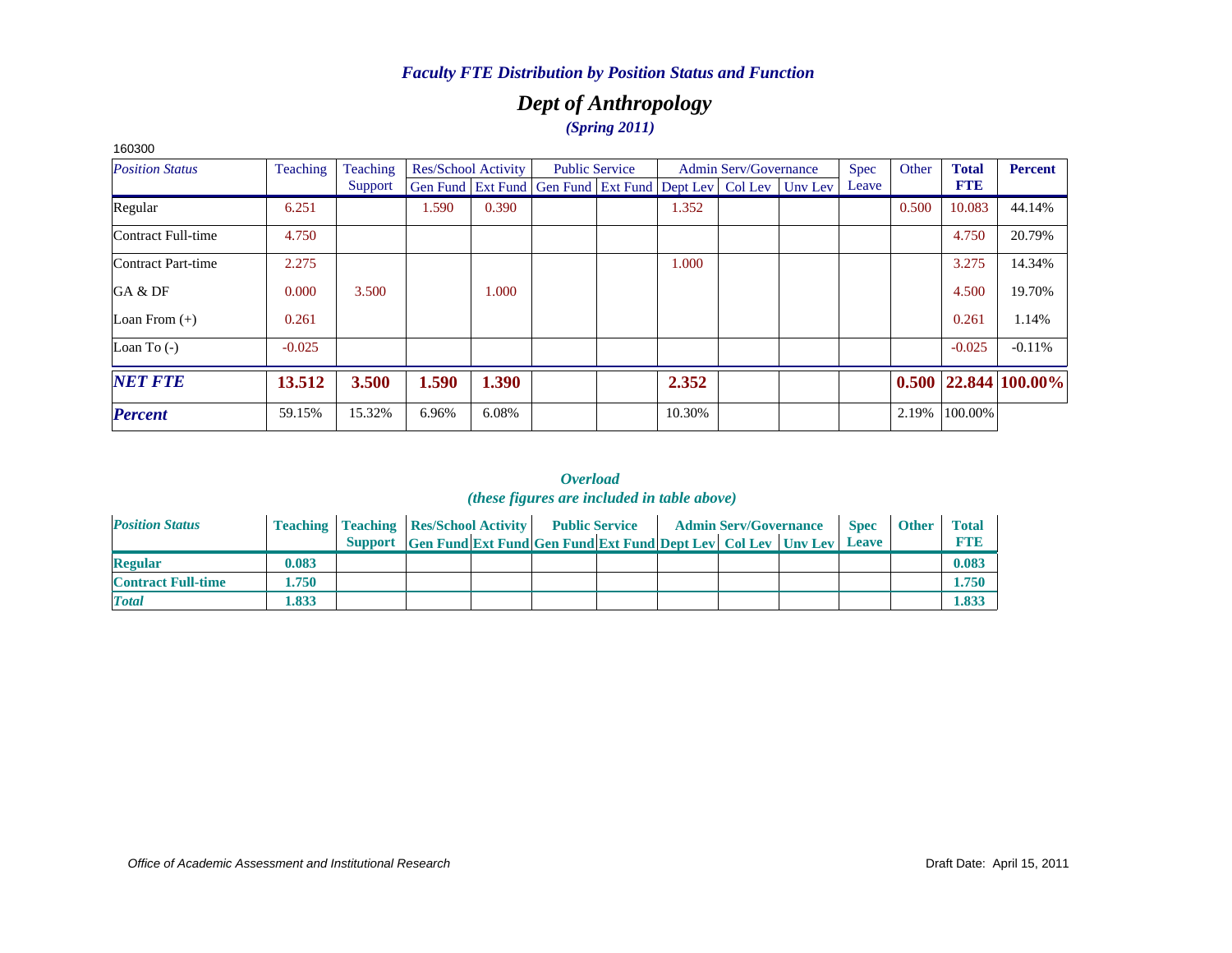*Faculty FTE Distribution by Position Status and Function*

## *Dept of Anthropology*

***(Spring 2011)***

160300

| *Position Status* | Teaching | Teaching Support | Res/School Activity | | Public Service | | Admin Serv/Governance | | | Spec Leave | Other | **Total FTE** | **Percent** |
|---|---|---|---|---|---|---|---|---|---|---|---|---|---|
| | | | Gen Fund | Ext Fund | Gen Fund | Ext Fund | Dept Lev | Col Lev | Unv Lev | | | | |
| Regular | 6.251 | | 1.590 | 0.390 | | | 1.352 | | | | 0.500 | 10.083 | 44.14% |
| Contract Full-time | 4.750 | | | | | | | | | | | 4.750 | 20.79% |
| Contract Part-time | 2.275 | | | | | | 1.000 | | | | | 3.275 | 14.34% |
| GA & DF | 0.000 | 3.500 | | 1.000 | | | | | | | | 4.500 | 19.70% |
| Loan From (+) | 0.261 | | | | | | | | | | | 0.261 | 1.14% |
| Loan To (-) | -0.025 | | | | | | | | | | | -0.025 | -0.11% |
| ***NET FTE*** | **13.512** | **3.500** | **1.590** | **1.390** | | | **2.352** | | | | **0.500** | **22.844** | **100.00%** |
| ***Percent*** | 59.15% | 15.32% | 6.96% | 6.08% | | | 10.30% | | | | 2.19% | 100.00% | |

### *Overload*
*(these figures are included in table above)*

| *Position Status* | Teaching | Teaching Support | Res/School Activity | | Public Service | | Admin Serv/Governance | | | Spec Leave | Other | Total FTE |
|---|---|---|---|---|---|---|---|---|---|---|---|---|
| | | | Gen Fund | Ext Fund | Gen Fund | Ext Fund | Dept Lev | Col Lev | Unv Lev | | | |
| **Regular** | **0.083** | | | | | | | | | | | **0.083** |
| **Contract Full-time** | **1.750** | | | | | | | | | | | **1.750** |
| ***Total*** | **1.833** | | | | | | | | | | | **1.833** |

*Office of Academic Assessment and Institutional Research*

Draft Date: April 15, 2011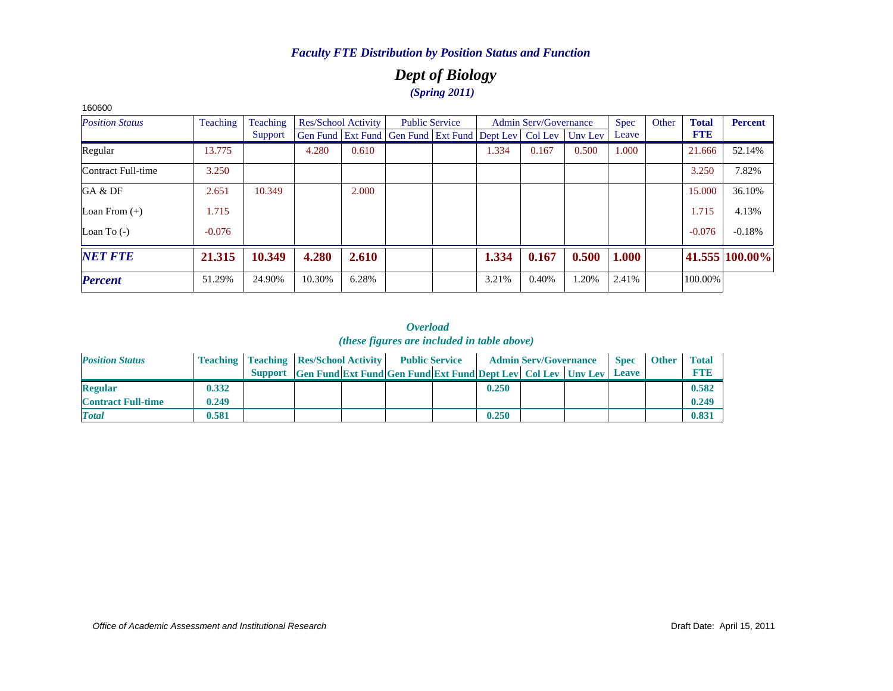*Faculty FTE Distribution by Position Status and Function*

# *Dept of Biology*

*(Spring 2011)*

160600

| *Position Status* | Teaching | Teaching Support | Res/School Activity | | Public Service | | Admin Serv/Governance | | | Spec Leave | Other | **Total FTE** | **Percent** |
|---|---|---|---|---|---|---|---|---|---|---|---|---|---|
| | | | Gen Fund | Ext Fund | Gen Fund | Ext Fund | Dept Lev | Col Lev | Unv Lev | | | | |
| Regular | 13.775 | | 4.280 | 0.610 | | | 1.334 | 0.167 | 0.500 | 1.000 | | 21.666 | 52.14% |
| Contract Full-time | 3.250 | | | | | | | | | | | 3.250 | 7.82% |
| GA & DF | 2.651 | 10.349 | | 2.000 | | | | | | | | 15.000 | 36.10% |
| Loan From (+) | 1.715 | | | | | | | | | | | 1.715 | 4.13% |
| Loan To (-) | -0.076 | | | | | | | | | | | -0.076 | -0.18% |
| ***NET FTE*** | **21.315** | **10.349** | **4.280** | **2.610** | | | **1.334** | **0.167** | **0.500** | **1.000** | | **41.555** | **100.00%** |
| ***Percent*** | 51.29% | 24.90% | 10.30% | 6.28% | | | 3.21% | 0.40% | 1.20% | 2.41% | | 100.00% | |

*Overload*

*(these figures are included in table above)*

| *Position Status* | **Teaching** | **Teaching Support** | **Res/School Activity** | | **Public Service** | | **Admin Serv/Governance** | | | **Spec Leave** | **Other** | **Total FTE** |
|---|---|---|---|---|---|---|---|---|---|---|---|---|
| | | | **Gen Fund** | **Ext Fund** | **Gen Fund** | **Ext Fund** | **Dept Lev** | **Col Lev** | **Unv Lev** | | | |
| **Regular** | **0.332** | | | | | | **0.250** | | | | | **0.582** |
| **Contract Full-time** | **0.249** | | | | | | | | | | | **0.249** |
| ***Total*** | **0.581** | | | | | | **0.250** | | | | | **0.831** |

*Office of Academic Assessment and Institutional Research*

Draft Date: April 15, 2011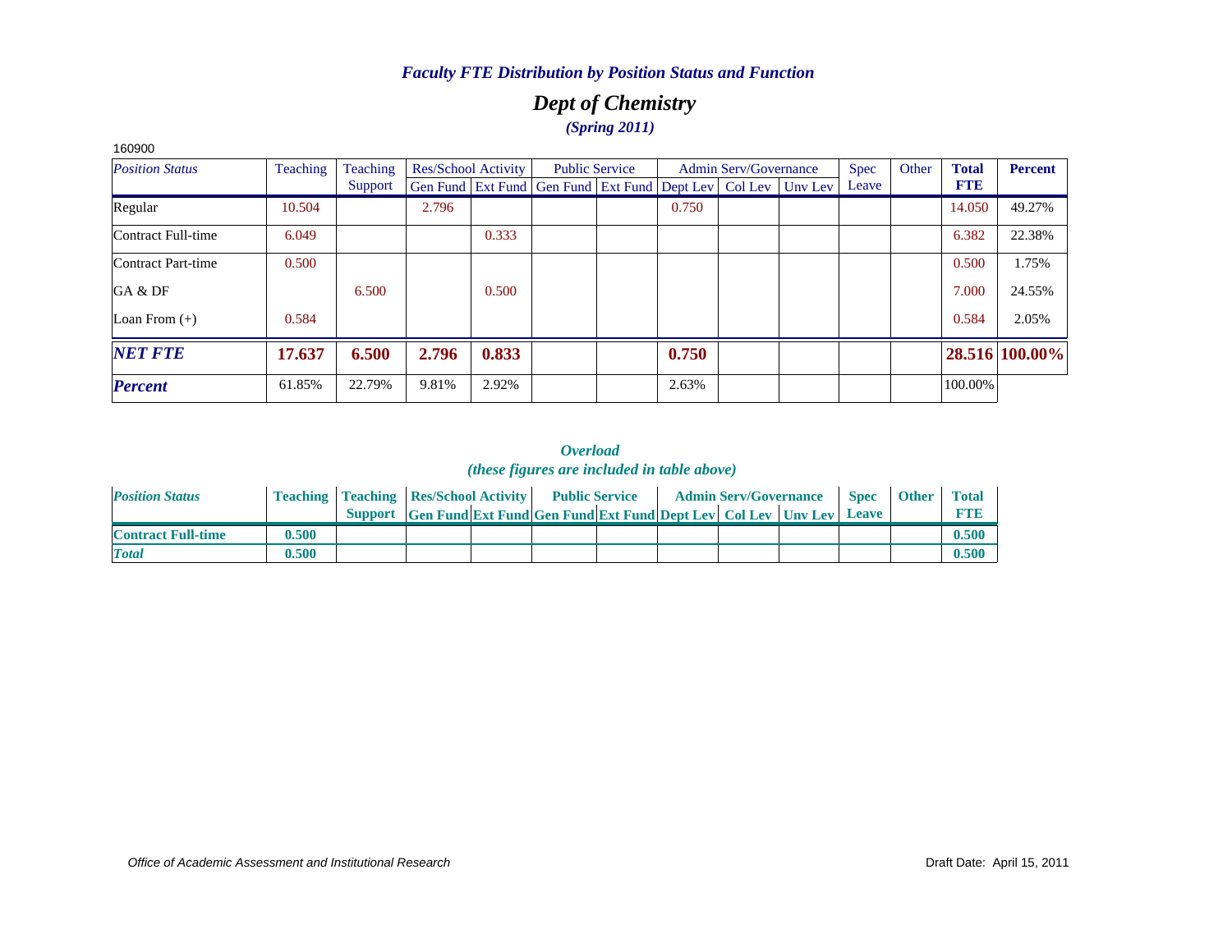### *Faculty FTE Distribution by Position Status and Function*

## *Dept of Chemistry*

***(Spring 2011)***

160900

| *Position Status* | Teaching | Teaching Support | Res/School Activity | | Public Service | | Admin Serv/Governance | | | Spec Leave | Other | **Total FTE** | **Percent** |
|---|---|---|---|---|---|---|---|---|---|---|---|---|---|
| | | | Gen Fund | Ext Fund | Gen Fund | Ext Fund | Dept Lev | Col Lev | Unv Lev | | | | |
| Regular | 10.504 | | 2.796 | | | | 0.750 | | | | | 14.050 | 49.27% |
| Contract Full-time | 6.049 | | | 0.333 | | | | | | | | 6.382 | 22.38% |
| Contract Part-time | 0.500 | | | | | | | | | | | 0.500 | 1.75% |
| GA & DF | | 6.500 | | 0.500 | | | | | | | | 7.000 | 24.55% |
| Loan From (+) | 0.584 | | | | | | | | | | | 0.584 | 2.05% |
| ***NET FTE*** | **17.637** | **6.500** | **2.796** | **0.833** | | | **0.750** | | | | | **28.516** | **100.00%** |
| ***Percent*** | 61.85% | 22.79% | 9.81% | 2.92% | | | 2.63% | | | | | 100.00% | |

***Overload***

***(these figures are included in table above)***

| *Position Status* | Teaching | Teaching Support | Res/School Activity | | Public Service | | Admin Serv/Governance | | | Spec Leave | Other | Total FTE |
|---|---|---|---|---|---|---|---|---|---|---|---|---|
| | | | Gen Fund | Ext Fund | Gen Fund | Ext Fund | Dept Lev | Col Lev | Unv Lev | | | |
| **Contract Full-time** | **0.500** | | | | | | | | | | | **0.500** |
| ***Total*** | **0.500** | | | | | | | | | | | **0.500** |

*Office of Academic Assessment and Institutional Research*

Draft Date: April 15, 2011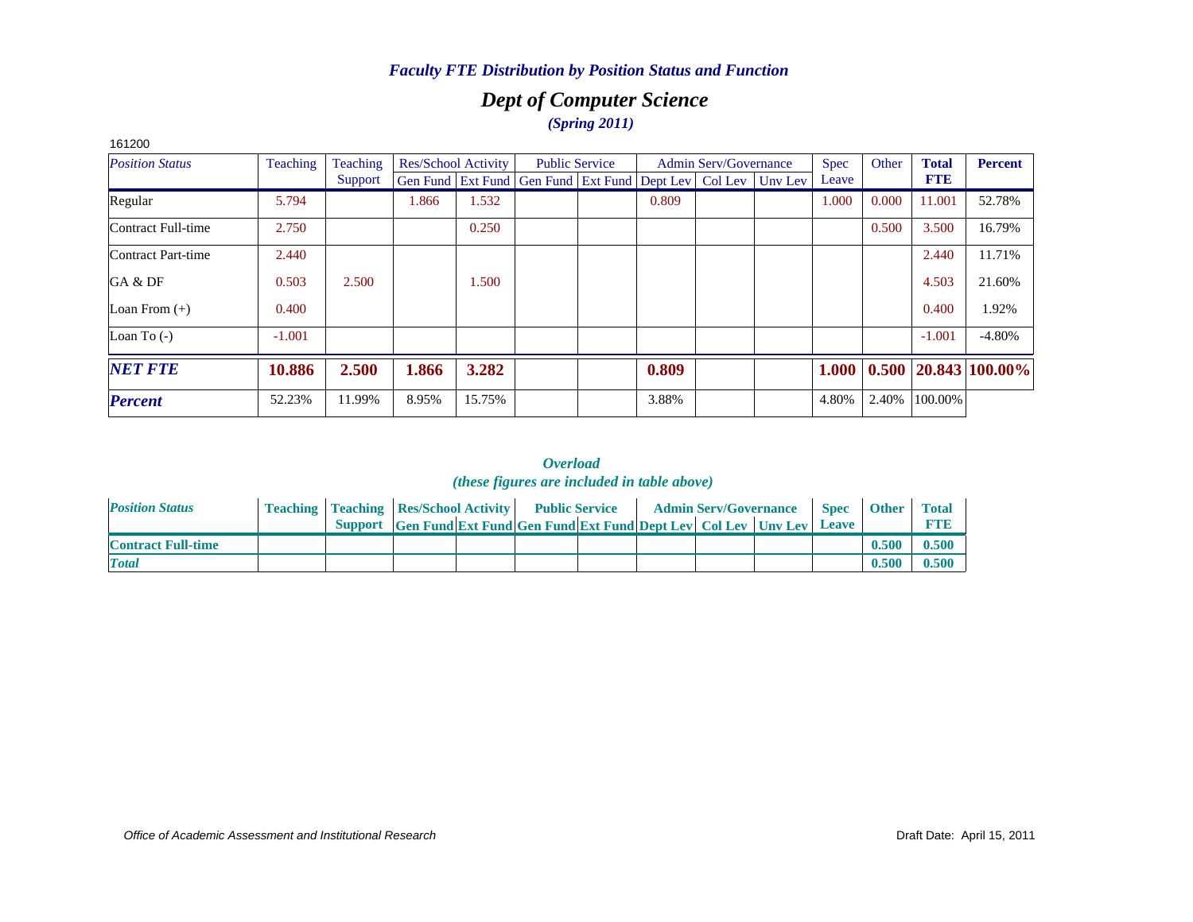*Faculty FTE Distribution by Position Status and Function*

# *Dept of Computer Science*

*(Spring 2011)*

161200

| *Position Status* | Teaching | Teaching Support | Res/School Activity | | Public Service | | Admin Serv/Governance | | | Spec Leave | Other | **Total FTE** | **Percent** |
|---|---|---|---|---|---|---|---|---|---|---|---|---|---|
| | | | Gen Fund | Ext Fund | Gen Fund | Ext Fund | Dept Lev | Col Lev | Unv Lev | | | | |
| Regular | 5.794 | | 1.866 | 1.532 | | | 0.809 | | | 1.000 | 0.000 | 11.001 | 52.78% |
| Contract Full-time | 2.750 | | | 0.250 | | | | | | | 0.500 | 3.500 | 16.79% |
| Contract Part-time | 2.440 | | | | | | | | | | | 2.440 | 11.71% |
| GA & DF | 0.503 | 2.500 | | 1.500 | | | | | | | | 4.503 | 21.60% |
| Loan From (+) | 0.400 | | | | | | | | | | | 0.400 | 1.92% |
| Loan To (-) | -1.001 | | | | | | | | | | | -1.001 | -4.80% |
| ***NET FTE*** | **10.886** | **2.500** | **1.866** | **3.282** | | | **0.809** | | | **1.000** | **0.500** | **20.843** | **100.00%** |
| ***Percent*** | 52.23% | 11.99% | 8.95% | 15.75% | | | 3.88% | | | 4.80% | 2.40% | 100.00% | |

***Overload***

***(these figures are included in table above)***

| *Position Status* | Teaching | Teaching Support | Res/School Activity | | Public Service | | Admin Serv/Governance | | | Spec Leave | Other | Total FTE |
|---|---|---|---|---|---|---|---|---|---|---|---|---|
| | | | Gen Fund | Ext Fund | Gen Fund | Ext Fund | Dept Lev | Col Lev | Unv Lev | | | |
| **Contract Full-time** | | | | | | | | | | | **0.500** | **0.500** |
| ***Total*** | | | | | | | | | | | **0.500** | **0.500** |

*Office of Academic Assessment and Institutional Research*

Draft Date: April 15, 2011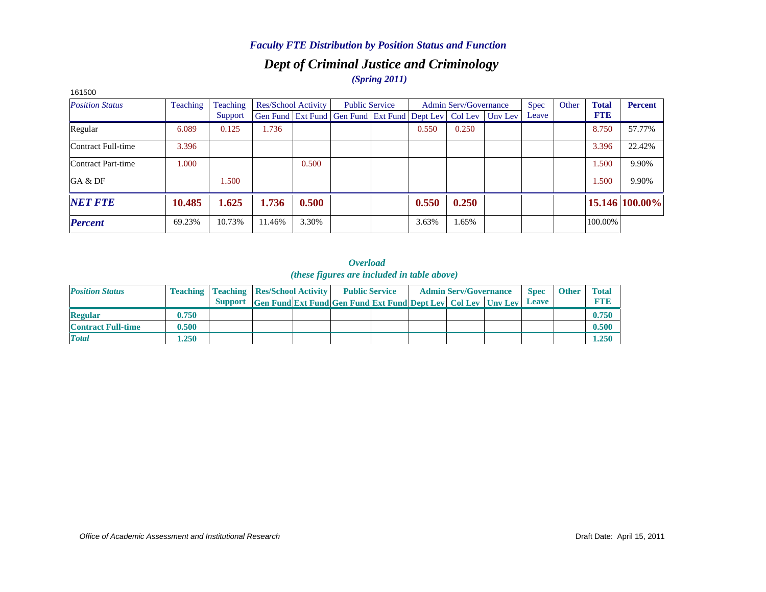*Faculty FTE Distribution by Position Status and Function*

## *Dept of Criminal Justice and Criminology*

*(Spring 2011)*

161500

| *Position Status* | Teaching | Teaching Support | Res/School Activity | | Public Service | | Admin Serv/Governance | | | Spec Leave | Other | **Total FTE** | **Percent** |
|---|---|---|---|---|---|---|---|---|---|---|---|---|---|
| | | | Gen Fund | Ext Fund | Gen Fund | Ext Fund | Dept Lev | Col Lev | Unv Lev | | | | |
| Regular | 6.089 | 0.125 | 1.736 | | | | 0.550 | 0.250 | | | | 8.750 | 57.77% |
| Contract Full-time | 3.396 | | | | | | | | | | | 3.396 | 22.42% |
| Contract Part-time | 1.000 | | | 0.500 | | | | | | | | 1.500 | 9.90% |
| GA & DF | | 1.500 | | | | | | | | | | 1.500 | 9.90% |
| ***NET FTE*** | **10.485** | **1.625** | **1.736** | **0.500** | | | **0.550** | **0.250** | | | | **15.146** | **100.00%** |
| ***Percent*** | 69.23% | 10.73% | 11.46% | 3.30% | | | 3.63% | 1.65% | | | | 100.00% | |

*Overload*
*(these figures are included in table above)*

| *Position Status* | Teaching | Teaching Support | Res/School Activity | | Public Service | | Admin Serv/Governance | | | Spec Leave | Other | Total FTE |
|---|---|---|---|---|---|---|---|---|---|---|---|---|
| | | | Gen Fund | Ext Fund | Gen Fund | Ext Fund | Dept Lev | Col Lev | Unv Lev | | | |
| **Regular** | **0.750** | | | | | | | | | | | **0.750** |
| **Contract Full-time** | **0.500** | | | | | | | | | | | **0.500** |
| ***Total*** | **1.250** | | | | | | | | | | | **1.250** |

*Office of Academic Assessment and Institutional Research*

Draft Date: April 15, 2011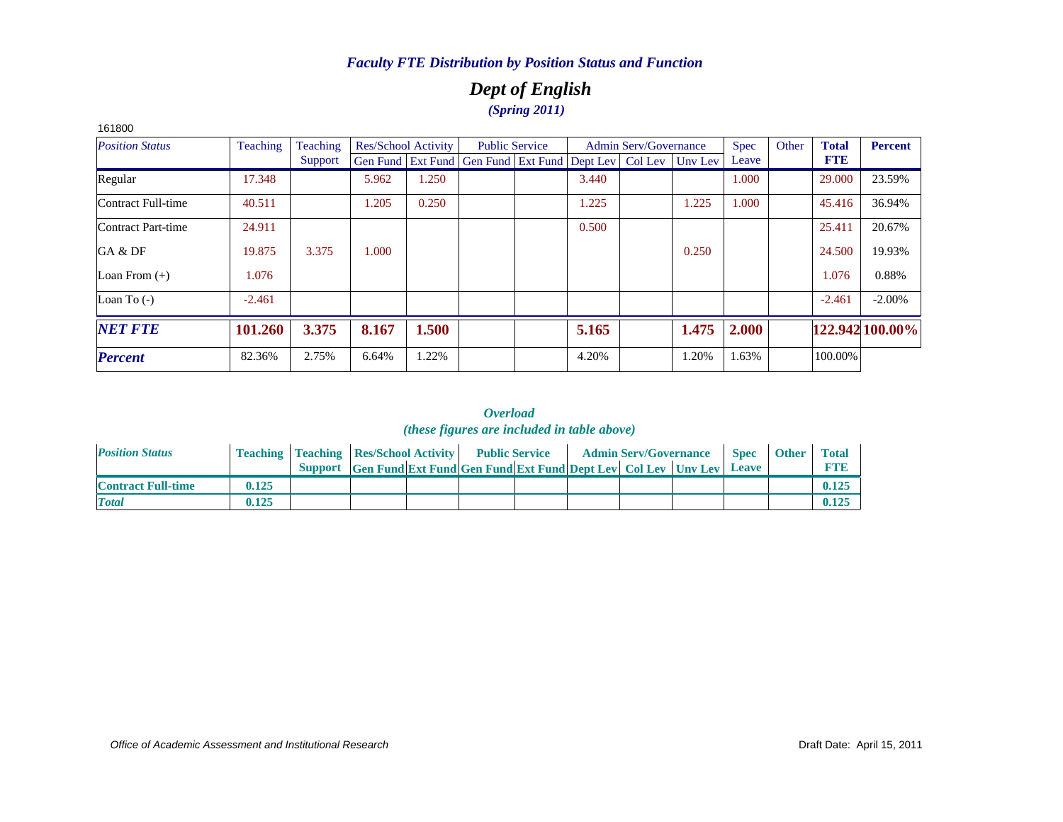## *Faculty FTE Distribution by Position Status and Function*

## *Dept of English*

### *(Spring 2011)*

161800

| *Position Status* | Teaching | Teaching Support | Res/School Activity | | Public Service | | Admin Serv/Governance | | | Spec Leave | Other | **Total FTE** | **Percent** |
|---|---|---|---|---|---|---|---|---|---|---|---|---|---|
| | | | Gen Fund | Ext Fund | Gen Fund | Ext Fund | Dept Lev | Col Lev | Unv Lev | | | | |
| Regular | 17.348 | | 5.962 | 1.250 | | | 3.440 | | | 1.000 | | 29.000 | 23.59% |
| Contract Full-time | 40.511 | | 1.205 | 0.250 | | | 1.225 | | 1.225 | 1.000 | | 45.416 | 36.94% |
| Contract Part-time | 24.911 | | | | | | 0.500 | | | | | 25.411 | 20.67% |
| GA & DF | 19.875 | 3.375 | 1.000 | | | | | | 0.250 | | | 24.500 | 19.93% |
| Loan From (+) | 1.076 | | | | | | | | | | | 1.076 | 0.88% |
| Loan To (-) | -2.461 | | | | | | | | | | | -2.461 | -2.00% |
| ***NET FTE*** | **101.260** | **3.375** | **8.167** | **1.500** | | | **5.165** | | **1.475** | **2.000** | | **122.942** | **100.00%** |
| ***Percent*** | 82.36% | 2.75% | 6.64% | 1.22% | | | 4.20% | | 1.20% | 1.63% | | 100.00% | |

### *Overload*
### *(these figures are included in table above)*

| *Position Status* | Teaching | Teaching Support | Res/School Activity | | Public Service | | Admin Serv/Governance | | | Spec Leave | Other | Total FTE |
|---|---|---|---|---|---|---|---|---|---|---|---|---|
| | | | Gen Fund | Ext Fund | Gen Fund | Ext Fund | Dept Lev | Col Lev | Unv Lev | | | |
| **Contract Full-time** | **0.125** | | | | | | | | | | | **0.125** |
| ***Total*** | **0.125** | | | | | | | | | | | **0.125** |

*Office of Academic Assessment and Institutional Research* Draft Date: April 15, 2011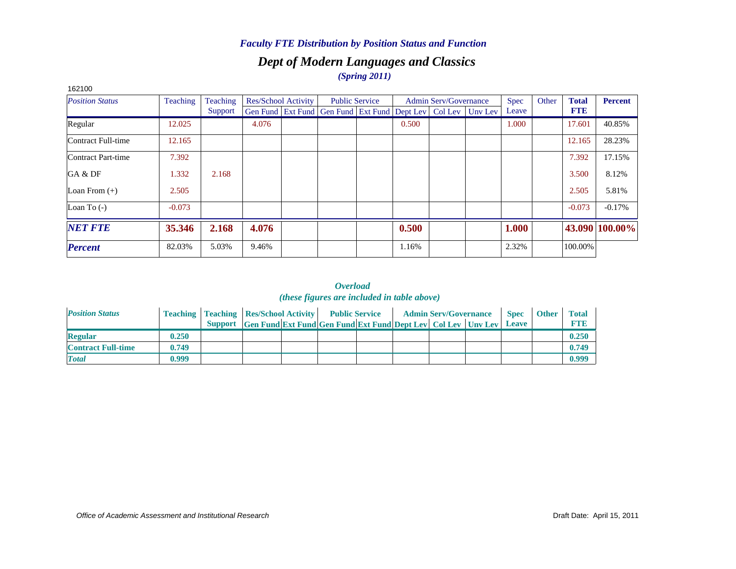*Faculty FTE Distribution by Position Status and Function*

## *Dept of Modern Languages and Classics*

*(Spring 2011)*

162100

| *Position Status* | Teaching | Teaching Support | Res/School Activity | | Public Service | | Admin Serv/Governance | | | Spec Leave | Other | **Total FTE** | **Percent** |
|---|---|---|---|---|---|---|---|---|---|---|---|---|---|
| | | | Gen Fund | Ext Fund | Gen Fund | Ext Fund | Dept Lev | Col Lev | Unv Lev | | | | |
| Regular | 12.025 | | 4.076 | | | | 0.500 | | | 1.000 | | 17.601 | 40.85% |
| Contract Full-time | 12.165 | | | | | | | | | | | 12.165 | 28.23% |
| Contract Part-time | 7.392 | | | | | | | | | | | 7.392 | 17.15% |
| GA & DF | 1.332 | 2.168 | | | | | | | | | | 3.500 | 8.12% |
| Loan From (+) | 2.505 | | | | | | | | | | | 2.505 | 5.81% |
| Loan To (-) | -0.073 | | | | | | | | | | | -0.073 | -0.17% |
| ***NET FTE*** | **35.346** | **2.168** | **4.076** | | | | **0.500** | | | **1.000** | | **43.090** | **100.00%** |
| ***Percent*** | 82.03% | 5.03% | 9.46% | | | | 1.16% | | | 2.32% | | 100.00% | |

*Overload*

*(these figures are included in table above)*

| *Position Status* | Teaching | Teaching Support | Res/School Activity | | Public Service | | Admin Serv/Governance | | | Spec Leave | Other | Total FTE |
|---|---|---|---|---|---|---|---|---|---|---|---|---|
| | | | Gen Fund | Ext Fund | Gen Fund | Ext Fund | Dept Lev | Col Lev | Unv Lev | | | |
| **Regular** | **0.250** | | | | | | | | | | | **0.250** |
| **Contract Full-time** | **0.749** | | | | | | | | | | | **0.749** |
| ***Total*** | **0.999** | | | | | | | | | | | **0.999** |

*Office of Academic Assessment and Institutional Research*

Draft Date: April 15, 2011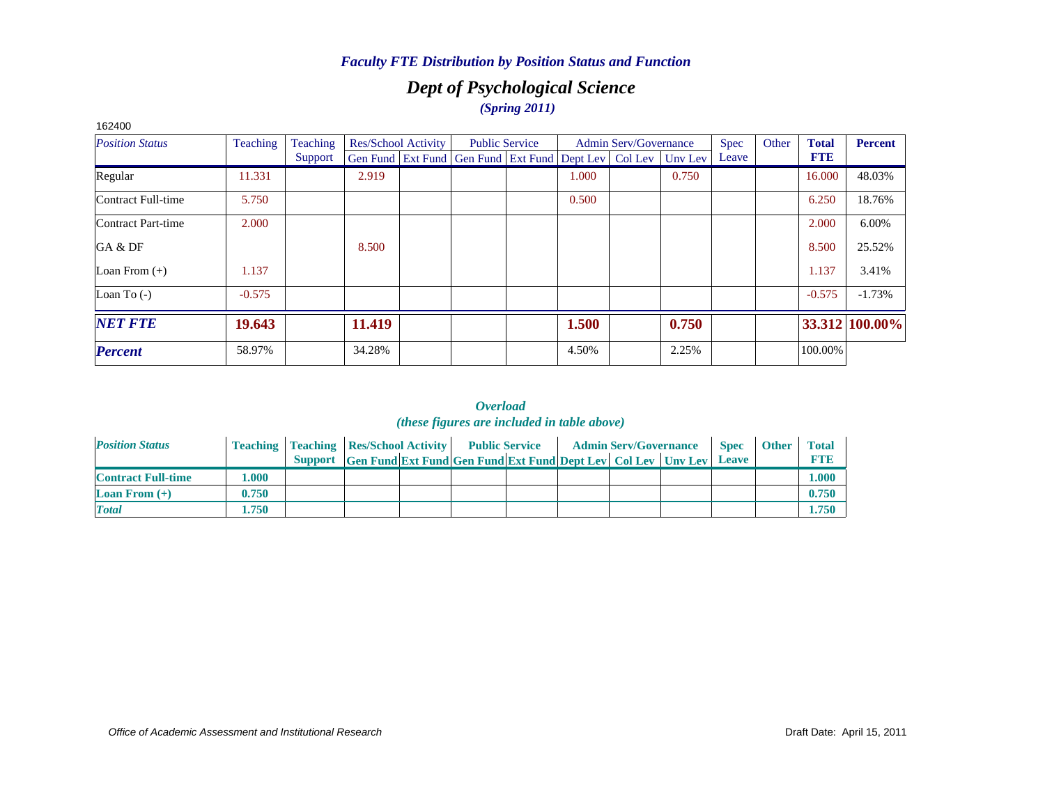*Faculty FTE Distribution by Position Status and Function*

## *Dept of Psychological Science*

*(Spring 2011)*

162400

| *Position Status* | Teaching | Teaching Support | Res/School Activity | | Public Service | | Admin Serv/Governance | | | Spec Leave | Other | Total FTE | Percent |
|---|---|---|---|---|---|---|---|---|---|---|---|---|---|
| | | | Gen Fund | Ext Fund | Gen Fund | Ext Fund | Dept Lev | Col Lev | Unv Lev | | | | |
| Regular | 11.331 | | 2.919 | | | | 1.000 | | 0.750 | | | 16.000 | 48.03% |
| Contract Full-time | 5.750 | | | | | | 0.500 | | | | | 6.250 | 18.76% |
| Contract Part-time | 2.000 | | | | | | | | | | | 2.000 | 6.00% |
| GA & DF | | | 8.500 | | | | | | | | | 8.500 | 25.52% |
| Loan From (+) | 1.137 | | | | | | | | | | | 1.137 | 3.41% |
| Loan To (-) | -0.575 | | | | | | | | | | | -0.575 | -1.73% |
| ***NET FTE*** | **19.643** | | **11.419** | | | | **1.500** | | **0.750** | | | **33.312** | **100.00%** |
| ***Percent*** | 58.97% | | 34.28% | | | | 4.50% | | 2.25% | | | 100.00% | |

*Overload*
*(these figures are included in table above)*

| *Position Status* | Teaching | Teaching Support | Res/School Activity | | Public Service | | Admin Serv/Governance | | | Spec Leave | Other | Total FTE |
|---|---|---|---|---|---|---|---|---|---|---|---|---|
| | | | Gen Fund | Ext Fund | Gen Fund | Ext Fund | Dept Lev | Col Lev | Unv Lev | | | |
| **Contract Full-time** | **1.000** | | | | | | | | | | | **1.000** |
| **Loan From (+)** | **0.750** | | | | | | | | | | | **0.750** |
| ***Total*** | **1.750** | | | | | | | | | | | **1.750** |

*Office of Academic Assessment and Institutional Research* Draft Date: April 15, 2011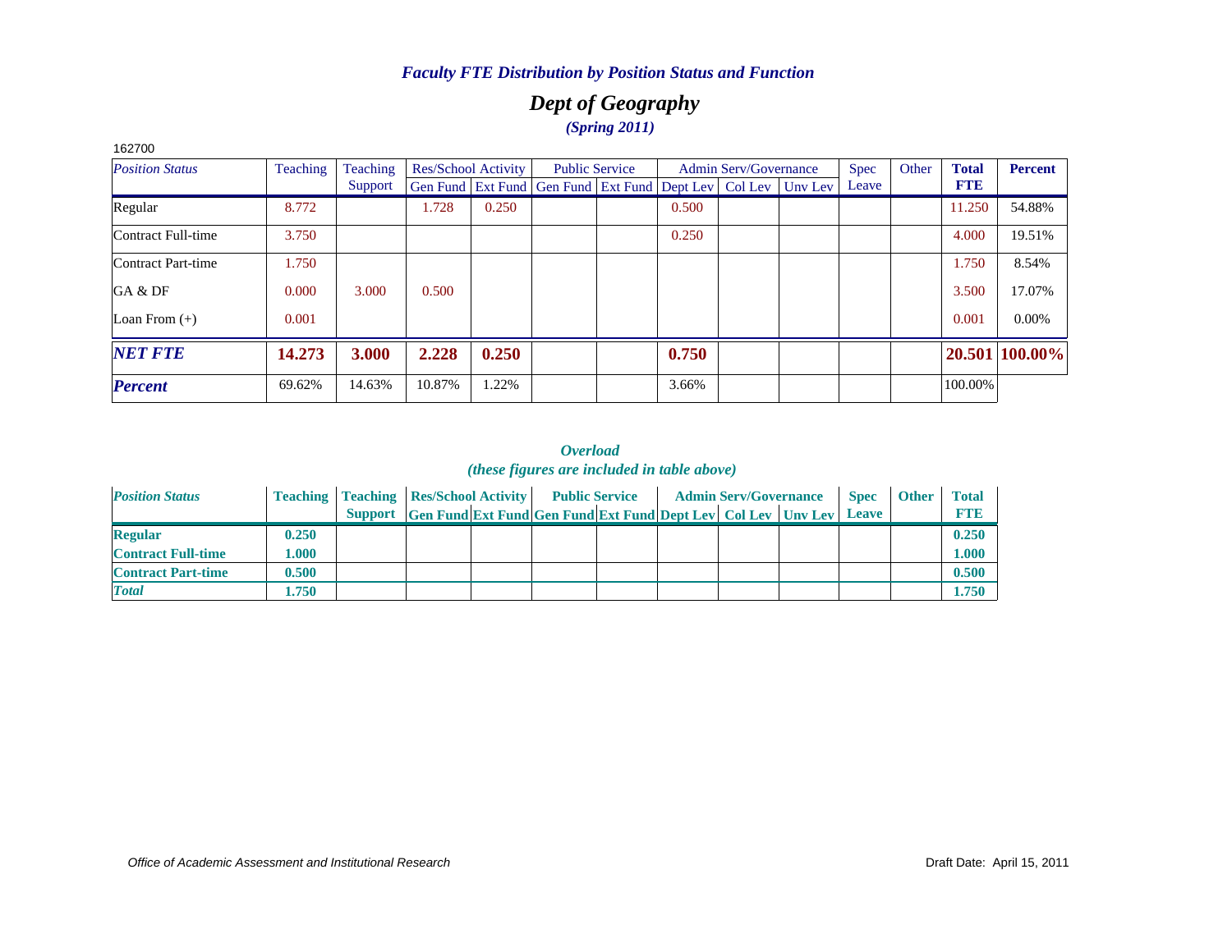*Faculty FTE Distribution by Position Status and Function*

## *Dept of Geography*

*(Spring 2011)*

162700

| *Position Status* | Teaching | Teaching Support | Res/School Activity | | Public Service | | Admin Serv/Governance | | | Spec Leave | Other | **Total FTE** | **Percent** |
|---|---|---|---|---|---|---|---|---|---|---|---|---|---|
| | | | Gen Fund | Ext Fund | Gen Fund | Ext Fund | Dept Lev | Col Lev | Unv Lev | | | | |
| Regular | 8.772 | | 1.728 | 0.250 | | | 0.500 | | | | | 11.250 | 54.88% |
| Contract Full-time | 3.750 | | | | | | 0.250 | | | | | 4.000 | 19.51% |
| Contract Part-time | 1.750 | | | | | | | | | | | 1.750 | 8.54% |
| GA & DF | 0.000 | 3.000 | 0.500 | | | | | | | | | 3.500 | 17.07% |
| Loan From (+) | 0.001 | | | | | | | | | | | 0.001 | 0.00% |
| ***NET FTE*** | **14.273** | **3.000** | **2.228** | **0.250** | | | **0.750** | | | | | **20.501** | **100.00%** |
| ***Percent*** | 69.62% | 14.63% | 10.87% | 1.22% | | | 3.66% | | | | | 100.00% | |

***Overload***
***(these figures are included in table above)***

| *Position Status* | Teaching | Teaching Support | Res/School Activity | | Public Service | | Admin Serv/Governance | | | Spec Leave | Other | Total FTE |
|---|---|---|---|---|---|---|---|---|---|---|---|---|
| | | | Gen Fund | Ext Fund | Gen Fund | Ext Fund | Dept Lev | Col Lev | Unv Lev | | | |
| **Regular** | **0.250** | | | | | | | | | | | **0.250** |
| **Contract Full-time** | **1.000** | | | | | | | | | | | **1.000** |
| **Contract Part-time** | **0.500** | | | | | | | | | | | **0.500** |
| ***Total*** | **1.750** | | | | | | | | | | | **1.750** |

*Office of Academic Assessment and Institutional Research*

Draft Date: April 15, 2011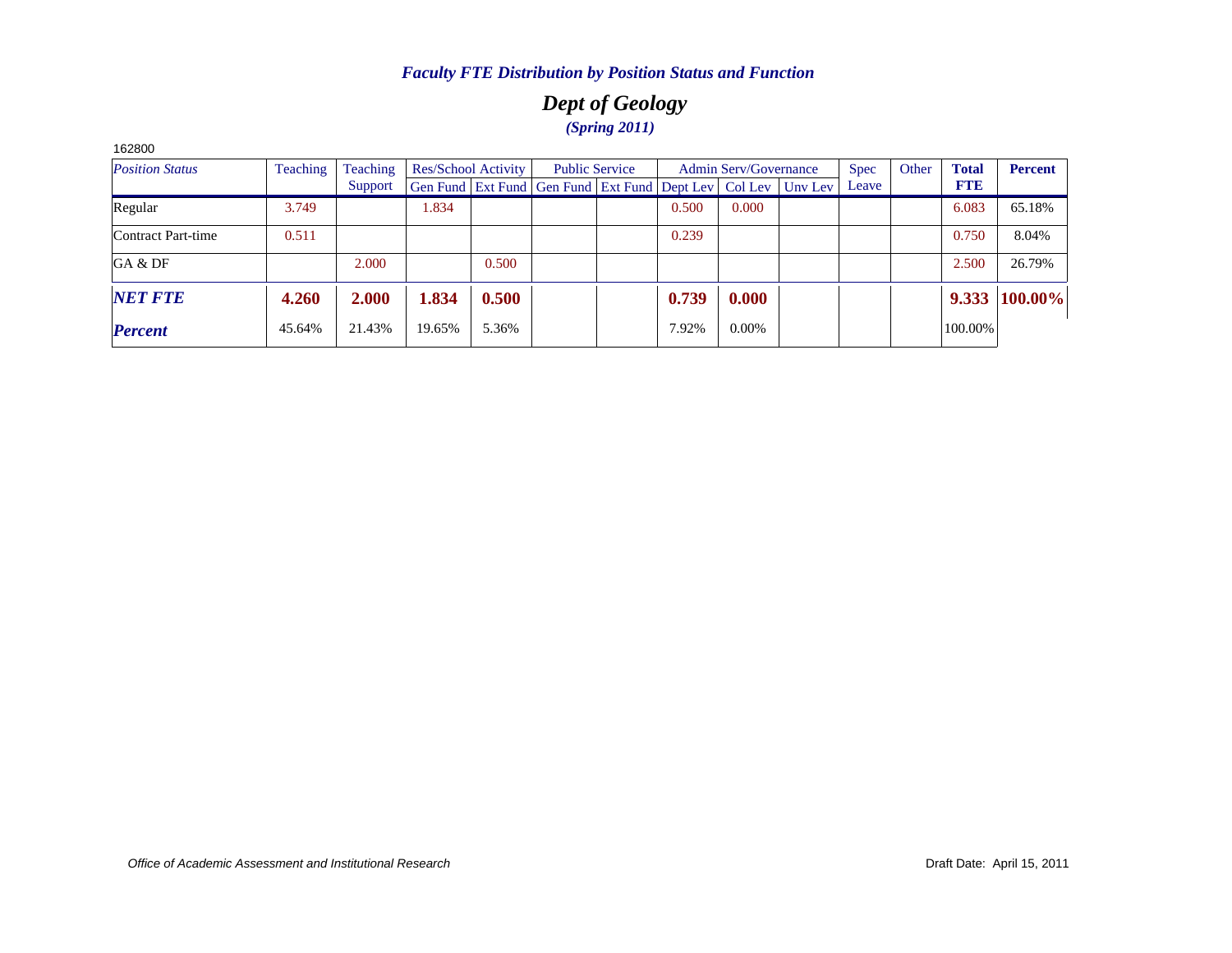*Faculty FTE Distribution by Position Status and Function*

## *Dept of Geology*

***(Spring 2011)***

162800

| *Position Status* | Teaching | Teaching Support | Res/School Activity | | Public Service | | Admin Serv/Governance | | | Spec Leave | Other | Total FTE | Percent |
|---|---|---|---|---|---|---|---|---|---|---|---|---|---|
| | | | Gen Fund | Ext Fund | Gen Fund | Ext Fund | Dept Lev | Col Lev | Unv Lev | | | | |
| Regular | 3.749 | | 1.834 | | | | 0.500 | 0.000 | | | | 6.083 | 65.18% |
| Contract Part-time | 0.511 | | | | | | 0.239 | | | | | 0.750 | 8.04% |
| GA & DF | | 2.000 | | 0.500 | | | | | | | | 2.500 | 26.79% |
| ***NET FTE*** | **4.260** | **2.000** | **1.834** | **0.500** | | | **0.739** | **0.000** | | | | **9.333** | **100.00%** |
| ***Percent*** | 45.64% | 21.43% | 19.65% | 5.36% | | | 7.92% | 0.00% | | | | 100.00% | |

*Office of Academic Assessment and Institutional Research*

Draft Date: April 15, 2011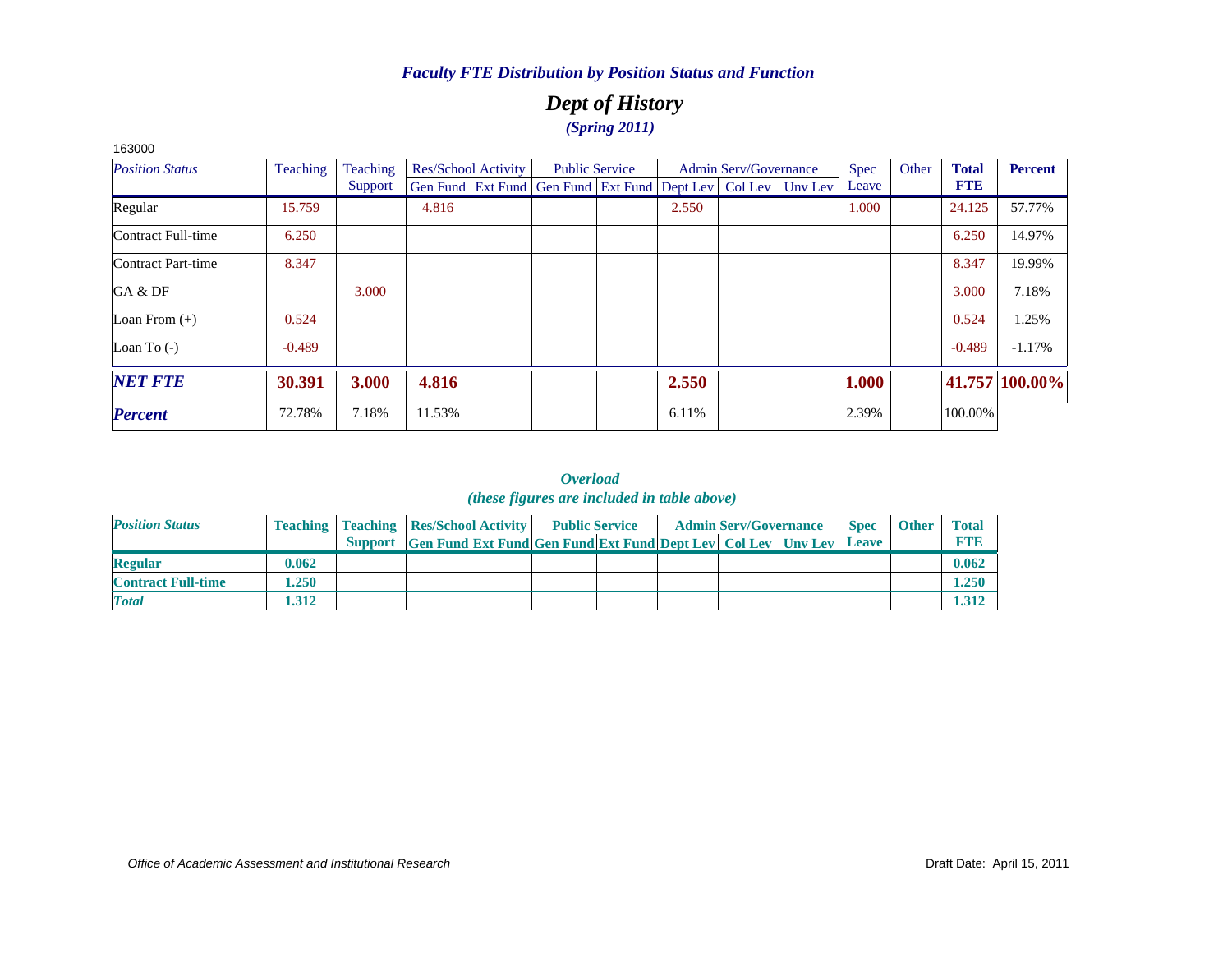### *Faculty FTE Distribution by Position Status and Function*

## *Dept of History*

### *(Spring 2011)*

163000

| *Position Status* | Teaching | Teaching Support | Res/School Activity | | Public Service | | Admin Serv/Governance | | | Spec Leave | Other | **Total FTE** | **Percent** |
|---|---|---|---|---|---|---|---|---|---|---|---|---|---|
| | | | Gen Fund | Ext Fund | Gen Fund | Ext Fund | Dept Lev | Col Lev | Unv Lev | | | | |
| Regular | 15.759 | | 4.816 | | | | 2.550 | | | 1.000 | | 24.125 | 57.77% |
| Contract Full-time | 6.250 | | | | | | | | | | | 6.250 | 14.97% |
| Contract Part-time | 8.347 | | | | | | | | | | | 8.347 | 19.99% |
| GA & DF | | 3.000 | | | | | | | | | | 3.000 | 7.18% |
| Loan From (+) | 0.524 | | | | | | | | | | | 0.524 | 1.25% |
| Loan To (-) | -0.489 | | | | | | | | | | | -0.489 | -1.17% |
| ***NET FTE*** | **30.391** | **3.000** | **4.816** | | | | **2.550** | | | **1.000** | | **41.757** | **100.00%** |
| ***Percent*** | 72.78% | 7.18% | 11.53% | | | | 6.11% | | | 2.39% | | 100.00% | |

### *Overload*
*(these figures are included in table above)*

| *Position Status* | Teaching | Teaching Support | Res/School Activity | | Public Service | | Admin Serv/Governance | | | Spec Leave | Other | Total FTE |
|---|---|---|---|---|---|---|---|---|---|---|---|---|
| | | | Gen Fund | Ext Fund | Gen Fund | Ext Fund | Dept Lev | Col Lev | Unv Lev | | | |
| **Regular** | **0.062** | | | | | | | | | | | **0.062** |
| **Contract Full-time** | **1.250** | | | | | | | | | | | **1.250** |
| ***Total*** | **1.312** | | | | | | | | | | | **1.312** |

*Office of Academic Assessment and Institutional Research*

Draft Date: April 15, 2011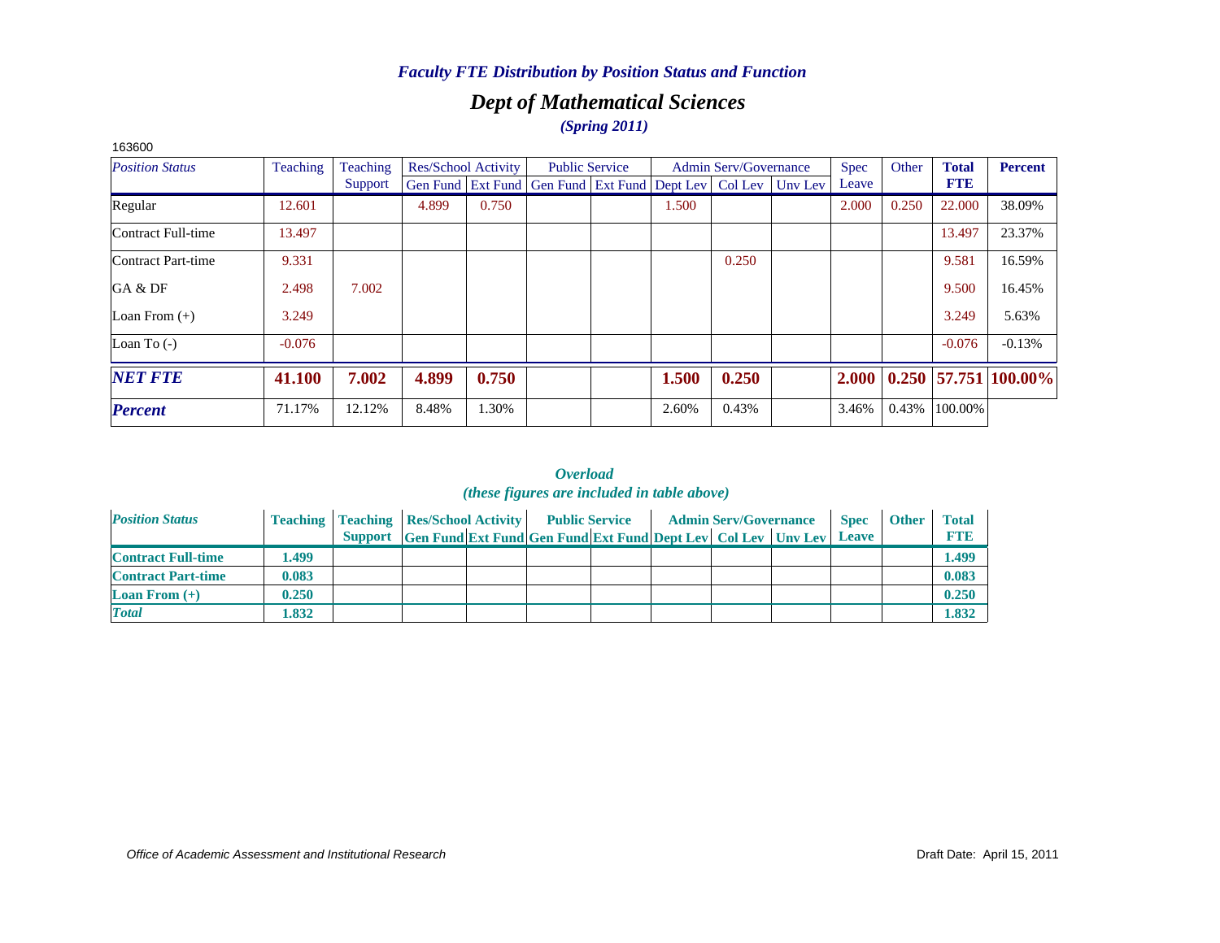*Faculty FTE Distribution by Position Status and Function*

## *Dept of Mathematical Sciences*

*(Spring 2011)*

163600

| *Position Status* | Teaching | Teaching Support | Res/School Activity | | Public Service | | Admin Serv/Governance | | | Spec Leave | Other | **Total FTE** | **Percent** |
|---|---|---|---|---|---|---|---|---|---|---|---|---|---|
| | | | Gen Fund | Ext Fund | Gen Fund | Ext Fund | Dept Lev | Col Lev | Unv Lev | | | | |
| Regular | 12.601 | | 4.899 | 0.750 | | | 1.500 | | | 2.000 | 0.250 | 22.000 | 38.09% |
| Contract Full-time | 13.497 | | | | | | | | | | | 13.497 | 23.37% |
| Contract Part-time | 9.331 | | | | | | | 0.250 | | | | 9.581 | 16.59% |
| GA & DF | 2.498 | 7.002 | | | | | | | | | | 9.500 | 16.45% |
| Loan From (+) | 3.249 | | | | | | | | | | | 3.249 | 5.63% |
| Loan To (-) | -0.076 | | | | | | | | | | | -0.076 | -0.13% |
| ***NET FTE*** | **41.100** | **7.002** | **4.899** | **0.750** | | | **1.500** | **0.250** | | **2.000** | **0.250** | **57.751** | **100.00%** |
| ***Percent*** | 71.17% | 12.12% | 8.48% | 1.30% | | | 2.60% | 0.43% | | 3.46% | 0.43% | 100.00% | |

*Overload*
*(these figures are included in table above)*

| *Position Status* | Teaching | Teaching Support | Res/School Activity | | Public Service | | Admin Serv/Governance | | | Spec Leave | Other | Total FTE |
|---|---|---|---|---|---|---|---|---|---|---|---|---|
| | | | Gen Fund | Ext Fund | Gen Fund | Ext Fund | Dept Lev | Col Lev | Unv Lev | | | |
| **Contract Full-time** | **1.499** | | | | | | | | | | | **1.499** |
| **Contract Part-time** | **0.083** | | | | | | | | | | | **0.083** |
| **Loan From (+)** | **0.250** | | | | | | | | | | | **0.250** |
| ***Total*** | **1.832** | | | | | | | | | | | **1.832** |

*Office of Academic Assessment and Institutional Research* Draft Date: April 15, 2011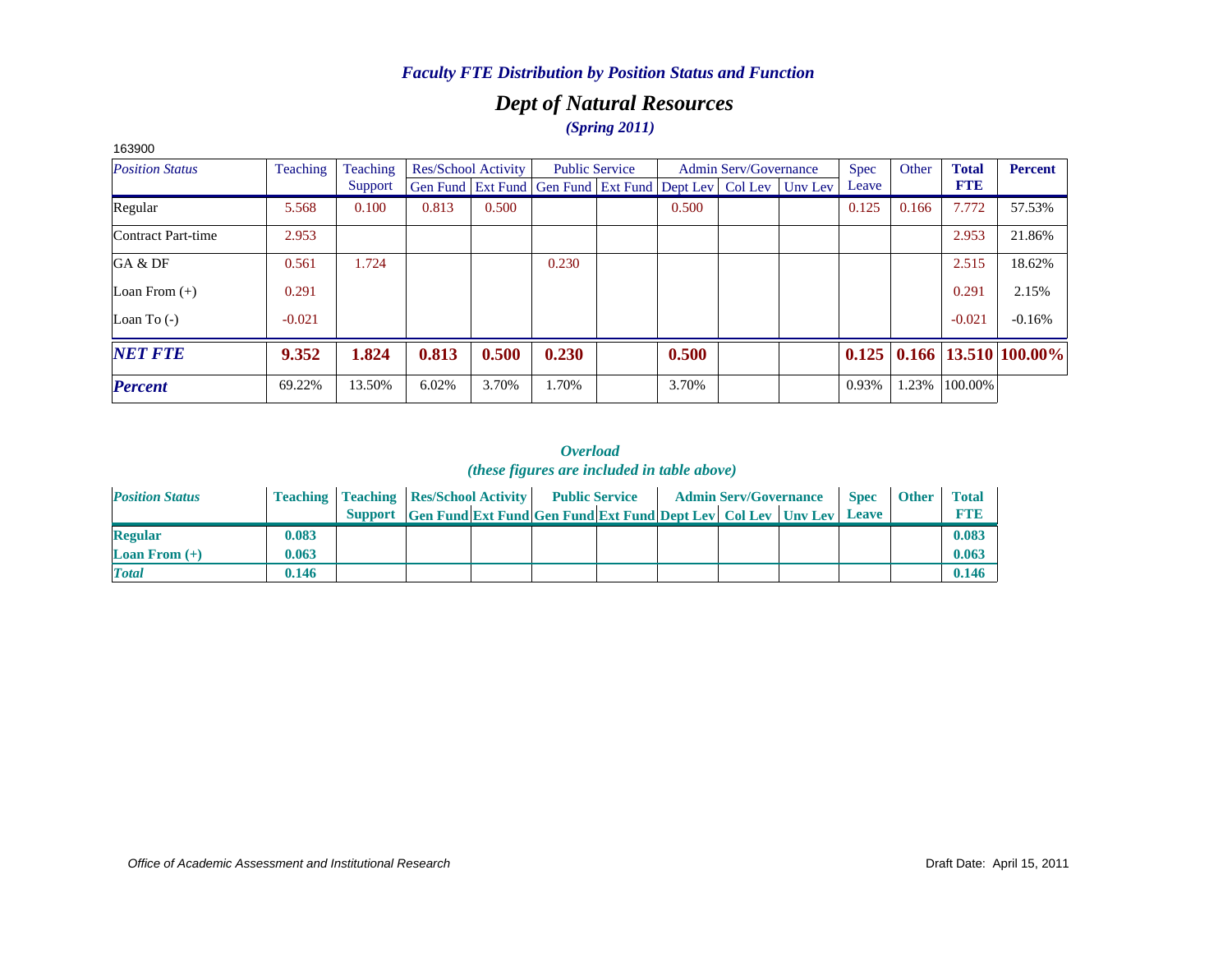*Faculty FTE Distribution by Position Status and Function*

## *Dept of Natural Resources*

*(Spring 2011)*

163900

| *Position Status* | Teaching | Teaching Support | Res/School Activity | | Public Service | | Admin Serv/Governance | | | Spec Leave | Other | **Total FTE** | **Percent** |
|---|---|---|---|---|---|---|---|---|---|---|---|---|---|
| | | | Gen Fund | Ext Fund | Gen Fund | Ext Fund | Dept Lev | Col Lev | Unv Lev | | | | |
| Regular | 5.568 | 0.100 | 0.813 | 0.500 | | | 0.500 | | | 0.125 | 0.166 | 7.772 | 57.53% |
| Contract Part-time | 2.953 | | | | | | | | | | | 2.953 | 21.86% |
| GA & DF | 0.561 | 1.724 | | | 0.230 | | | | | | | 2.515 | 18.62% |
| Loan From (+) | 0.291 | | | | | | | | | | | 0.291 | 2.15% |
| Loan To (-) | -0.021 | | | | | | | | | | | -0.021 | -0.16% |
| ***NET FTE*** | **9.352** | **1.824** | **0.813** | **0.500** | **0.230** | | **0.500** | | | **0.125** | **0.166** | **13.510** | **100.00%** |
| ***Percent*** | 69.22% | 13.50% | 6.02% | 3.70% | 1.70% | | 3.70% | | | 0.93% | 1.23% | 100.00% | |

***Overload***

***(these figures are included in table above)***

| *Position Status* | Teaching | Teaching Support | Res/School Activity | | Public Service | | Admin Serv/Governance | | | Spec Leave | Other | Total FTE |
|---|---|---|---|---|---|---|---|---|---|---|---|---|
| | | | Gen Fund | Ext Fund | Gen Fund | Ext Fund | Dept Lev | Col Lev | Unv Lev | | | |
| **Regular** | **0.083** | | | | | | | | | | | **0.083** |
| **Loan From (+)** | **0.063** | | | | | | | | | | | **0.063** |
| ***Total*** | **0.146** | | | | | | | | | | | **0.146** |

*Office of Academic Assessment and Institutional Research*

Draft Date: April 15, 2011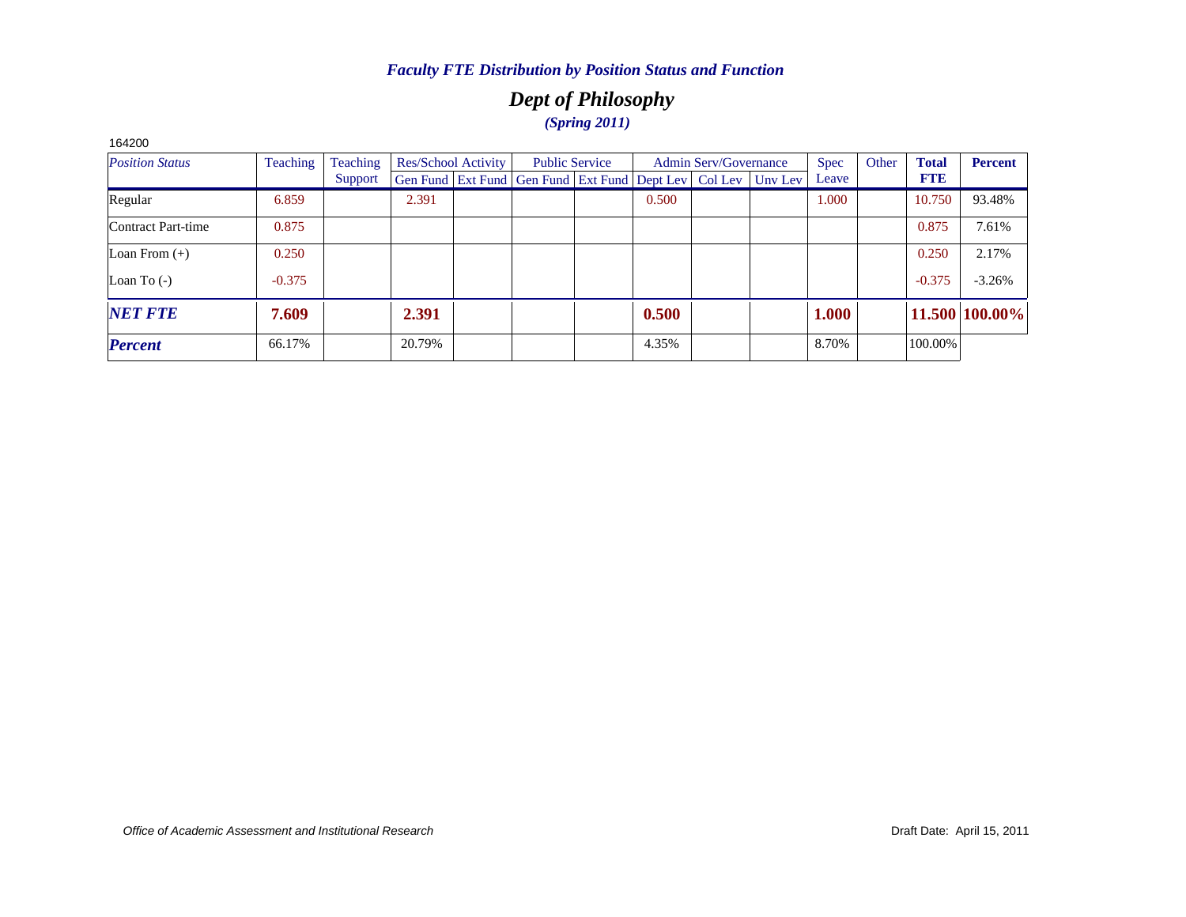*Faculty FTE Distribution by Position Status and Function*

## *Dept of Philosophy*

***(Spring 2011)***

164200

| *Position Status* | Teaching | Teaching Support | Res/School Activity | | Public Service | | Admin Serv/Governance | | | Spec Leave | Other | **Total FTE** | **Percent** |
|---|---|---|---|---|---|---|---|---|---|---|---|---|---|
| | | | Gen Fund | Ext Fund | Gen Fund | Ext Fund | Dept Lev | Col Lev | Unv Lev | | | | |
| Regular | 6.859 | | 2.391 | | | | 0.500 | | | 1.000 | | 10.750 | 93.48% |
| Contract Part-time | 0.875 | | | | | | | | | | | 0.875 | 7.61% |
| Loan From (+) | 0.250 | | | | | | | | | | | 0.250 | 2.17% |
| Loan To (-) | -0.375 | | | | | | | | | | | -0.375 | -3.26% |
| ***NET FTE*** | **7.609** | | **2.391** | | | | **0.500** | | | **1.000** | | **11.500** | **100.00%** |
| ***Percent*** | 66.17% | | 20.79% | | | | 4.35% | | | 8.70% | | 100.00% | |

*Office of Academic Assessment and Institutional Research*

Draft Date: April 15, 2011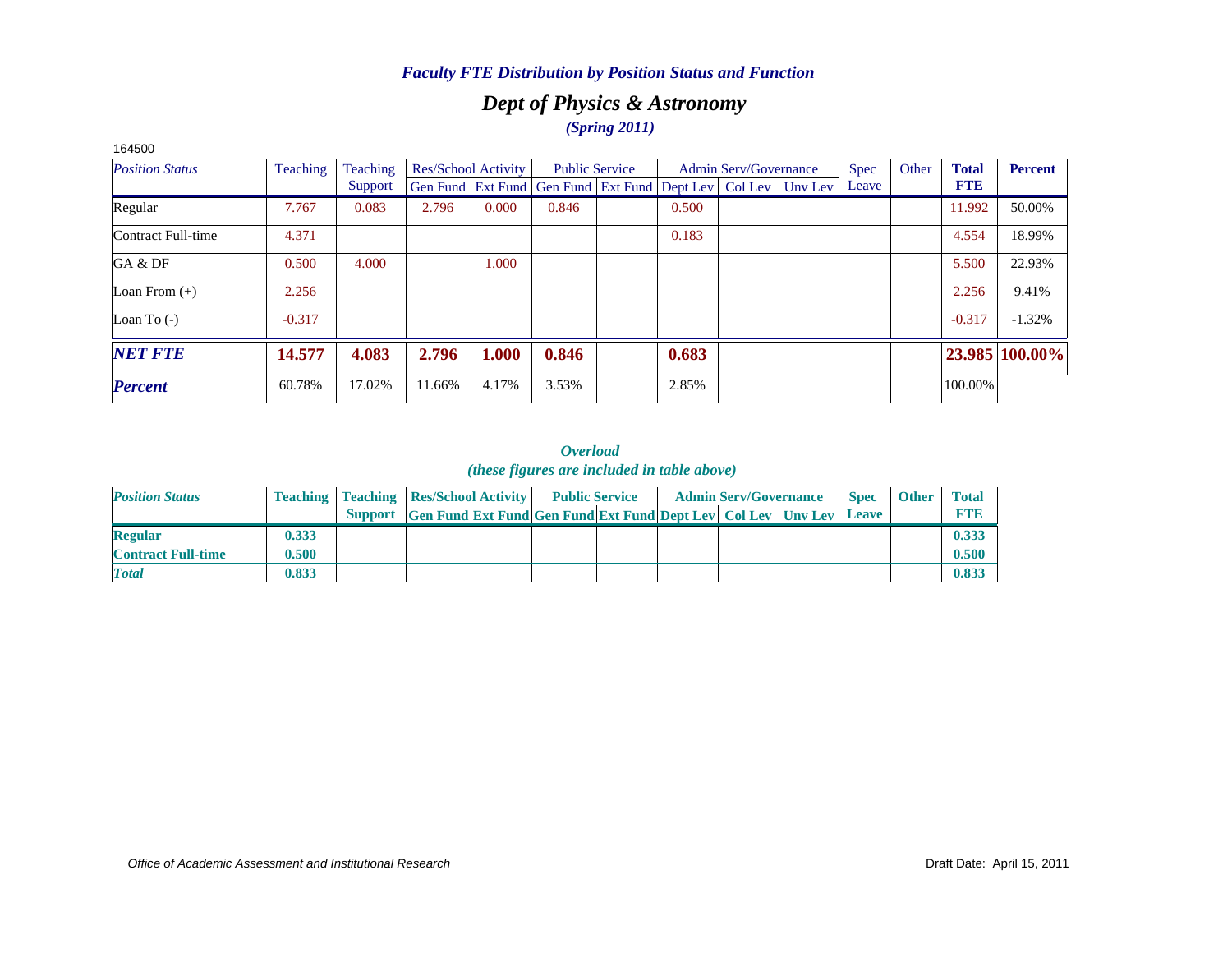### *Faculty FTE Distribution by Position Status and Function*

## *Dept of Physics & Astronomy*

*(Spring 2011)*

164500

| *Position Status* | Teaching | Teaching Support | Res/School Activity Gen Fund | Res/School Activity Ext Fund | Public Service Gen Fund | Public Service Ext Fund | Admin Serv/Governance Dept Lev | Admin Serv/Governance Col Lev | Admin Serv/Governance Unv Lev | Spec Leave | Other | Total FTE | Percent |
|---|---|---|---|---|---|---|---|---|---|---|---|---|---|
| Regular | 7.767 | 0.083 | 2.796 | 0.000 | 0.846 | | 0.500 | | | | | 11.992 | 50.00% |
| Contract Full-time | 4.371 | | | | | | 0.183 | | | | | 4.554 | 18.99% |
| GA & DF | 0.500 | 4.000 | | 1.000 | | | | | | | | 5.500 | 22.93% |
| Loan From (+) | 2.256 | | | | | | | | | | | 2.256 | 9.41% |
| Loan To (-) | -0.317 | | | | | | | | | | | -0.317 | -1.32% |
| ***NET FTE*** | **14.577** | **4.083** | **2.796** | **1.000** | **0.846** | | **0.683** | | | | | **23.985** | **100.00%** |
| ***Percent*** | 60.78% | 17.02% | 11.66% | 4.17% | 3.53% | | 2.85% | | | | | 100.00% | |

### *Overload*
*(these figures are included in table above)*

| *Position Status* | Teaching | Teaching Support | Res/School Activity Gen Fund | Res/School Activity Ext Fund | Public Service Gen Fund | Public Service Ext Fund | Admin Serv/Governance Dept Lev | Admin Serv/Governance Col Lev | Admin Serv/Governance Unv Lev | Spec Leave | Other | Total FTE |
|---|---|---|---|---|---|---|---|---|---|---|---|---|
| **Regular** | **0.333** | | | | | | | | | | | **0.333** |
| **Contract Full-time** | **0.500** | | | | | | | | | | | **0.500** |
| ***Total*** | **0.833** | | | | | | | | | | | **0.833** |

*Office of Academic Assessment and Institutional Research*

Draft Date: April 15, 2011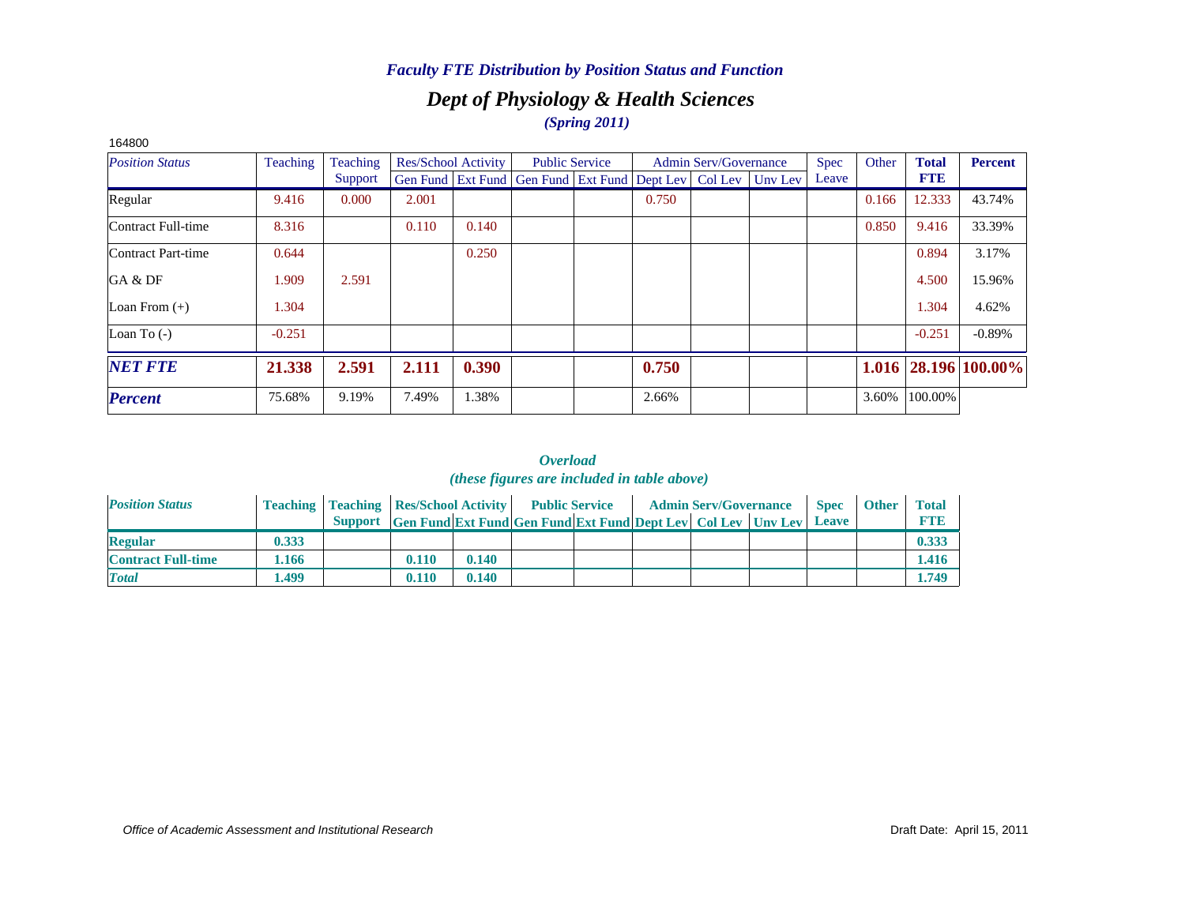*Faculty FTE Distribution by Position Status and Function*

## *Dept of Physiology & Health Sciences*

*(Spring 2011)*

164800

| *Position Status* | Teaching | Teaching Support | Res/School Activity | | Public Service | | Admin Serv/Governance | | | Spec Leave | Other | **Total FTE** | **Percent** |
|---|---|---|---|---|---|---|---|---|---|---|---|---|---|
| | | | Gen Fund | Ext Fund | Gen Fund | Ext Fund | Dept Lev | Col Lev | Unv Lev | | | | |
| Regular | 9.416 | 0.000 | 2.001 | | | | 0.750 | | | | 0.166 | 12.333 | 43.74% |
| Contract Full-time | 8.316 | | 0.110 | 0.140 | | | | | | | 0.850 | 9.416 | 33.39% |
| Contract Part-time | 0.644 | | | 0.250 | | | | | | | | 0.894 | 3.17% |
| GA & DF | 1.909 | 2.591 | | | | | | | | | | 4.500 | 15.96% |
| Loan From (+) | 1.304 | | | | | | | | | | | 1.304 | 4.62% |
| Loan To (-) | -0.251 | | | | | | | | | | | -0.251 | -0.89% |
| ***NET FTE*** | **21.338** | **2.591** | **2.111** | **0.390** | | | **0.750** | | | | **1.016** | **28.196** | **100.00%** |
| ***Percent*** | 75.68% | 9.19% | 7.49% | 1.38% | | | 2.66% | | | | 3.60% | 100.00% | |

*Overload*

*(these figures are included in table above)*

| *Position Status* | Teaching | Teaching Support | Res/School Activity | | Public Service | | Admin Serv/Governance | | | Spec Leave | Other | Total FTE |
|---|---|---|---|---|---|---|---|---|---|---|---|---|
| | | | Gen Fund | Ext Fund | Gen Fund | Ext Fund | Dept Lev | Col Lev | Unv Lev | | | |
| **Regular** | **0.333** | | | | | | | | | | | **0.333** |
| **Contract Full-time** | **1.166** | | **0.110** | **0.140** | | | | | | | | **1.416** |
| ***Total*** | **1.499** | | **0.110** | **0.140** | | | | | | | | **1.749** |

*Office of Academic Assessment and Institutional Research*

Draft Date: April 15, 2011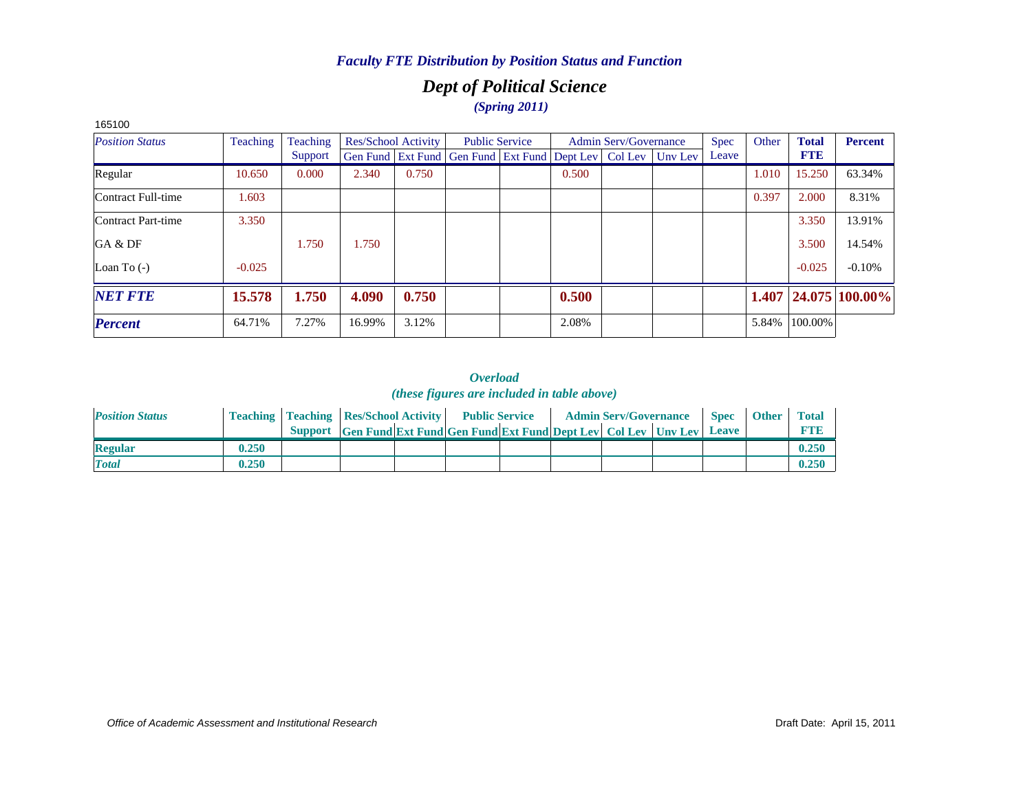*Faculty FTE Distribution by Position Status and Function*

## *Dept of Political Science*

*(Spring 2011)*

165100

| *Position Status* | Teaching | Teaching Support | Res/School Activity | | Public Service | | Admin Serv/Governance | | | Spec Leave | Other | **Total FTE** | **Percent** |
|---|---|---|---|---|---|---|---|---|---|---|---|---|---|
| | | | Gen Fund | Ext Fund | Gen Fund | Ext Fund | Dept Lev | Col Lev | Unv Lev | | | | |
| Regular | 10.650 | 0.000 | 2.340 | 0.750 | | | 0.500 | | | | 1.010 | 15.250 | 63.34% |
| Contract Full-time | 1.603 | | | | | | | | | | 0.397 | 2.000 | 8.31% |
| Contract Part-time | 3.350 | | | | | | | | | | | 3.350 | 13.91% |
| GA & DF | | 1.750 | 1.750 | | | | | | | | | 3.500 | 14.54% |
| Loan To (-) | -0.025 | | | | | | | | | | | -0.025 | -0.10% |
| ***NET FTE*** | **15.578** | **1.750** | **4.090** | **0.750** | | | **0.500** | | | | **1.407** | **24.075** | **100.00%** |
| ***Percent*** | 64.71% | 7.27% | 16.99% | 3.12% | | | 2.08% | | | | 5.84% | 100.00% | |

***Overload***
***(these figures are included in table above)***

| *Position Status* | **Teaching** | **Teaching Support** | **Res/School Activity** | | **Public Service** | | **Admin Serv/Governance** | | | **Spec Leave** | **Other** | **Total FTE** |
|---|---|---|---|---|---|---|---|---|---|---|---|---|
| | | | **Gen Fund** | **Ext Fund** | **Gen Fund** | **Ext Fund** | **Dept Lev** | **Col Lev** | **Unv Lev** | | | |
| **Regular** | **0.250** | | | | | | | | | | | **0.250** |
| ***Total*** | **0.250** | | | | | | | | | | | **0.250** |

*Office of Academic Assessment and Institutional Research*

Draft Date: April 15, 2011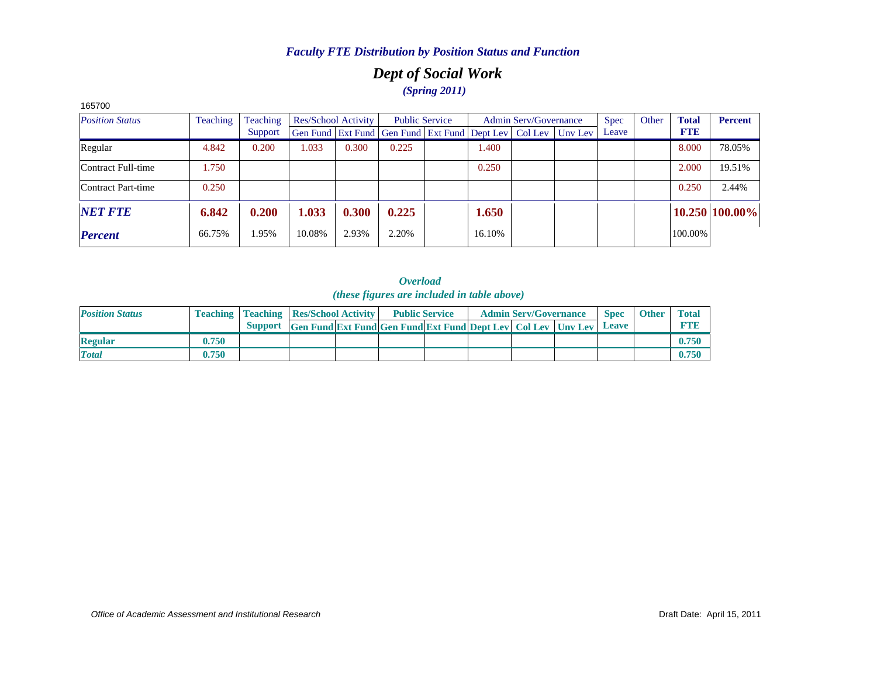***Faculty FTE Distribution by Position Status and Function***

## *Dept of Social Work*

***(Spring 2011)***

165700

| *Position Status* | Teaching | Teaching Support | Res/School Activity | | Public Service | | Admin Serv/Governance | | | Spec Leave | Other | **Total FTE** | **Percent** |
|---|---|---|---|---|---|---|---|---|---|---|---|---|---|
| | | | Gen Fund | Ext Fund | Gen Fund | Ext Fund | Dept Lev | Col Lev | Unv Lev | | | | |
| Regular | 4.842 | 0.200 | 1.033 | 0.300 | 0.225 | | 1.400 | | | | | 8.000 | 78.05% |
| Contract Full-time | 1.750 | | | | | | 0.250 | | | | | 2.000 | 19.51% |
| Contract Part-time | 0.250 | | | | | | | | | | | 0.250 | 2.44% |
| ***NET FTE*** | **6.842** | **0.200** | **1.033** | **0.300** | **0.225** | | **1.650** | | | | | **10.250** | **100.00%** |
| ***Percent*** | 66.75% | 1.95% | 10.08% | 2.93% | 2.20% | | 16.10% | | | | | 100.00% | |

***Overload***
***(these figures are included in table above)***

| *Position Status* | **Teaching** | **Teaching Support** | **Res/School Activity** | | **Public Service** | | **Admin Serv/Governance** | | | **Spec Leave** | **Other** | **Total FTE** |
|---|---|---|---|---|---|---|---|---|---|---|---|---|
| | | | **Gen Fund** | **Ext Fund** | **Gen Fund** | **Ext Fund** | **Dept Lev** | **Col Lev** | **Unv Lev** | | | |
| **Regular** | **0.750** | | | | | | | | | | | **0.750** |
| ***Total*** | **0.750** | | | | | | | | | | | **0.750** |

*Office of Academic Assessment and Institutional Research*

Draft Date: April 15, 2011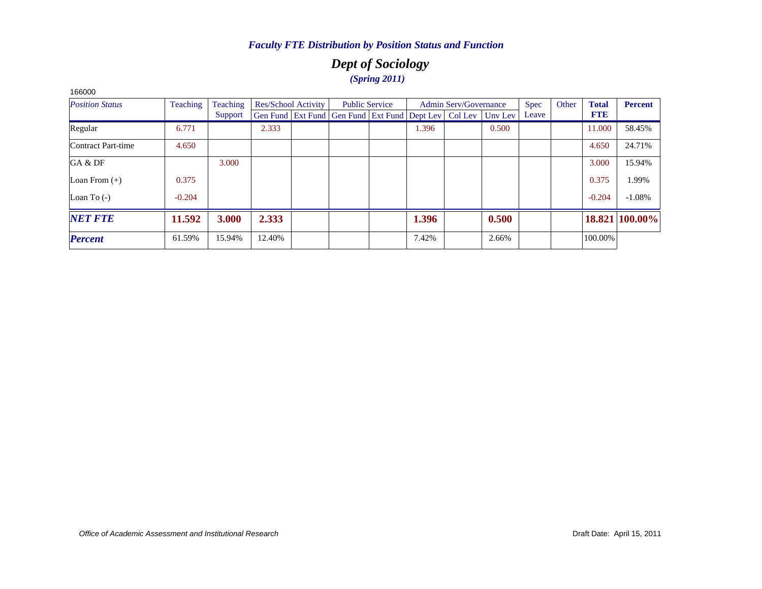*Faculty FTE Distribution by Position Status and Function*

## *Dept of Sociology*

***(Spring 2011)***

166000

| *Position Status* | Teaching | Teaching Support | Res/School Activity | | Public Service | | Admin Serv/Governance | | | Spec Leave | Other | **Total FTE** | **Percent** |
|---|---|---|---|---|---|---|---|---|---|---|---|---|---|
| | | | Gen Fund | Ext Fund | Gen Fund | Ext Fund | Dept Lev | Col Lev | Unv Lev | | | | |
| Regular | 6.771 | | 2.333 | | | | 1.396 | | 0.500 | | | 11.000 | 58.45% |
| Contract Part-time | 4.650 | | | | | | | | | | | 4.650 | 24.71% |
| GA & DF | | 3.000 | | | | | | | | | | 3.000 | 15.94% |
| Loan From (+) | 0.375 | | | | | | | | | | | 0.375 | 1.99% |
| Loan To (-) | -0.204 | | | | | | | | | | | -0.204 | -1.08% |
| ***NET FTE*** | **11.592** | **3.000** | **2.333** | | | | **1.396** | | **0.500** | | | **18.821** | **100.00%** |
| ***Percent*** | 61.59% | 15.94% | 12.40% | | | | 7.42% | | 2.66% | | | 100.00% | |

*Office of Academic Assessment and Institutional Research*

Draft Date: April 15, 2011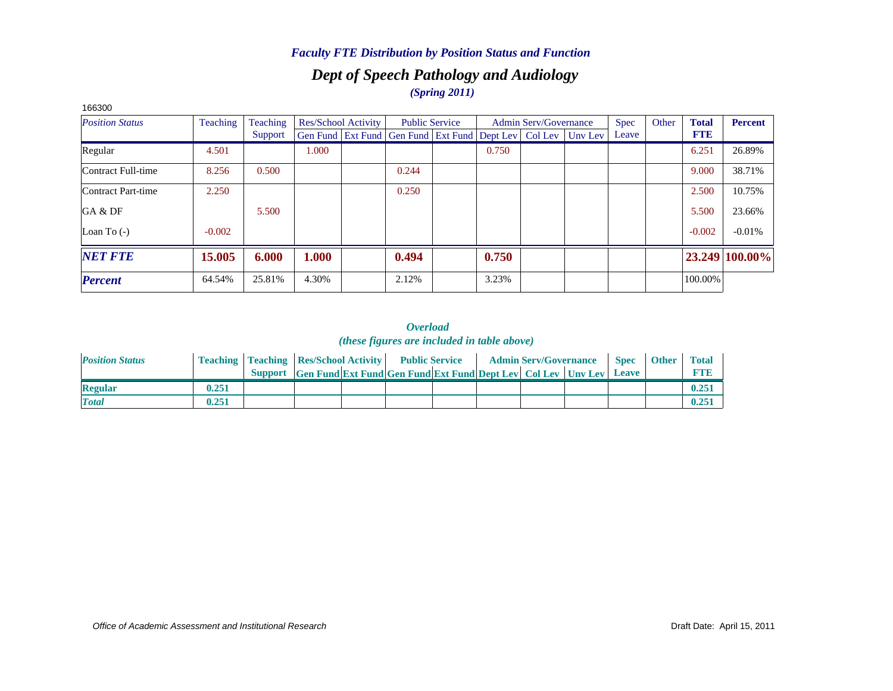# *Faculty FTE Distribution by Position Status and Function*

## *Dept of Speech Pathology and Audiology*

### *(Spring 2011)*

166300

| *Position Status* | Teaching | Teaching Support | Res/School Activity | | Public Service | | Admin Serv/Governance | | | Spec Leave | Other | **Total FTE** | **Percent** |
|---|---|---|---|---|---|---|---|---|---|---|---|---|---|
| | | | Gen Fund | Ext Fund | Gen Fund | Ext Fund | Dept Lev | Col Lev | Unv Lev | | | | |
| Regular | 4.501 | | 1.000 | | | | 0.750 | | | | | 6.251 | 26.89% |
| Contract Full-time | 8.256 | 0.500 | | | 0.244 | | | | | | | 9.000 | 38.71% |
| Contract Part-time | 2.250 | | | | 0.250 | | | | | | | 2.500 | 10.75% |
| GA & DF | | 5.500 | | | | | | | | | | 5.500 | 23.66% |
| Loan To (-) | -0.002 | | | | | | | | | | | -0.002 | -0.01% |
| ***NET FTE*** | **15.005** | **6.000** | **1.000** | | **0.494** | | **0.750** | | | | | **23.249** | **100.00%** |
| ***Percent*** | 64.54% | 25.81% | 4.30% | | 2.12% | | 3.23% | | | | | 100.00% | |

### *Overload*
### *(these figures are included in table above)*

| *Position Status* | Teaching | Teaching Support | Res/School Activity | | Public Service | | Admin Serv/Governance | | | Spec Leave | Other | Total FTE |
|---|---|---|---|---|---|---|---|---|---|---|---|---|
| | | | Gen Fund | Ext Fund | Gen Fund | Ext Fund | Dept Lev | Col Lev | Unv Lev | | | |
| **Regular** | **0.251** | | | | | | | | | | | **0.251** |
| ***Total*** | **0.251** | | | | | | | | | | | **0.251** |

*Office of Academic Assessment and Institutional Research*

Draft Date: April 15, 2011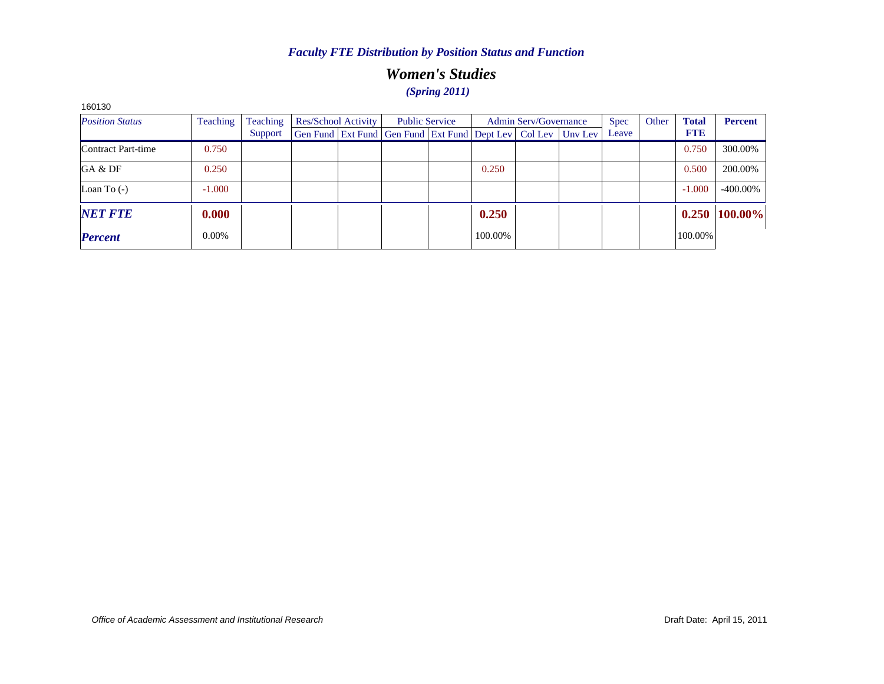## *Faculty FTE Distribution by Position Status and Function*

# *Women's Studies*

### *(Spring 2011)*

160130

| *Position Status* | Teaching | Teaching Support | Res/School Activity | | Public Service | | Admin Serv/Governance | | | Spec Leave | Other | **Total FTE** | **Percent** |
|---|---|---|---|---|---|---|---|---|---|---|---|---|---|
| | | | Gen Fund | Ext Fund | Gen Fund | Ext Fund | Dept Lev | Col Lev | Unv Lev | | | | |
| Contract Part-time | 0.750 | | | | | | | | | | | 0.750 | 300.00% |
| GA & DF | 0.250 | | | | | | 0.250 | | | | | 0.500 | 200.00% |
| Loan To (-) | -1.000 | | | | | | | | | | | -1.000 | -400.00% |
| ***NET FTE*** | **0.000** | | | | | | **0.250** | | | | | **0.250** | **100.00%** |
| ***Percent*** | 0.00% | | | | | | 100.00% | | | | | 100.00% | |

*Office of Academic Assessment and Institutional Research*

Draft Date: April 15, 2011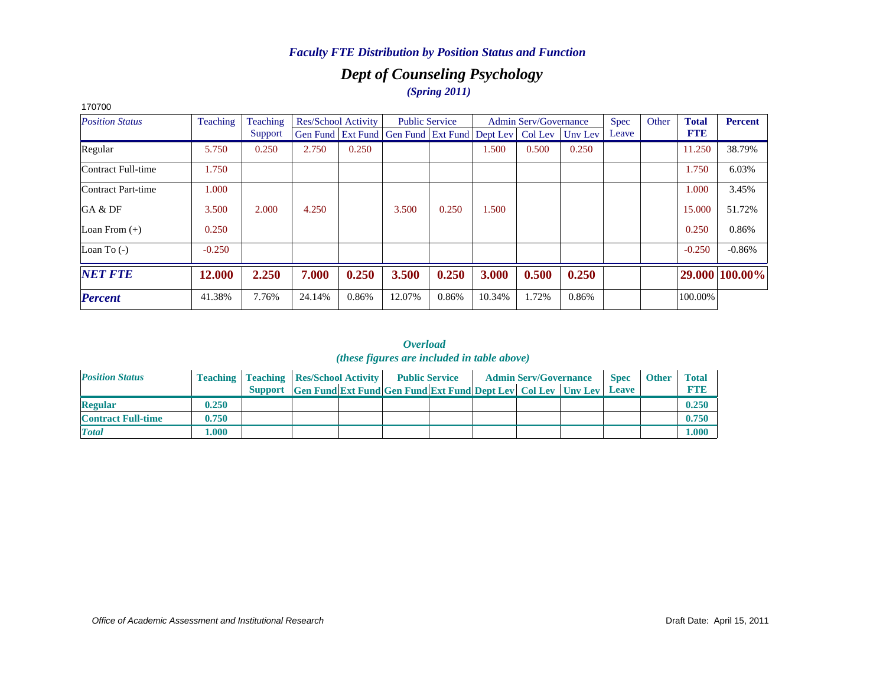*Faculty FTE Distribution by Position Status and Function*

## *Dept of Counseling Psychology*

*(Spring 2011)*

170700

| *Position Status* | Teaching | Teaching Support | Res/School Activity | | Public Service | | Admin Serv/Governance | | | Spec Leave | Other | **Total FTE** | **Percent** |
|---|---|---|---|---|---|---|---|---|---|---|---|---|---|
| | | | Gen Fund | Ext Fund | Gen Fund | Ext Fund | Dept Lev | Col Lev | Unv Lev | | | | |
| Regular | 5.750 | 0.250 | 2.750 | 0.250 | | | 1.500 | 0.500 | 0.250 | | | 11.250 | 38.79% |
| Contract Full-time | 1.750 | | | | | | | | | | | 1.750 | 6.03% |
| Contract Part-time | 1.000 | | | | | | | | | | | 1.000 | 3.45% |
| GA & DF | 3.500 | 2.000 | 4.250 | | 3.500 | 0.250 | 1.500 | | | | | 15.000 | 51.72% |
| Loan From (+) | 0.250 | | | | | | | | | | | 0.250 | 0.86% |
| Loan To (-) | -0.250 | | | | | | | | | | | -0.250 | -0.86% |
| ***NET FTE*** | **12.000** | **2.250** | **7.000** | **0.250** | **3.500** | **0.250** | **3.000** | **0.500** | **0.250** | | | **29.000** | **100.00%** |
| ***Percent*** | 41.38% | 7.76% | 24.14% | 0.86% | 12.07% | 0.86% | 10.34% | 1.72% | 0.86% | | | 100.00% | |

***Overload***
***(these figures are included in table above)***

| *Position Status* | Teaching | Teaching Support | Res/School Activity | | Public Service | | Admin Serv/Governance | | | Spec Leave | Other | Total FTE |
|---|---|---|---|---|---|---|---|---|---|---|---|---|
| | | | Gen Fund | Ext Fund | Gen Fund | Ext Fund | Dept Lev | Col Lev | Unv Lev | | | |
| **Regular** | **0.250** | | | | | | | | | | | **0.250** |
| **Contract Full-time** | **0.750** | | | | | | | | | | | **0.750** |
| ***Total*** | **1.000** | | | | | | | | | | | **1.000** |

*Office of Academic Assessment and Institutional Research*

Draft Date: April 15, 2011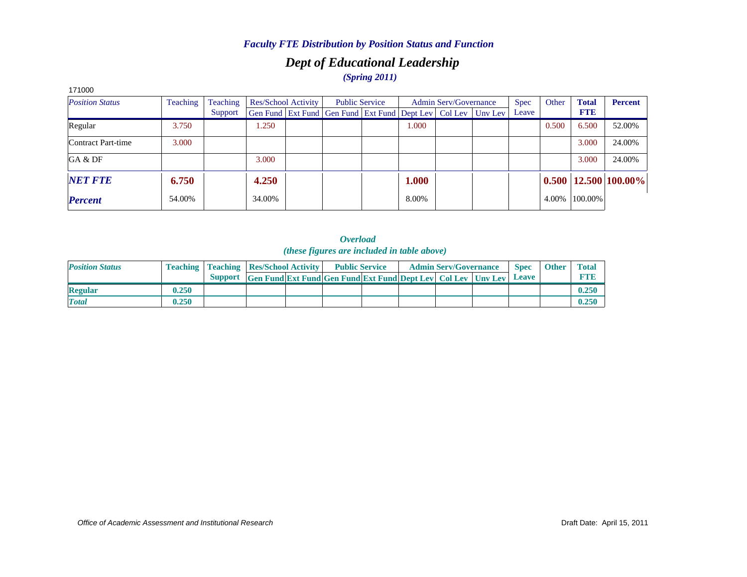*Faculty FTE Distribution by Position Status and Function*

## *Dept of Educational Leadership*

*(Spring 2011)*

171000

| *Position Status* | Teaching | Teaching Support | Res/School Activity | | Public Service | | Admin Serv/Governance | | | Spec Leave | Other | **Total FTE** | **Percent** |
|---|---|---|---|---|---|---|---|---|---|---|---|---|---|
| | | | Gen Fund | Ext Fund | Gen Fund | Ext Fund | Dept Lev | Col Lev | Unv Lev | | | | |
| Regular | 3.750 | | 1.250 | | | | 1.000 | | | | 0.500 | 6.500 | 52.00% |
| Contract Part-time | 3.000 | | | | | | | | | | | 3.000 | 24.00% |
| GA & DF | | | 3.000 | | | | | | | | | 3.000 | 24.00% |
| ***NET FTE*** | **6.750** | | **4.250** | | | | **1.000** | | | | **0.500** | **12.500** | **100.00%** |
| ***Percent*** | 54.00% | | 34.00% | | | | 8.00% | | | | 4.00% | 100.00% | |

*Overload*

*(these figures are included in table above)*

| *Position Status* | Teaching | Teaching Support | Res/School Activity | | Public Service | | Admin Serv/Governance | | | Spec Leave | Other | Total FTE |
|---|---|---|---|---|---|---|---|---|---|---|---|---|
| | | | Gen Fund | Ext Fund | Gen Fund | Ext Fund | Dept Lev | Col Lev | Unv Lev | | | |
| **Regular** | **0.250** | | | | | | | | | | | **0.250** |
| ***Total*** | **0.250** | | | | | | | | | | | **0.250** |

*Office of Academic Assessment and Institutional Research*

Draft Date: April 15, 2011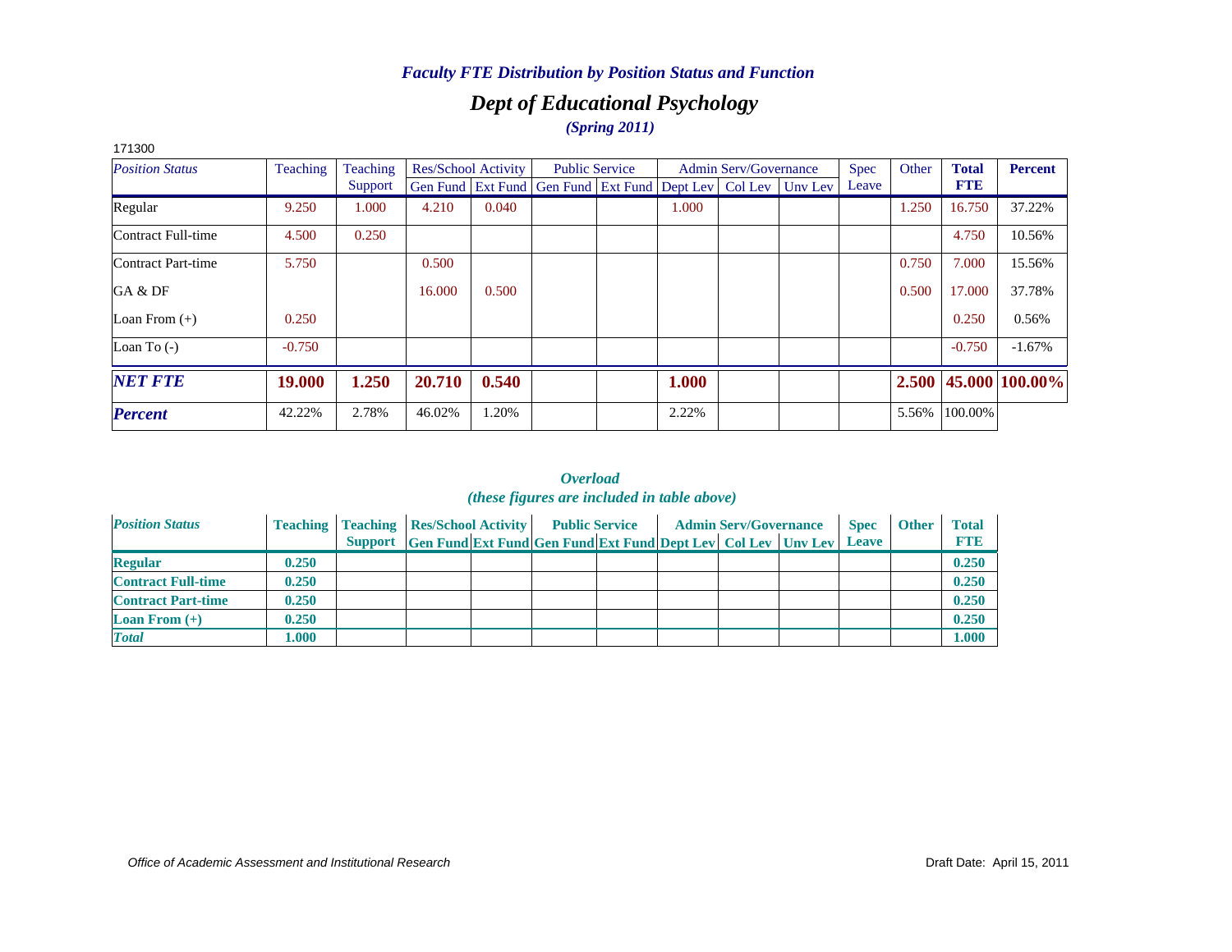*Faculty FTE Distribution by Position Status and Function*

## *Dept of Educational Psychology*

*(Spring 2011)*

171300

| *Position Status* | Teaching | Teaching Support | Res/School Activity | | Public Service | | Admin Serv/Governance | | | Spec Leave | Other | **Total FTE** | **Percent** |
|---|---|---|---|---|---|---|---|---|---|---|---|---|---|
| | | | Gen Fund | Ext Fund | Gen Fund | Ext Fund | Dept Lev | Col Lev | Unv Lev | | | | |
| Regular | 9.250 | 1.000 | 4.210 | 0.040 | | | 1.000 | | | | 1.250 | 16.750 | 37.22% |
| Contract Full-time | 4.500 | 0.250 | | | | | | | | | | 4.750 | 10.56% |
| Contract Part-time | 5.750 | | 0.500 | | | | | | | | 0.750 | 7.000 | 15.56% |
| GA & DF | | | 16.000 | 0.500 | | | | | | | 0.500 | 17.000 | 37.78% |
| Loan From (+) | 0.250 | | | | | | | | | | | 0.250 | 0.56% |
| Loan To (-) | -0.750 | | | | | | | | | | | -0.750 | -1.67% |
| ***NET FTE*** | **19.000** | **1.250** | **20.710** | **0.540** | | | **1.000** | | | | **2.500** | **45.000** | **100.00%** |
| ***Percent*** | 42.22% | 2.78% | 46.02% | 1.20% | | | 2.22% | | | | 5.56% | 100.00% | |

*Overload*

*(these figures are included in table above)*

| *Position Status* | **Teaching** | **Teaching Support** | **Res/School Activity** | | **Public Service** | | **Admin Serv/Governance** | | | **Spec Leave** | **Other** | **Total FTE** |
|---|---|---|---|---|---|---|---|---|---|---|---|---|
| | | | **Gen Fund** | **Ext Fund** | **Gen Fund** | **Ext Fund** | **Dept Lev** | **Col Lev** | **Unv Lev** | | | |
| **Regular** | **0.250** | | | | | | | | | | | **0.250** |
| **Contract Full-time** | **0.250** | | | | | | | | | | | **0.250** |
| **Contract Part-time** | **0.250** | | | | | | | | | | | **0.250** |
| **Loan From (+)** | **0.250** | | | | | | | | | | | **0.250** |
| ***Total*** | **1.000** | | | | | | | | | | | **1.000** |

*Office of Academic Assessment and Institutional Research*

Draft Date: April 15, 2011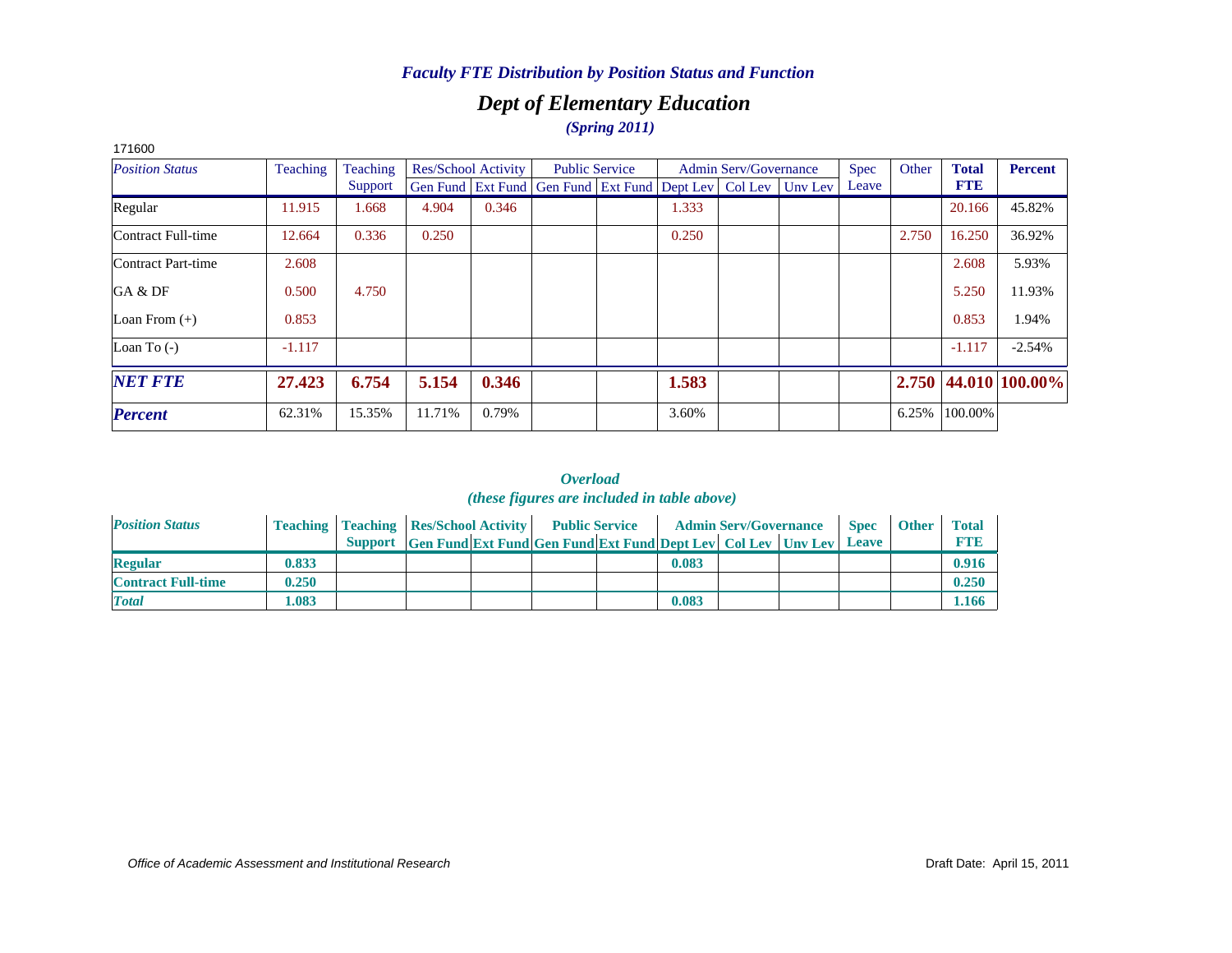*Faculty FTE Distribution by Position Status and Function*

# *Dept of Elementary Education*

*(Spring 2011)*

171600

| *Position Status* | Teaching | Teaching Support | Res/School Activity | | Public Service | | Admin Serv/Governance | | | Spec Leave | Other | **Total FTE** | **Percent** |
|---|---|---|---|---|---|---|---|---|---|---|---|---|---|
| | | | Gen Fund | Ext Fund | Gen Fund | Ext Fund | Dept Lev | Col Lev | Unv Lev | | | | |
| Regular | 11.915 | 1.668 | 4.904 | 0.346 | | | 1.333 | | | | | 20.166 | 45.82% |
| Contract Full-time | 12.664 | 0.336 | 0.250 | | | | 0.250 | | | | 2.750 | 16.250 | 36.92% |
| Contract Part-time | 2.608 | | | | | | | | | | | 2.608 | 5.93% |
| GA & DF | 0.500 | 4.750 | | | | | | | | | | 5.250 | 11.93% |
| Loan From (+) | 0.853 | | | | | | | | | | | 0.853 | 1.94% |
| Loan To (-) | -1.117 | | | | | | | | | | | -1.117 | -2.54% |
| ***NET FTE*** | **27.423** | **6.754** | **5.154** | **0.346** | | | **1.583** | | | | **2.750** | **44.010** | **100.00%** |
| ***Percent*** | 62.31% | 15.35% | 11.71% | 0.79% | | | 3.60% | | | | 6.25% | 100.00% | |

***Overload***
***(these figures are included in table above)***

| *Position Status* | Teaching | Teaching Support | Res/School Activity | | Public Service | | Admin Serv/Governance | | | Spec Leave | Other | Total FTE |
|---|---|---|---|---|---|---|---|---|---|---|---|---|
| | | | Gen Fund | Ext Fund | Gen Fund | Ext Fund | Dept Lev | Col Lev | Unv Lev | | | |
| **Regular** | **0.833** | | | | | | **0.083** | | | | | **0.916** |
| **Contract Full-time** | **0.250** | | | | | | | | | | | **0.250** |
| ***Total*** | **1.083** | | | | | | **0.083** | | | | | **1.166** |

*Office of Academic Assessment and Institutional Research*

Draft Date: April 15, 2011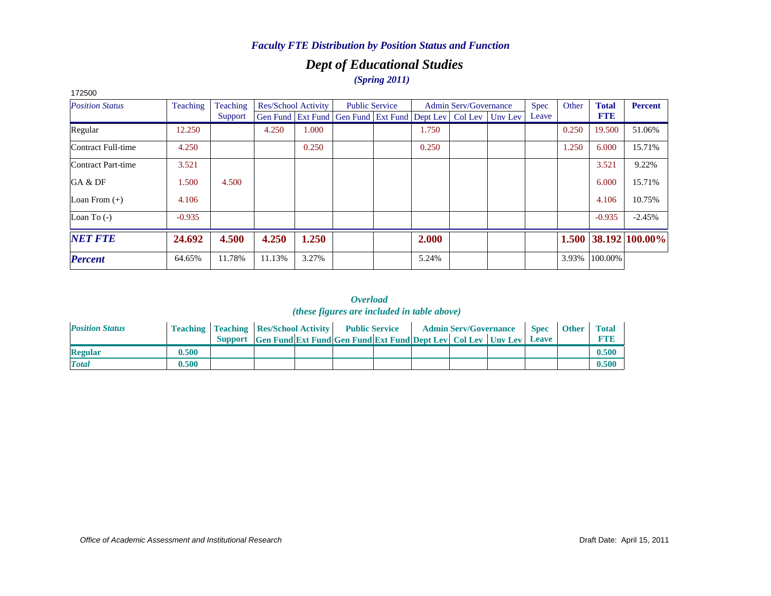*Faculty FTE Distribution by Position Status and Function*

## *Dept of Educational Studies*

*(Spring 2011)*

172500

| *Position Status* | Teaching | Teaching Support | Res/School Activity | | Public Service | | Admin Serv/Governance | | | Spec Leave | Other | **Total FTE** | **Percent** |
|---|---|---|---|---|---|---|---|---|---|---|---|---|---|
| | | | Gen Fund | Ext Fund | Gen Fund | Ext Fund | Dept Lev | Col Lev | Unv Lev | | | | |
| Regular | 12.250 | | 4.250 | 1.000 | | | 1.750 | | | | 0.250 | 19.500 | 51.06% |
| Contract Full-time | 4.250 | | | 0.250 | | | 0.250 | | | | 1.250 | 6.000 | 15.71% |
| Contract Part-time | 3.521 | | | | | | | | | | | 3.521 | 9.22% |
| GA & DF | 1.500 | 4.500 | | | | | | | | | | 6.000 | 15.71% |
| Loan From (+) | 4.106 | | | | | | | | | | | 4.106 | 10.75% |
| Loan To (-) | -0.935 | | | | | | | | | | | -0.935 | -2.45% |
| ***NET FTE*** | **24.692** | **4.500** | **4.250** | **1.250** | | | **2.000** | | | | **1.500** | **38.192** | **100.00%** |
| ***Percent*** | 64.65% | 11.78% | 11.13% | 3.27% | | | 5.24% | | | | 3.93% | 100.00% | |

***Overload***

***(these figures are included in table above)***

| *Position Status* | Teaching | Teaching Support | Res/School Activity | | Public Service | | Admin Serv/Governance | | | Spec Leave | Other | Total FTE |
|---|---|---|---|---|---|---|---|---|---|---|---|---|
| | | | Gen Fund | Ext Fund | Gen Fund | Ext Fund | Dept Lev | Col Lev | Unv Lev | | | |
| **Regular** | **0.500** | | | | | | | | | | | **0.500** |
| ***Total*** | **0.500** | | | | | | | | | | | **0.500** |

*Office of Academic Assessment and Institutional Research*

Draft Date: April 15, 2011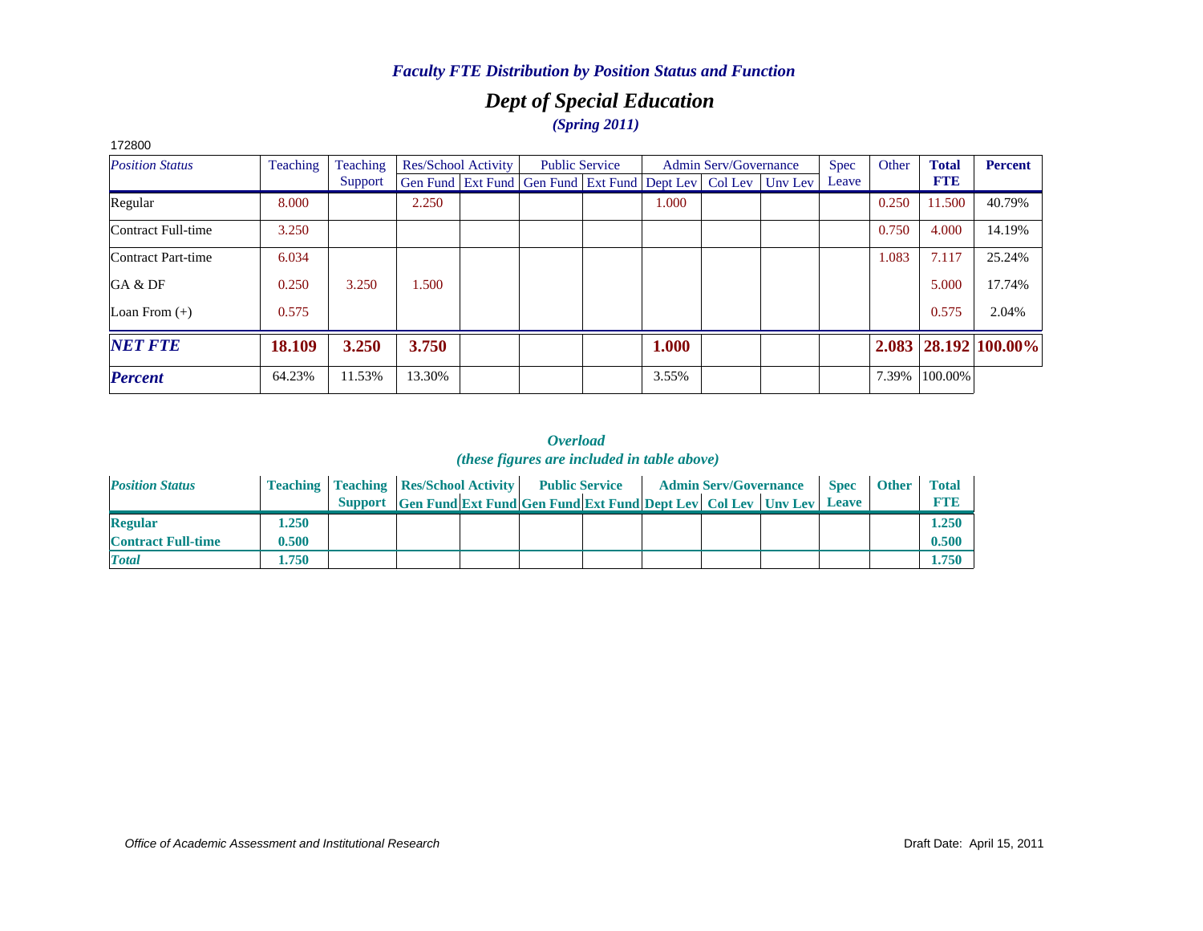### *Faculty FTE Distribution by Position Status and Function*

## *Dept of Special Education*

### *(Spring 2011)*

172800

| *Position Status* | Teaching | Teaching Support | Res/School Activity | | Public Service | | Admin Serv/Governance | | | Spec Leave | Other | **Total FTE** | **Percent** |
|---|---|---|---|---|---|---|---|---|---|---|---|---|---|
| | | | Gen Fund | Ext Fund | Gen Fund | Ext Fund | Dept Lev | Col Lev | Unv Lev | | | | |
| Regular | 8.000 | | 2.250 | | | | 1.000 | | | | 0.250 | 11.500 | 40.79% |
| Contract Full-time | 3.250 | | | | | | | | | | 0.750 | 4.000 | 14.19% |
| Contract Part-time | 6.034 | | | | | | | | | | 1.083 | 7.117 | 25.24% |
| GA & DF | 0.250 | 3.250 | 1.500 | | | | | | | | | 5.000 | 17.74% |
| Loan From (+) | 0.575 | | | | | | | | | | | 0.575 | 2.04% |
| ***NET FTE*** | **18.109** | **3.250** | **3.750** | | | | **1.000** | | | | **2.083** | **28.192** | **100.00%** |
| ***Percent*** | 64.23% | 11.53% | 13.30% | | | | 3.55% | | | | 7.39% | 100.00% | |

### *Overload*
### *(these figures are included in table above)*

| *Position Status* | **Teaching** | **Teaching Support** | **Res/School Activity** | | **Public Service** | | **Admin Serv/Governance** | | | **Spec Leave** | **Other** | **Total FTE** |
|---|---|---|---|---|---|---|---|---|---|---|---|---|
| | | | **Gen Fund** | **Ext Fund** | **Gen Fund** | **Ext Fund** | **Dept Lev** | **Col Lev** | **Unv Lev** | | | |
| **Regular** | **1.250** | | | | | | | | | | | **1.250** |
| **Contract Full-time** | **0.500** | | | | | | | | | | | **0.500** |
| ***Total*** | **1.750** | | | | | | | | | | | **1.750** |

*Office of Academic Assessment and Institutional Research*

Draft Date: April 15, 2011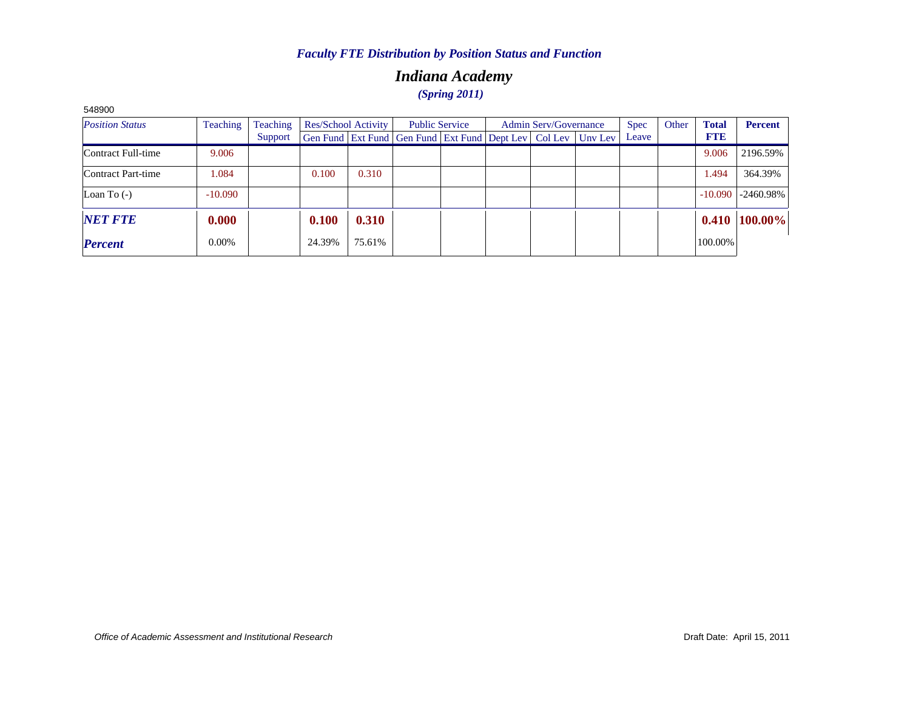*Faculty FTE Distribution by Position Status and Function*

# *Indiana Academy*

***(Spring 2011)***

548900

| *Position Status* | Teaching | Teaching Support | Res/School Activity | | Public Service | | Admin Serv/Governance | | | Spec Leave | Other | **Total FTE** | **Percent** |
|---|---|---|---|---|---|---|---|---|---|---|---|---|---|
| | | | Gen Fund | Ext Fund | Gen Fund | Ext Fund | Dept Lev | Col Lev | Unv Lev | | | | |
| Contract Full-time | 9.006 | | | | | | | | | | | 9.006 | 2196.59% |
| Contract Part-time | 1.084 | | 0.100 | 0.310 | | | | | | | | 1.494 | 364.39% |
| Loan To (-) | -10.090 | | | | | | | | | | | -10.090 | -2460.98% |
| ***NET FTE*** | **0.000** | | **0.100** | **0.310** | | | | | | | | **0.410** | **100.00%** |
| ***Percent*** | 0.00% | | 24.39% | 75.61% | | | | | | | | 100.00% | |

*Office of Academic Assessment and Institutional Research*

Draft Date: April 15, 2011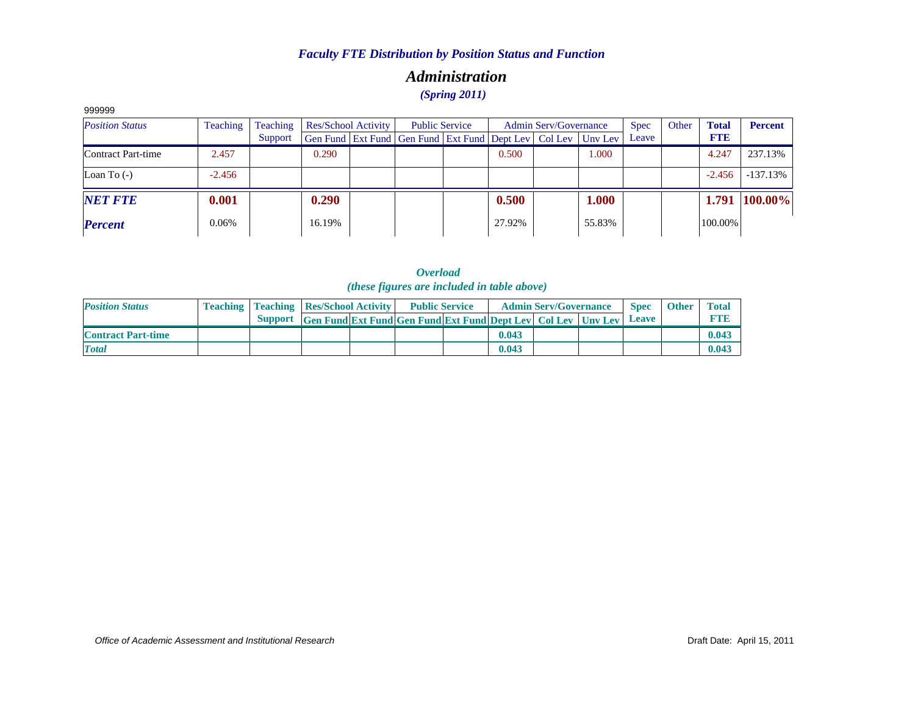*Faculty FTE Distribution by Position Status and Function*

# *Administration*

***(Spring 2011)***

999999

| *Position Status* | Teaching | Teaching Support | Res/School Activity | | Public Service | | Admin Serv/Governance | | | Spec Leave | Other | **Total FTE** | **Percent** |
|---|---|---|---|---|---|---|---|---|---|---|---|---|---|
| | | | Gen Fund | Ext Fund | Gen Fund | Ext Fund | Dept Lev | Col Lev | Unv Lev | | | | |
| Contract Part-time | 2.457 | | 0.290 | | | | 0.500 | | 1.000 | | | 4.247 | 237.13% |
| Loan To (-) | -2.456 | | | | | | | | | | | -2.456 | -137.13% |
| ***NET FTE*** | **0.001** | | **0.290** | | | | **0.500** | | **1.000** | | | **1.791** | **100.00%** |
| ***Percent*** | 0.06% | | 16.19% | | | | 27.92% | | 55.83% | | | 100.00% | |

***Overload***
***(these figures are included in table above)***

| *Position Status* | Teaching | Teaching Support | Res/School Activity | | Public Service | | Admin Serv/Governance | | | Spec Leave | Other | Total FTE |
|---|---|---|---|---|---|---|---|---|---|---|---|---|
| | | | Gen Fund | Ext Fund | Gen Fund | Ext Fund | Dept Lev | Col Lev | Unv Lev | | | |
| **Contract Part-time** | | | | | | | **0.043** | | | | | **0.043** |
| ***Total*** | | | | | | | **0.043** | | | | | **0.043** |

*Office of Academic Assessment and Institutional Research*

Draft Date: April 15, 2011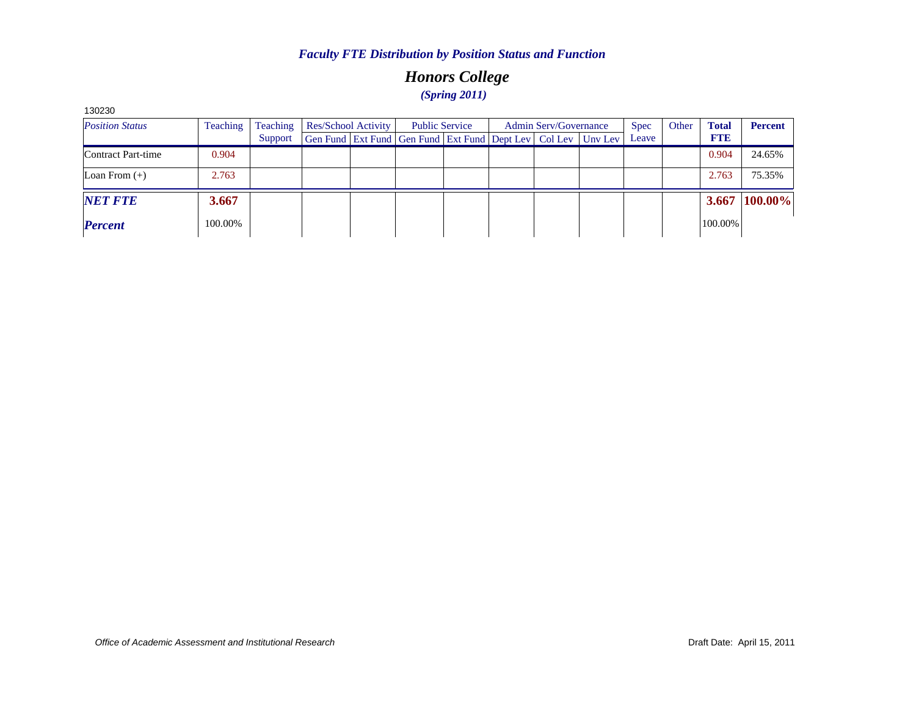### *Faculty FTE Distribution by Position Status and Function*

## *Honors College*

### *(Spring 2011)*

130230

| *Position Status* | Teaching | Teaching Support | Res/School Activity | | Public Service | | Admin Serv/Governance | | | Spec Leave | Other | **Total FTE** | **Percent** |
|---|---|---|---|---|---|---|---|---|---|---|---|---|---|
| | | | Gen Fund | Ext Fund | Gen Fund | Ext Fund | Dept Lev | Col Lev | Unv Lev | | | | |
| Contract Part-time | 0.904 | | | | | | | | | | | 0.904 | 24.65% |
| Loan From (+) | 2.763 | | | | | | | | | | | 2.763 | 75.35% |
| ***NET FTE*** | **3.667** | | | | | | | | | | | **3.667** | **100.00%** |
| ***Percent*** | 100.00% | | | | | | | | | | | 100.00% | |

*Office of Academic Assessment and Institutional Research*

Draft Date: April 15, 2011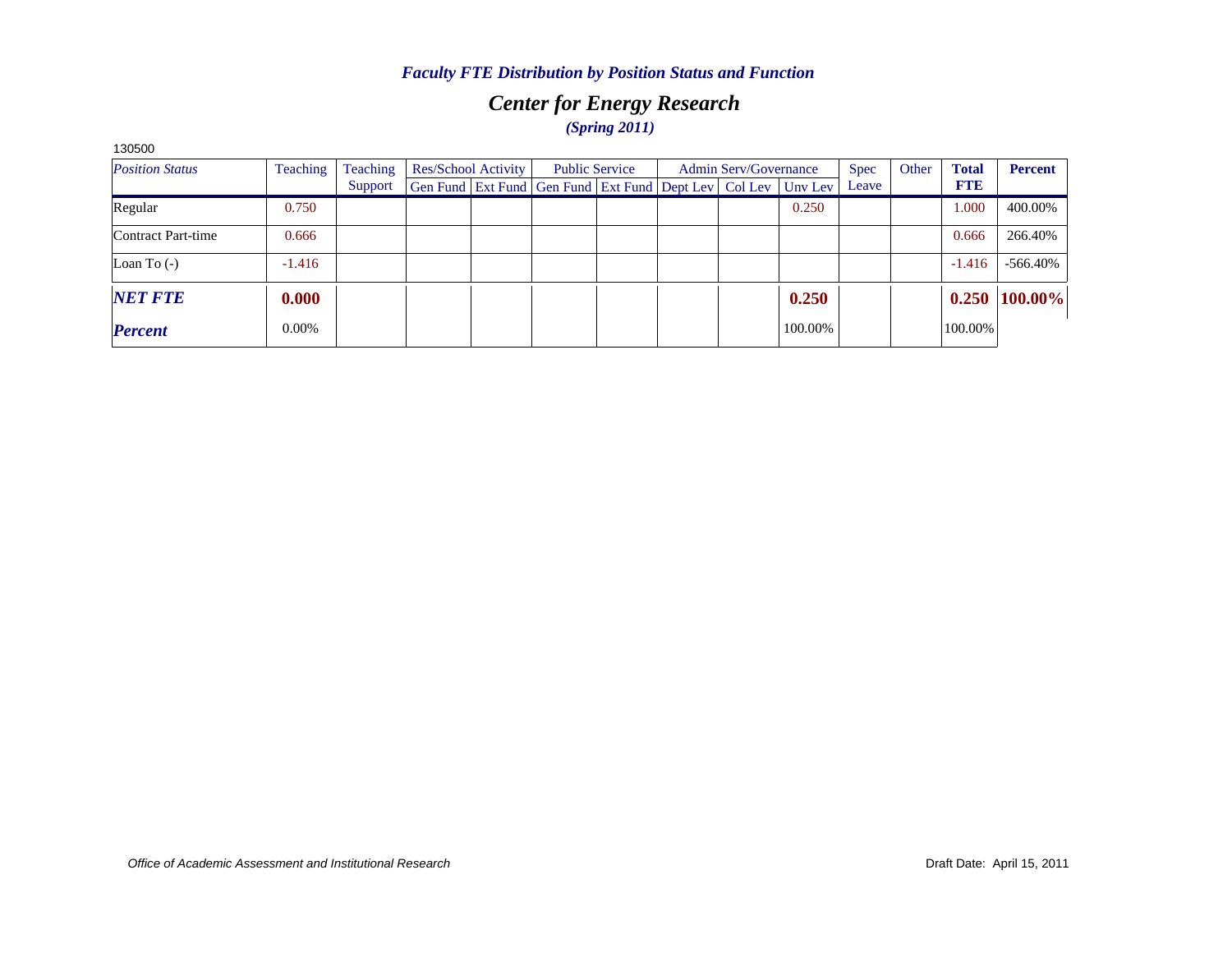*Faculty FTE Distribution by Position Status and Function*

# *Center for Energy Research*

*(Spring 2011)*

130500

| *Position Status* | Teaching | Teaching Support | Res/School Activity | | Public Service | | Admin Serv/Governance | | | Spec Leave | Other | Total FTE | Percent |
|---|---|---|---|---|---|---|---|---|---|---|---|---|---|
| | | | Gen Fund | Ext Fund | Gen Fund | Ext Fund | Dept Lev | Col Lev | Unv Lev | | | | |
| Regular | 0.750 | | | | | | | | 0.250 | | | 1.000 | 400.00% |
| Contract Part-time | 0.666 | | | | | | | | | | | 0.666 | 266.40% |
| Loan To (-) | -1.416 | | | | | | | | | | | -1.416 | -566.40% |
| ***NET FTE*** | **0.000** | | | | | | | | **0.250** | | | **0.250** | **100.00%** |
| ***Percent*** | 0.00% | | | | | | | | 100.00% | | | 100.00% | |

*Office of Academic Assessment and Institutional Research*

Draft Date: April 15, 2011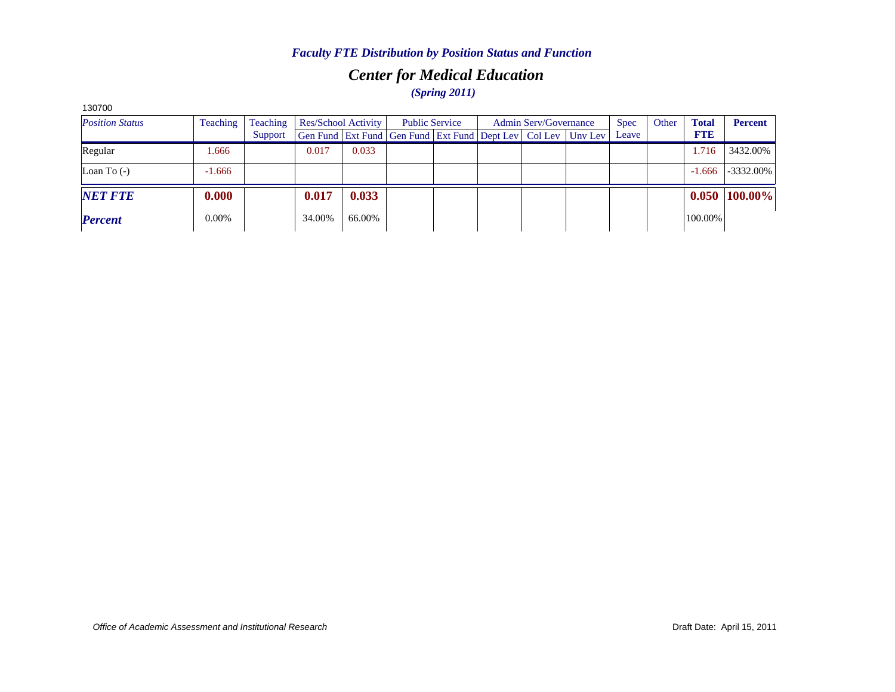*Faculty FTE Distribution by Position Status and Function*

# *Center for Medical Education*

*(Spring 2011)*

130700

| *Position Status* | Teaching | Teaching Support | Res/School Activity | | Public Service | | Admin Serv/Governance | | | Spec Leave | Other | **Total FTE** | **Percent** |
|---|---|---|---|---|---|---|---|---|---|---|---|---|---|
| | | | Gen Fund | Ext Fund | Gen Fund | Ext Fund | Dept Lev | Col Lev | Unv Lev | | | | |
| Regular | 1.666 | | 0.017 | 0.033 | | | | | | | | 1.716 | 3432.00% |
| Loan To (-) | -1.666 | | | | | | | | | | | -1.666 | -3332.00% |
| ***NET FTE*** | **0.000** | | **0.017** | **0.033** | | | | | | | | **0.050** | **100.00%** |
| ***Percent*** | 0.00% | | 34.00% | 66.00% | | | | | | | | 100.00% | |

*Office of Academic Assessment and Institutional Research*

Draft Date: April 15, 2011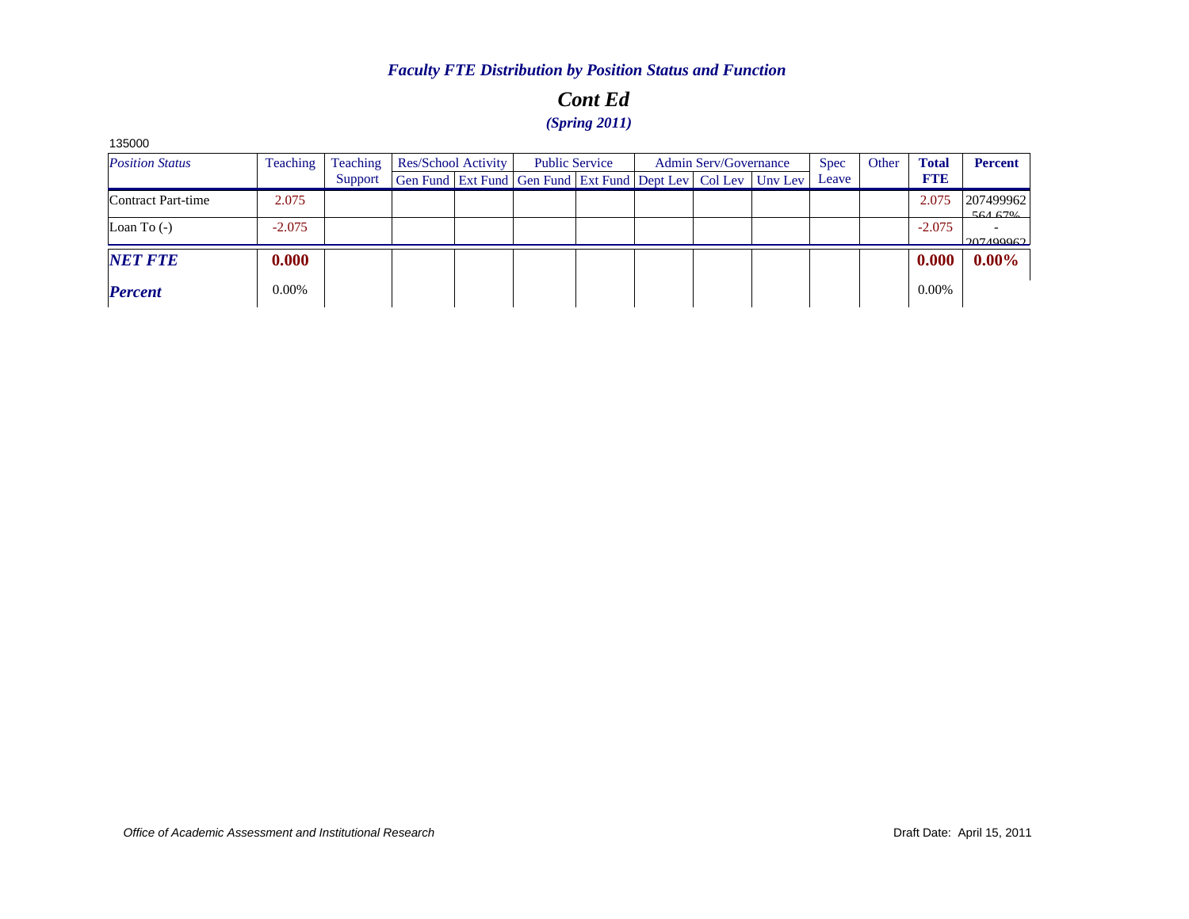*Faculty FTE Distribution by Position Status and Function*

# *Cont Ed*

***(Spring 2011)***

135000

| *Position Status* | Teaching | Teaching Support | Res/School Activity | | Public Service | | Admin Serv/Governance | | | Spec Leave | Other | **Total FTE** | **Percent** |
|---|---|---|---|---|---|---|---|---|---|---|---|---|---|
| | | | Gen Fund | Ext Fund | Gen Fund | Ext Fund | Dept Lev | Col Lev | Unv Lev | | | | |
| Contract Part-time | 2.075 | | | | | | | | | | | 2.075 | 207499962564.67% |
| Loan To (-) | -2.075 | | | | | | | | | | | -2.075 | -207499962 |
| ***NET FTE*** | **0.000** | | | | | | | | | | | **0.000** | **0.00%** |
| ***Percent*** | 0.00% | | | | | | | | | | | 0.00% | |

*Office of Academic Assessment and Institutional Research*

Draft Date: April 15, 2011